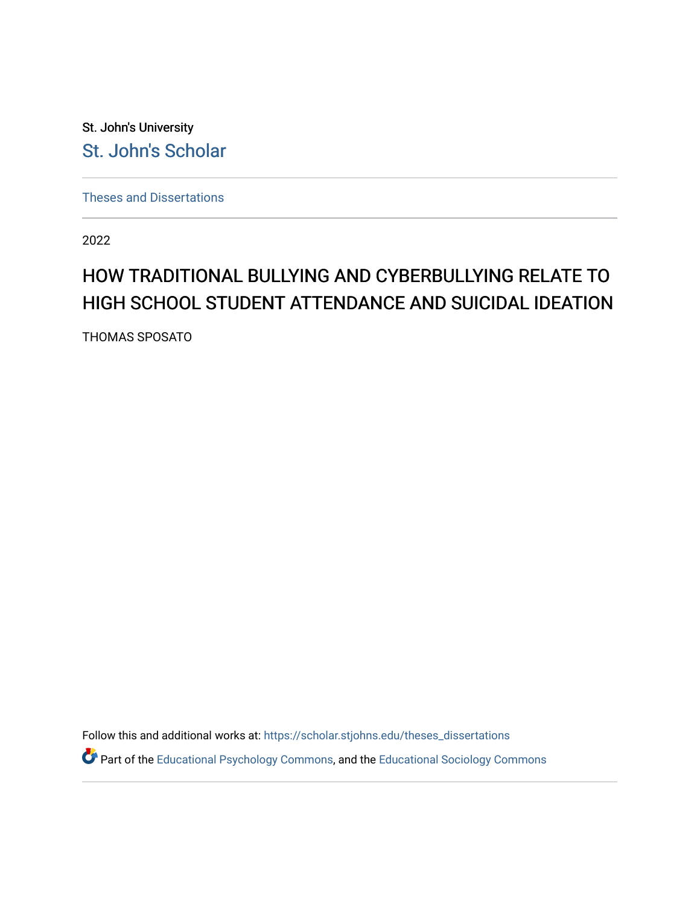St. John's University

St. John's Scholar

Theses and Dissertations

2022

# HOW TRADITIONAL BULLYING AND CYBERBULLYING RELATE TO HIGH SCHOOL STUDENT ATTENDANCE AND SUICIDAL IDEATION

THOMAS SPOSATO

Follow this and additional works at: https://scholar.stjohns.edu/theses_dissertations

Part of the Educational Psychology Commons, and the Educational Sociology Commons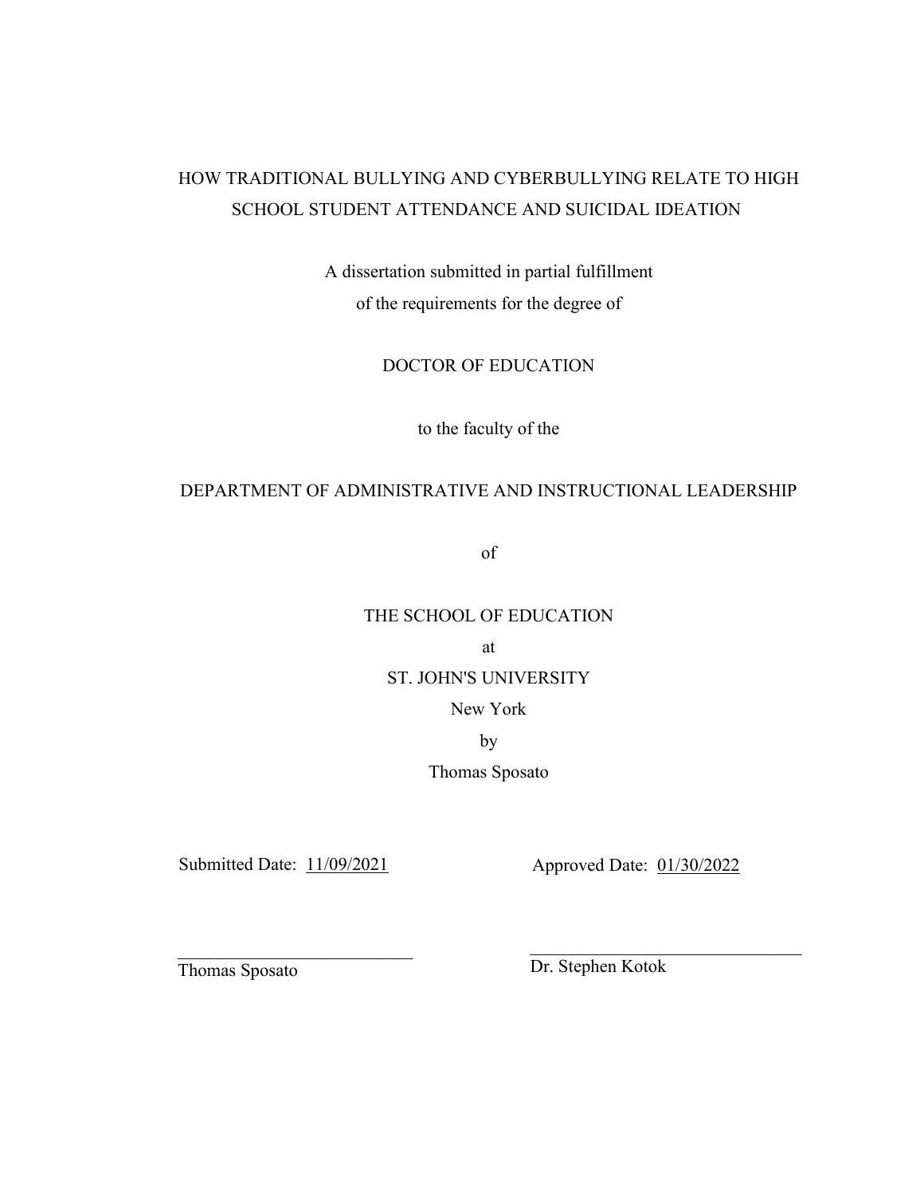HOW TRADITIONAL BULLYING AND CYBERBULLYING RELATE TO HIGH SCHOOL STUDENT ATTENDANCE AND SUICIDAL IDEATION

A dissertation submitted in partial fulfillment
of the requirements for the degree of

DOCTOR OF EDUCATION

to the faculty of the

DEPARTMENT OF ADMINISTRATIVE AND INSTRUCTIONAL LEADERSHIP

of

THE SCHOOL OF EDUCATION

at

ST. JOHN'S UNIVERSITY

New York

by

Thomas Sposato

Submitted Date: 11/09/2021

Approved Date: 01/30/2022

Thomas Sposato

Dr. Stephen Kotok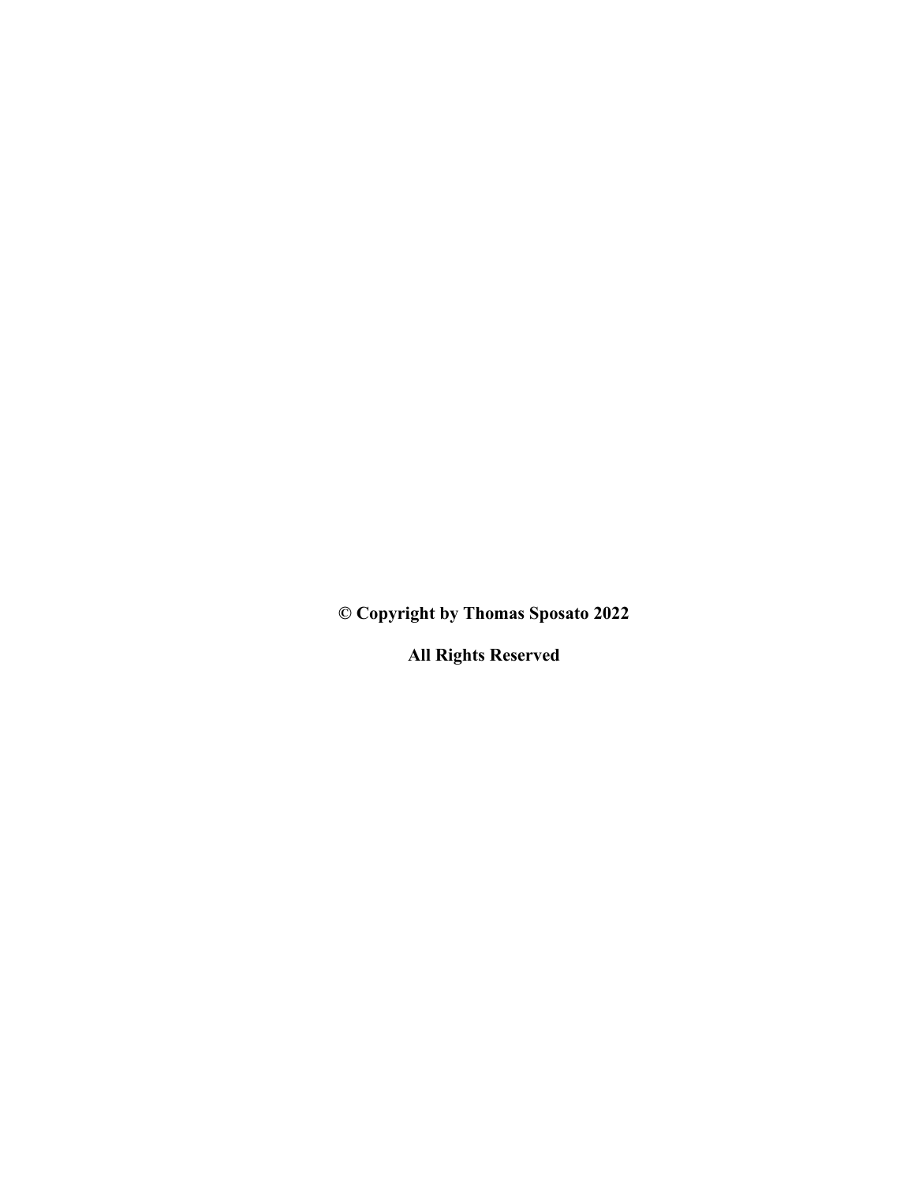**© Copyright by Thomas Sposato 2022**

**All Rights Reserved**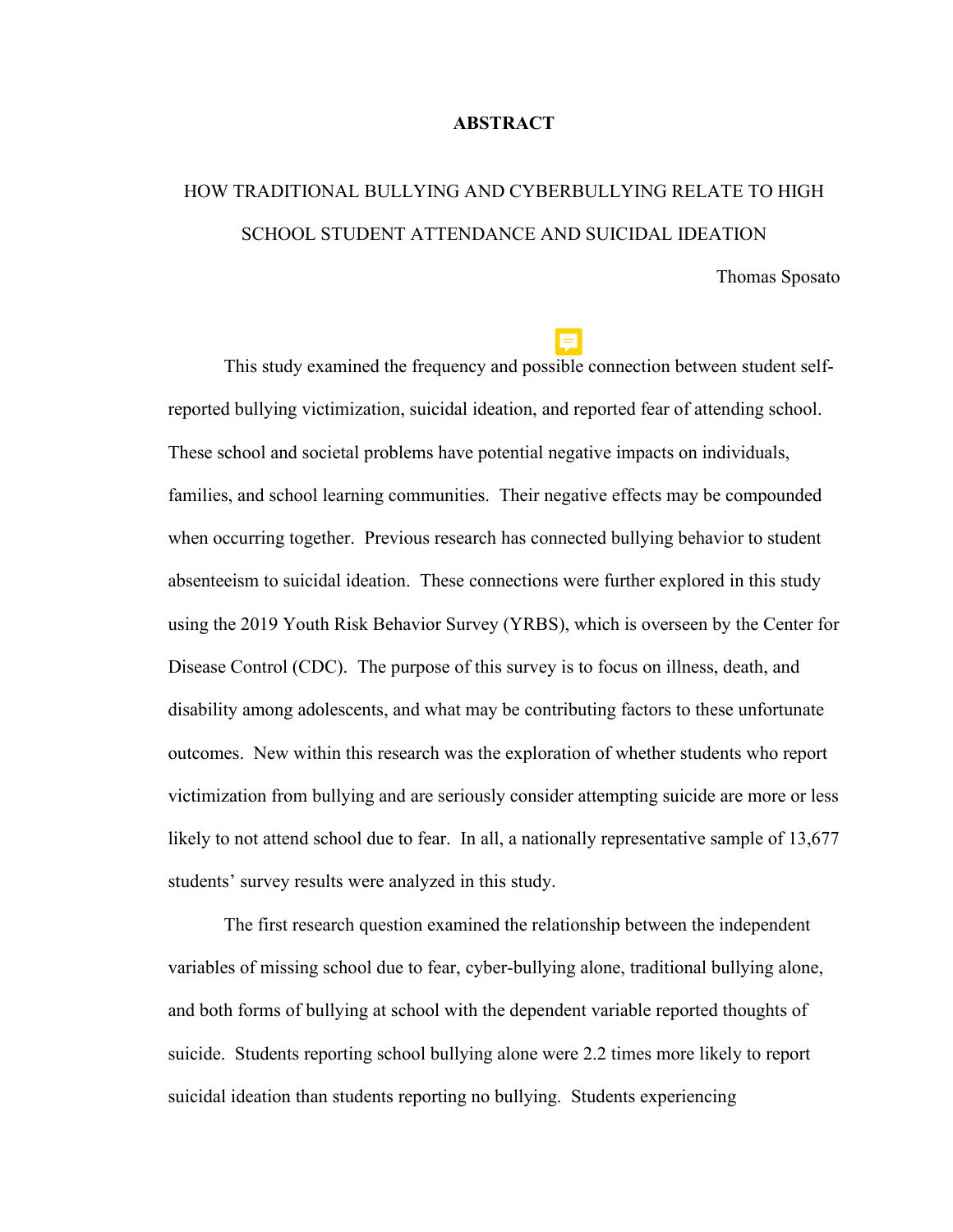# ABSTRACT

## HOW TRADITIONAL BULLYING AND CYBERBULLYING RELATE TO HIGH SCHOOL STUDENT ATTENDANCE AND SUICIDAL IDEATION

Thomas Sposato

This study examined the frequency and possible connection between student self-reported bullying victimization, suicidal ideation, and reported fear of attending school. These school and societal problems have potential negative impacts on individuals, families, and school learning communities. Their negative effects may be compounded when occurring together. Previous research has connected bullying behavior to student absenteeism to suicidal ideation. These connections were further explored in this study using the 2019 Youth Risk Behavior Survey (YRBS), which is overseen by the Center for Disease Control (CDC). The purpose of this survey is to focus on illness, death, and disability among adolescents, and what may be contributing factors to these unfortunate outcomes. New within this research was the exploration of whether students who report victimization from bullying and are seriously consider attempting suicide are more or less likely to not attend school due to fear. In all, a nationally representative sample of 13,677 students' survey results were analyzed in this study.

The first research question examined the relationship between the independent variables of missing school due to fear, cyber-bullying alone, traditional bullying alone, and both forms of bullying at school with the dependent variable reported thoughts of suicide. Students reporting school bullying alone were 2.2 times more likely to report suicidal ideation than students reporting no bullying. Students experiencing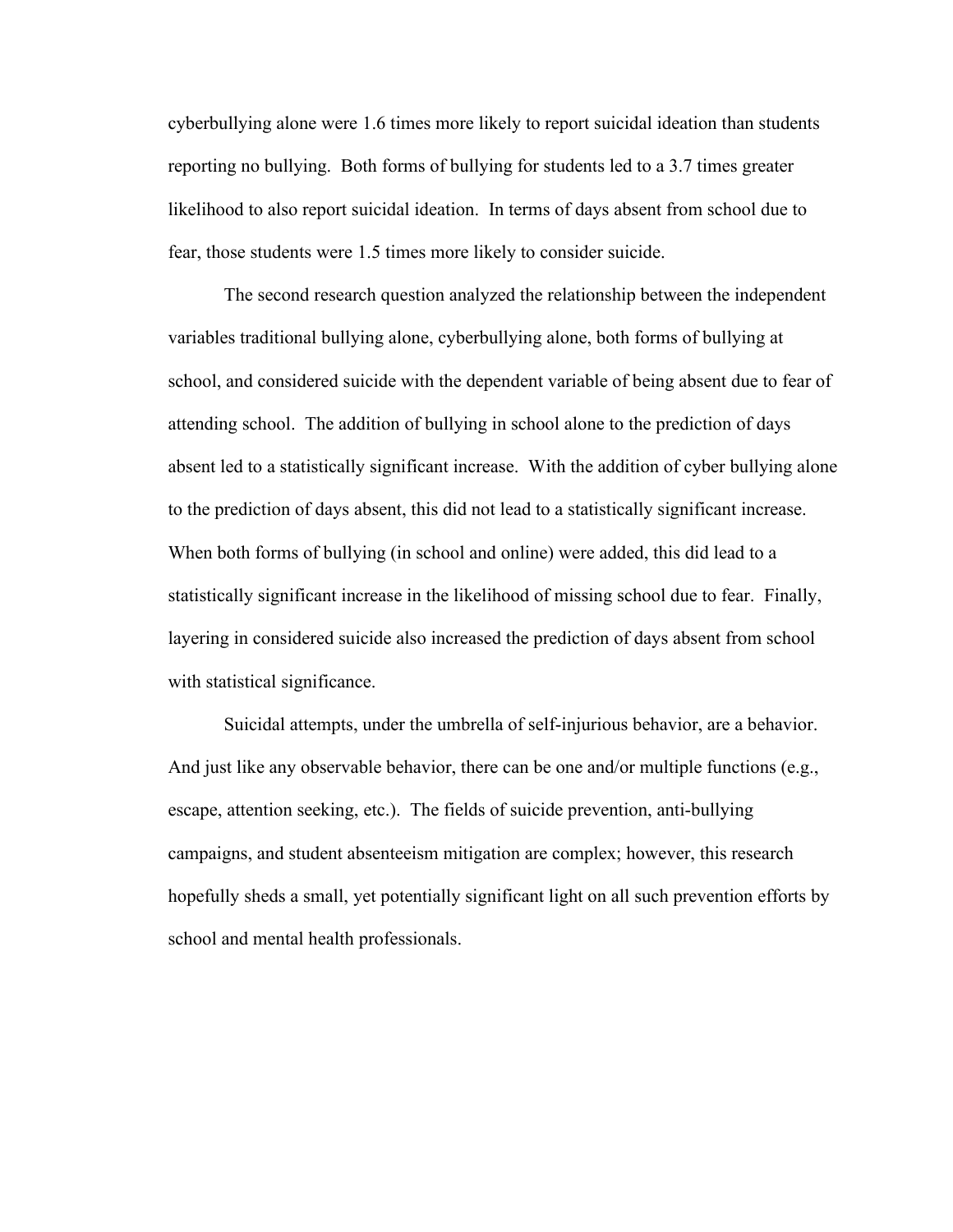cyberbullying alone were 1.6 times more likely to report suicidal ideation than students reporting no bullying. Both forms of bullying for students led to a 3.7 times greater likelihood to also report suicidal ideation. In terms of days absent from school due to fear, those students were 1.5 times more likely to consider suicide.

The second research question analyzed the relationship between the independent variables traditional bullying alone, cyberbullying alone, both forms of bullying at school, and considered suicide with the dependent variable of being absent due to fear of attending school. The addition of bullying in school alone to the prediction of days absent led to a statistically significant increase. With the addition of cyber bullying alone to the prediction of days absent, this did not lead to a statistically significant increase. When both forms of bullying (in school and online) were added, this did lead to a statistically significant increase in the likelihood of missing school due to fear. Finally, layering in considered suicide also increased the prediction of days absent from school with statistical significance.

Suicidal attempts, under the umbrella of self-injurious behavior, are a behavior. And just like any observable behavior, there can be one and/or multiple functions (e.g., escape, attention seeking, etc.). The fields of suicide prevention, anti-bullying campaigns, and student absenteeism mitigation are complex; however, this research hopefully sheds a small, yet potentially significant light on all such prevention efforts by school and mental health professionals.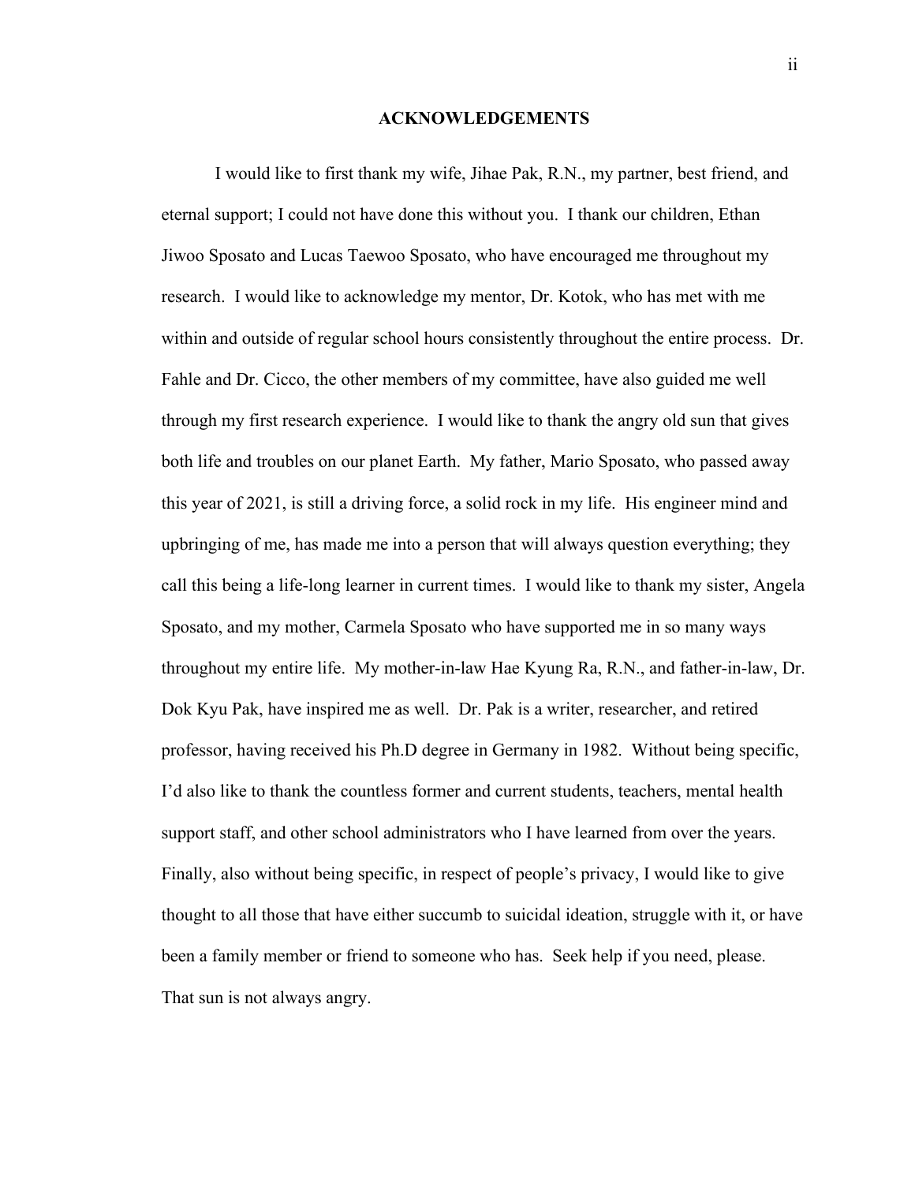## ACKNOWLEDGEMENTS

I would like to first thank my wife, Jihae Pak, R.N., my partner, best friend, and eternal support; I could not have done this without you. I thank our children, Ethan Jiwoo Sposato and Lucas Taewoo Sposato, who have encouraged me throughout my research. I would like to acknowledge my mentor, Dr. Kotok, who has met with me within and outside of regular school hours consistently throughout the entire process. Dr. Fahle and Dr. Cicco, the other members of my committee, have also guided me well through my first research experience. I would like to thank the angry old sun that gives both life and troubles on our planet Earth. My father, Mario Sposato, who passed away this year of 2021, is still a driving force, a solid rock in my life. His engineer mind and upbringing of me, has made me into a person that will always question everything; they call this being a life-long learner in current times. I would like to thank my sister, Angela Sposato, and my mother, Carmela Sposato who have supported me in so many ways throughout my entire life. My mother-in-law Hae Kyung Ra, R.N., and father-in-law, Dr. Dok Kyu Pak, have inspired me as well. Dr. Pak is a writer, researcher, and retired professor, having received his Ph.D degree in Germany in 1982. Without being specific, I'd also like to thank the countless former and current students, teachers, mental health support staff, and other school administrators who I have learned from over the years. Finally, also without being specific, in respect of people's privacy, I would like to give thought to all those that have either succumb to suicidal ideation, struggle with it, or have been a family member or friend to someone who has. Seek help if you need, please. That sun is not always angry.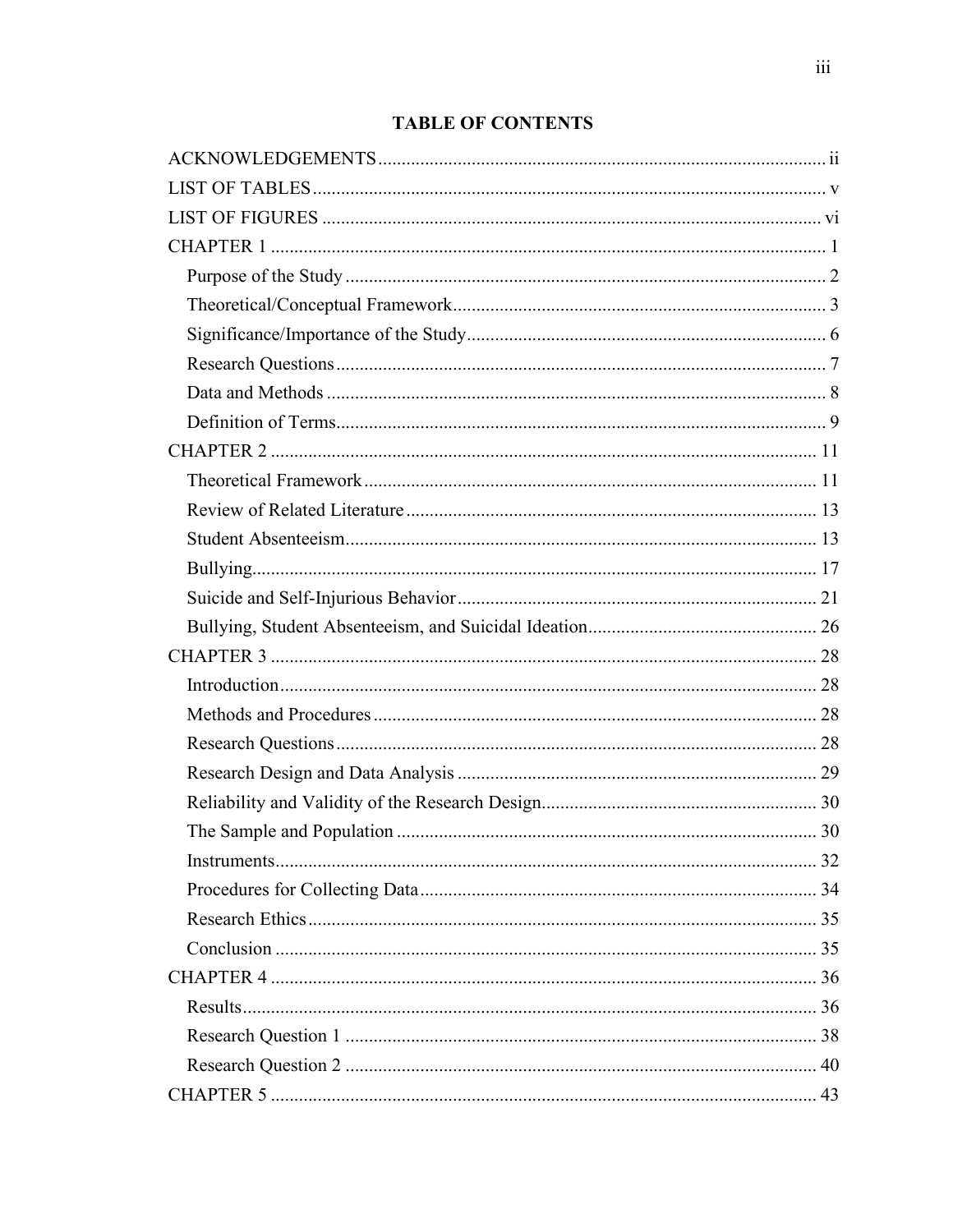# TABLE OF CONTENTS

ACKNOWLEDGEMENTS ........................................................ ii
LIST OF TABLES ........................................................ v
LIST OF FIGURES ........................................................ vi
CHAPTER 1 ........................................................ 1
- Purpose of the Study ........................................................ 2
- Theoretical/Conceptual Framework ........................................................ 3
- Significance/Importance of the Study ........................................................ 6
- Research Questions ........................................................ 7
- Data and Methods ........................................................ 8
- Definition of Terms ........................................................ 9

CHAPTER 2 ........................................................ 11
- Theoretical Framework ........................................................ 11
- Review of Related Literature ........................................................ 13
- Student Absenteeism ........................................................ 13
- Bullying ........................................................ 17
- Suicide and Self-Injurious Behavior ........................................................ 21
- Bullying, Student Absenteeism, and Suicidal Ideation ........................................................ 26

CHAPTER 3 ........................................................ 28
- Introduction ........................................................ 28
- Methods and Procedures ........................................................ 28
- Research Questions ........................................................ 28
- Research Design and Data Analysis ........................................................ 29
- Reliability and Validity of the Research Design ........................................................ 30
- The Sample and Population ........................................................ 30
- Instruments ........................................................ 32
- Procedures for Collecting Data ........................................................ 34
- Research Ethics ........................................................ 35
- Conclusion ........................................................ 35

CHAPTER 4 ........................................................ 36
- Results ........................................................ 36
- Research Question 1 ........................................................ 38
- Research Question 2 ........................................................ 40

CHAPTER 5 ........................................................ 43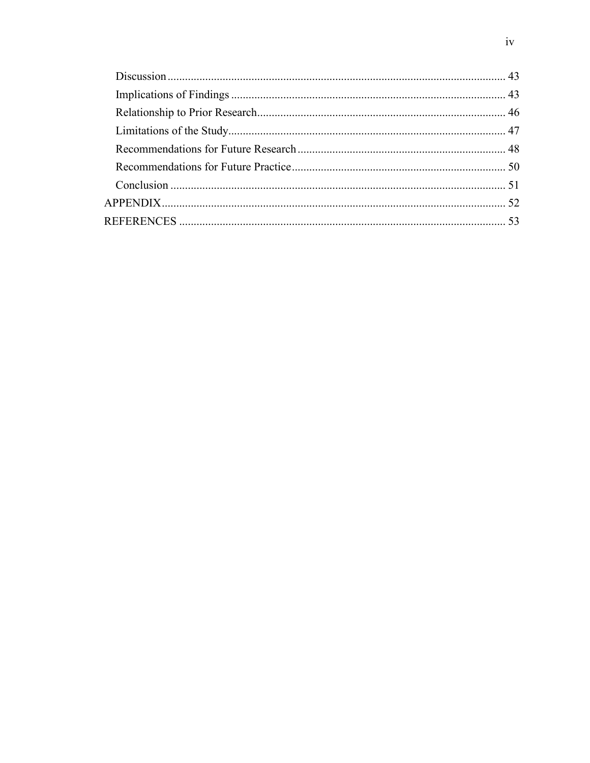Discussion ..................................................................................................................... 43

Implications of Findings ............................................................................................... 43

Relationship to Prior Research...................................................................................... 46

Limitations of the Study................................................................................................ 47

Recommendations for Future Research ........................................................................ 48

Recommendations for Future Practice........................................................................... 50

Conclusion .................................................................................................................... 51

APPENDIX....................................................................................................................... 52

REFERENCES ................................................................................................................. 53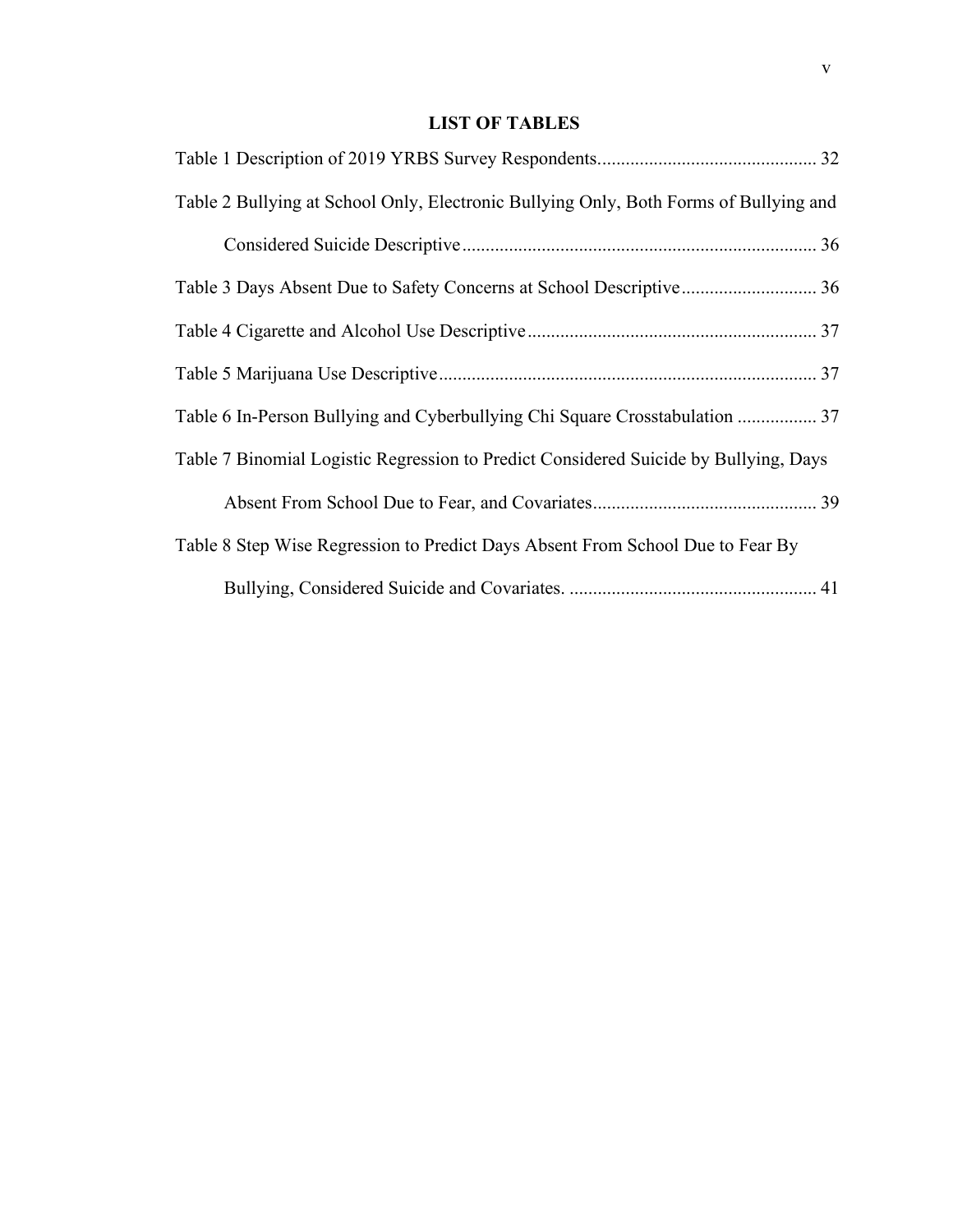# LIST OF TABLES

Table 1 Description of 2019 YRBS Survey Respondents.............................................. 32

Table 2 Bullying at School Only, Electronic Bullying Only, Both Forms of Bullying and Considered Suicide Descriptive........................................................................... 36

Table 3 Days Absent Due to Safety Concerns at School Descriptive............................. 36

Table 4 Cigarette and Alcohol Use Descriptive............................................................. 37

Table 5 Marijuana Use Descriptive................................................................................ 37

Table 6 In-Person Bullying and Cyberbullying Chi Square Crosstabulation ................. 37

Table 7 Binomial Logistic Regression to Predict Considered Suicide by Bullying, Days Absent From School Due to Fear, and Covariates............................................... 39

Table 8 Step Wise Regression to Predict Days Absent From School Due to Fear By Bullying, Considered Suicide and Covariates. .................................................... 41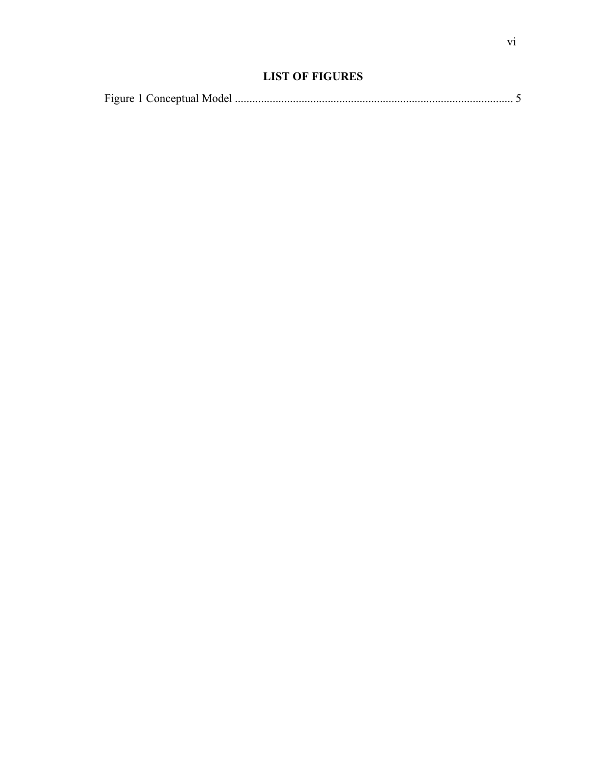## LIST OF FIGURES

Figure 1 Conceptual Model ................................................................................................ 5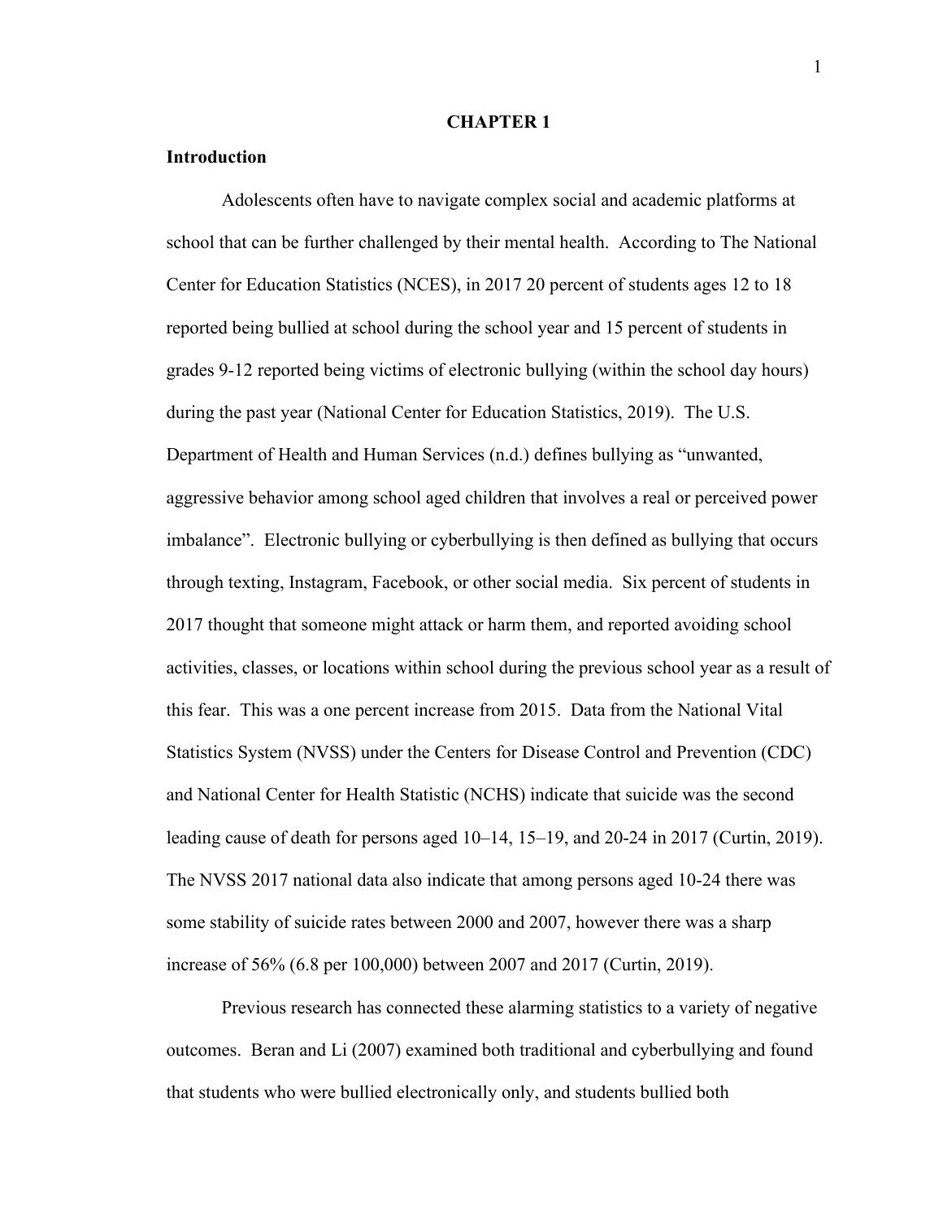# CHAPTER 1

## Introduction

Adolescents often have to navigate complex social and academic platforms at school that can be further challenged by their mental health. According to The National Center for Education Statistics (NCES), in 2017 20 percent of students ages 12 to 18 reported being bullied at school during the school year and 15 percent of students in grades 9-12 reported being victims of electronic bullying (within the school day hours) during the past year (National Center for Education Statistics, 2019). The U.S. Department of Health and Human Services (n.d.) defines bullying as "unwanted, aggressive behavior among school aged children that involves a real or perceived power imbalance". Electronic bullying or cyberbullying is then defined as bullying that occurs through texting, Instagram, Facebook, or other social media. Six percent of students in 2017 thought that someone might attack or harm them, and reported avoiding school activities, classes, or locations within school during the previous school year as a result of this fear. This was a one percent increase from 2015. Data from the National Vital Statistics System (NVSS) under the Centers for Disease Control and Prevention (CDC) and National Center for Health Statistic (NCHS) indicate that suicide was the second leading cause of death for persons aged 10–14, 15–19, and 20-24 in 2017 (Curtin, 2019). The NVSS 2017 national data also indicate that among persons aged 10-24 there was some stability of suicide rates between 2000 and 2007, however there was a sharp increase of 56% (6.8 per 100,000) between 2007 and 2017 (Curtin, 2019).

Previous research has connected these alarming statistics to a variety of negative outcomes. Beran and Li (2007) examined both traditional and cyberbullying and found that students who were bullied electronically only, and students bullied both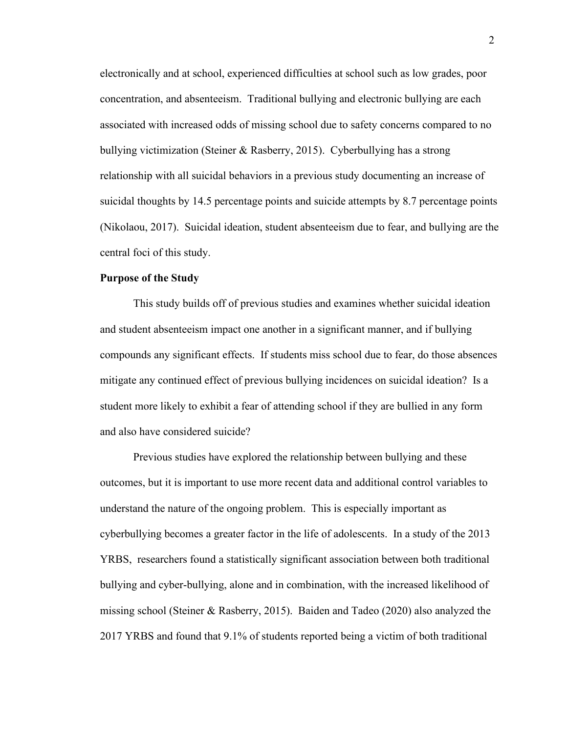electronically and at school, experienced difficulties at school such as low grades, poor concentration, and absenteeism. Traditional bullying and electronic bullying are each associated with increased odds of missing school due to safety concerns compared to no bullying victimization (Steiner & Rasberry, 2015). Cyberbullying has a strong relationship with all suicidal behaviors in a previous study documenting an increase of suicidal thoughts by 14.5 percentage points and suicide attempts by 8.7 percentage points (Nikolaou, 2017). Suicidal ideation, student absenteeism due to fear, and bullying are the central foci of this study.

**Purpose of the Study**

This study builds off of previous studies and examines whether suicidal ideation and student absenteeism impact one another in a significant manner, and if bullying compounds any significant effects. If students miss school due to fear, do those absences mitigate any continued effect of previous bullying incidences on suicidal ideation? Is a student more likely to exhibit a fear of attending school if they are bullied in any form and also have considered suicide?

Previous studies have explored the relationship between bullying and these outcomes, but it is important to use more recent data and additional control variables to understand the nature of the ongoing problem. This is especially important as cyberbullying becomes a greater factor in the life of adolescents. In a study of the 2013 YRBS, researchers found a statistically significant association between both traditional bullying and cyber-bullying, alone and in combination, with the increased likelihood of missing school (Steiner & Rasberry, 2015). Baiden and Tadeo (2020) also analyzed the 2017 YRBS and found that 9.1% of students reported being a victim of both traditional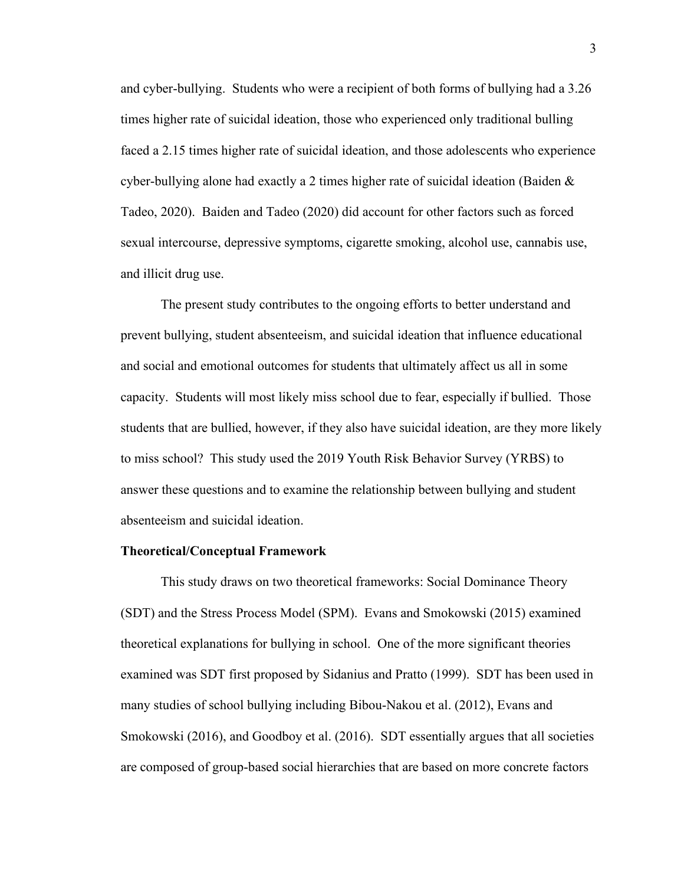and cyber-bullying. Students who were a recipient of both forms of bullying had a 3.26 times higher rate of suicidal ideation, those who experienced only traditional bulling faced a 2.15 times higher rate of suicidal ideation, and those adolescents who experience cyber-bullying alone had exactly a 2 times higher rate of suicidal ideation (Baiden & Tadeo, 2020). Baiden and Tadeo (2020) did account for other factors such as forced sexual intercourse, depressive symptoms, cigarette smoking, alcohol use, cannabis use, and illicit drug use.

The present study contributes to the ongoing efforts to better understand and prevent bullying, student absenteeism, and suicidal ideation that influence educational and social and emotional outcomes for students that ultimately affect us all in some capacity. Students will most likely miss school due to fear, especially if bullied. Those students that are bullied, however, if they also have suicidal ideation, are they more likely to miss school? This study used the 2019 Youth Risk Behavior Survey (YRBS) to answer these questions and to examine the relationship between bullying and student absenteeism and suicidal ideation.

**Theoretical/Conceptual Framework**

This study draws on two theoretical frameworks: Social Dominance Theory (SDT) and the Stress Process Model (SPM). Evans and Smokowski (2015) examined theoretical explanations for bullying in school. One of the more significant theories examined was SDT first proposed by Sidanius and Pratto (1999). SDT has been used in many studies of school bullying including Bibou-Nakou et al. (2012), Evans and Smokowski (2016), and Goodboy et al. (2016). SDT essentially argues that all societies are composed of group-based social hierarchies that are based on more concrete factors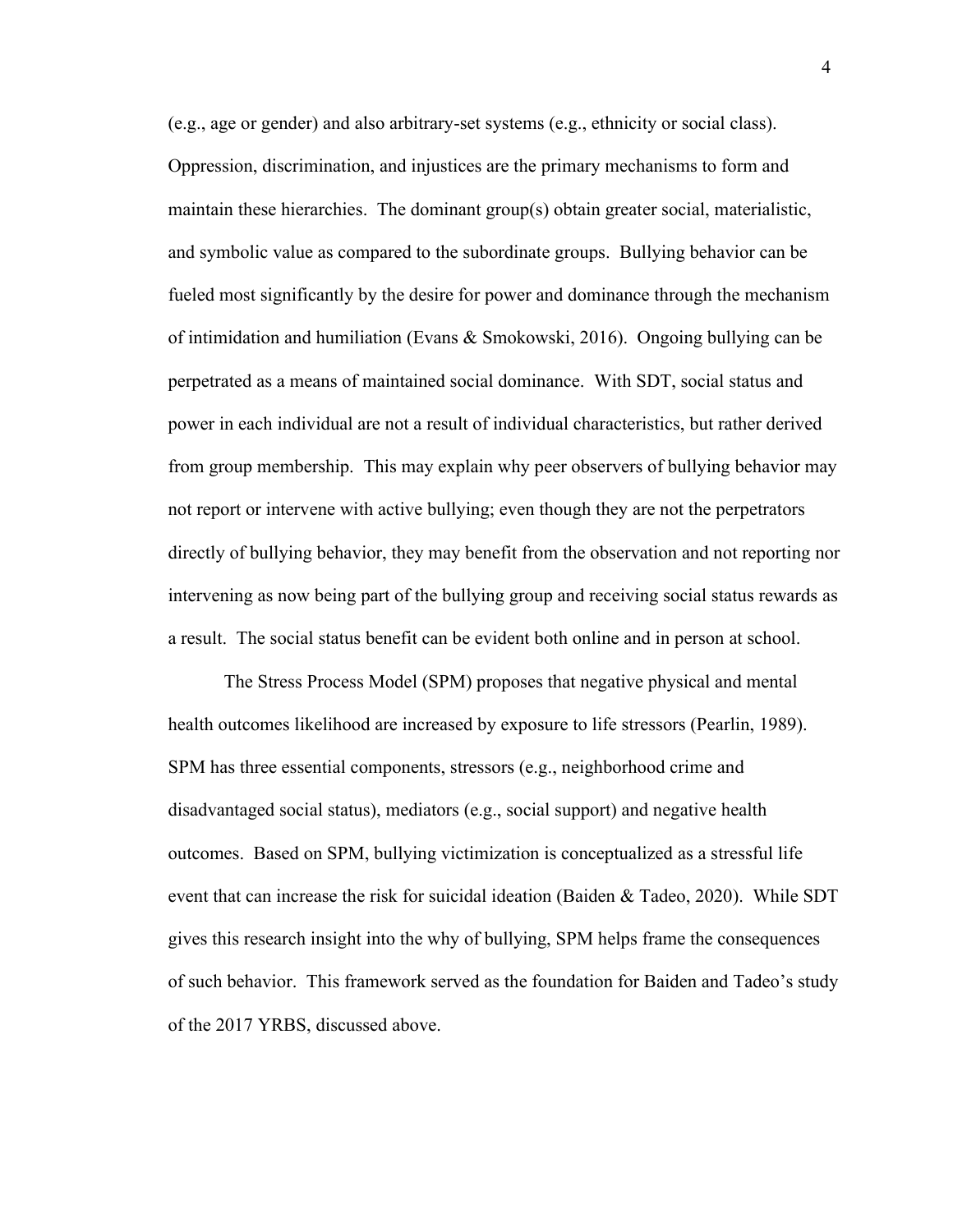(e.g., age or gender) and also arbitrary-set systems (e.g., ethnicity or social class). Oppression, discrimination, and injustices are the primary mechanisms to form and maintain these hierarchies. The dominant group(s) obtain greater social, materialistic, and symbolic value as compared to the subordinate groups. Bullying behavior can be fueled most significantly by the desire for power and dominance through the mechanism of intimidation and humiliation (Evans & Smokowski, 2016). Ongoing bullying can be perpetrated as a means of maintained social dominance. With SDT, social status and power in each individual are not a result of individual characteristics, but rather derived from group membership. This may explain why peer observers of bullying behavior may not report or intervene with active bullying; even though they are not the perpetrators directly of bullying behavior, they may benefit from the observation and not reporting nor intervening as now being part of the bullying group and receiving social status rewards as a result. The social status benefit can be evident both online and in person at school.

The Stress Process Model (SPM) proposes that negative physical and mental health outcomes likelihood are increased by exposure to life stressors (Pearlin, 1989). SPM has three essential components, stressors (e.g., neighborhood crime and disadvantaged social status), mediators (e.g., social support) and negative health outcomes. Based on SPM, bullying victimization is conceptualized as a stressful life event that can increase the risk for suicidal ideation (Baiden & Tadeo, 2020). While SDT gives this research insight into the why of bullying, SPM helps frame the consequences of such behavior. This framework served as the foundation for Baiden and Tadeo's study of the 2017 YRBS, discussed above.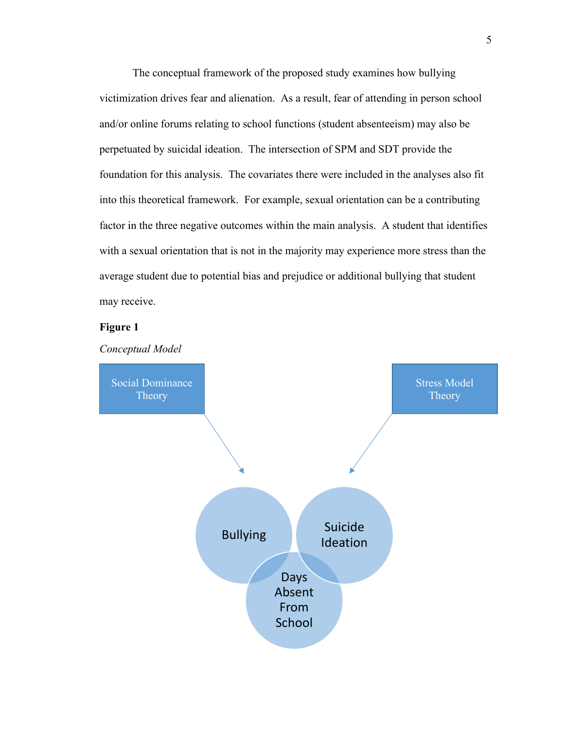The conceptual framework of the proposed study examines how bullying victimization drives fear and alienation. As a result, fear of attending in person school and/or online forums relating to school functions (student absenteeism) may also be perpetuated by suicidal ideation. The intersection of SPM and SDT provide the foundation for this analysis. The covariates there were included in the analyses also fit into this theoretical framework. For example, sexual orientation can be a contributing factor in the three negative outcomes within the main analysis. A student that identifies with a sexual orientation that is not in the majority may experience more stress than the average student due to potential bias and prejudice or additional bullying that student may receive.

**Figure 1**

*Conceptual Model*

Social Dominance Theory

Stress Model Theory

Bullying

Suicide Ideation

Days Absent From School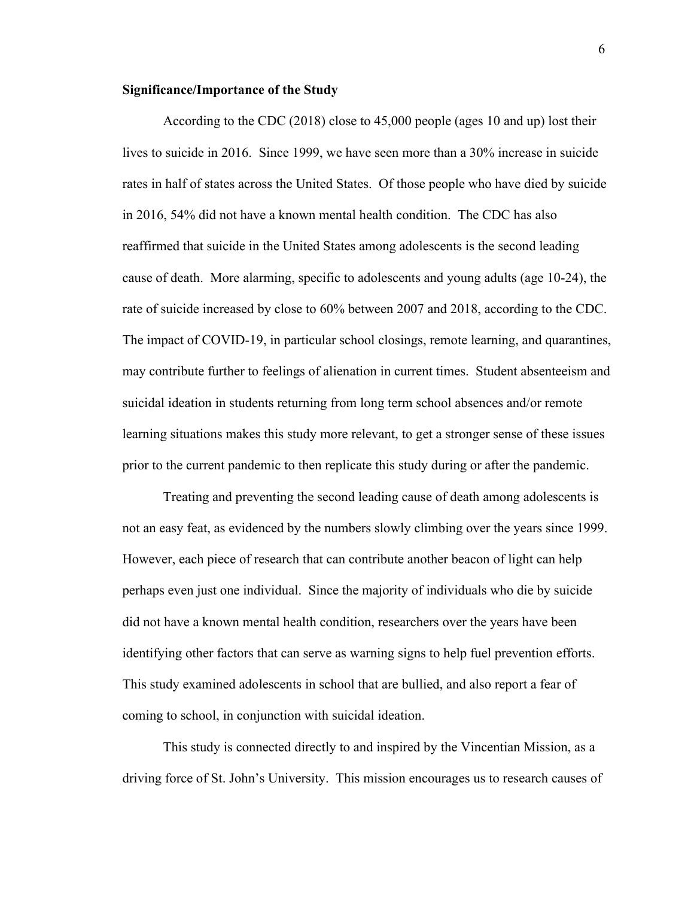**Significance/Importance of the Study**

According to the CDC (2018) close to 45,000 people (ages 10 and up) lost their lives to suicide in 2016. Since 1999, we have seen more than a 30% increase in suicide rates in half of states across the United States. Of those people who have died by suicide in 2016, 54% did not have a known mental health condition. The CDC has also reaffirmed that suicide in the United States among adolescents is the second leading cause of death. More alarming, specific to adolescents and young adults (age 10-24), the rate of suicide increased by close to 60% between 2007 and 2018, according to the CDC. The impact of COVID-19, in particular school closings, remote learning, and quarantines, may contribute further to feelings of alienation in current times. Student absenteeism and suicidal ideation in students returning from long term school absences and/or remote learning situations makes this study more relevant, to get a stronger sense of these issues prior to the current pandemic to then replicate this study during or after the pandemic.

Treating and preventing the second leading cause of death among adolescents is not an easy feat, as evidenced by the numbers slowly climbing over the years since 1999. However, each piece of research that can contribute another beacon of light can help perhaps even just one individual. Since the majority of individuals who die by suicide did not have a known mental health condition, researchers over the years have been identifying other factors that can serve as warning signs to help fuel prevention efforts. This study examined adolescents in school that are bullied, and also report a fear of coming to school, in conjunction with suicidal ideation.

This study is connected directly to and inspired by the Vincentian Mission, as a driving force of St. John's University. This mission encourages us to research causes of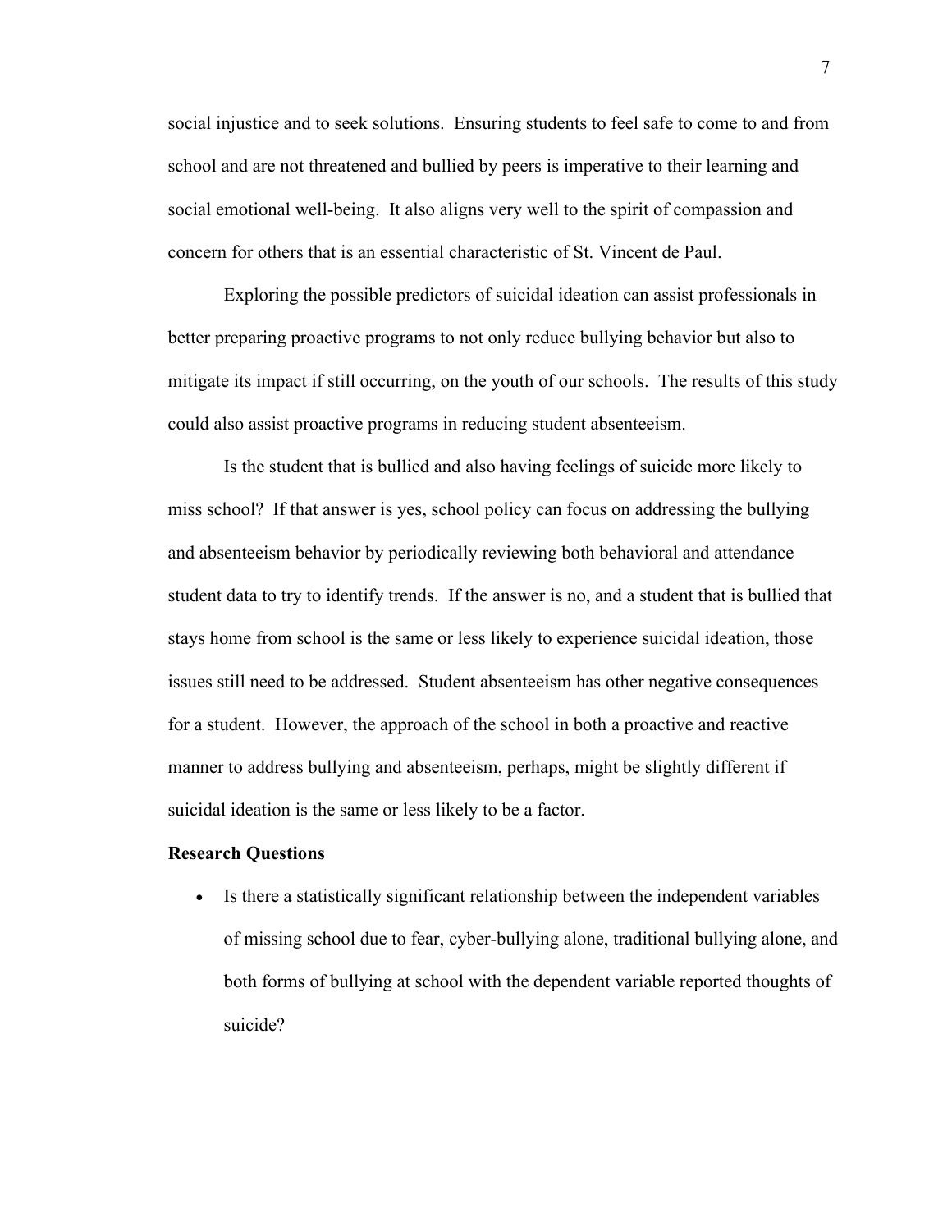social injustice and to seek solutions. Ensuring students to feel safe to come to and from school and are not threatened and bullied by peers is imperative to their learning and social emotional well-being. It also aligns very well to the spirit of compassion and concern for others that is an essential characteristic of St. Vincent de Paul.

Exploring the possible predictors of suicidal ideation can assist professionals in better preparing proactive programs to not only reduce bullying behavior but also to mitigate its impact if still occurring, on the youth of our schools. The results of this study could also assist proactive programs in reducing student absenteeism.

Is the student that is bullied and also having feelings of suicide more likely to miss school? If that answer is yes, school policy can focus on addressing the bullying and absenteeism behavior by periodically reviewing both behavioral and attendance student data to try to identify trends. If the answer is no, and a student that is bullied that stays home from school is the same or less likely to experience suicidal ideation, those issues still need to be addressed. Student absenteeism has other negative consequences for a student. However, the approach of the school in both a proactive and reactive manner to address bullying and absenteeism, perhaps, might be slightly different if suicidal ideation is the same or less likely to be a factor.

**Research Questions**

- Is there a statistically significant relationship between the independent variables of missing school due to fear, cyber-bullying alone, traditional bullying alone, and both forms of bullying at school with the dependent variable reported thoughts of suicide?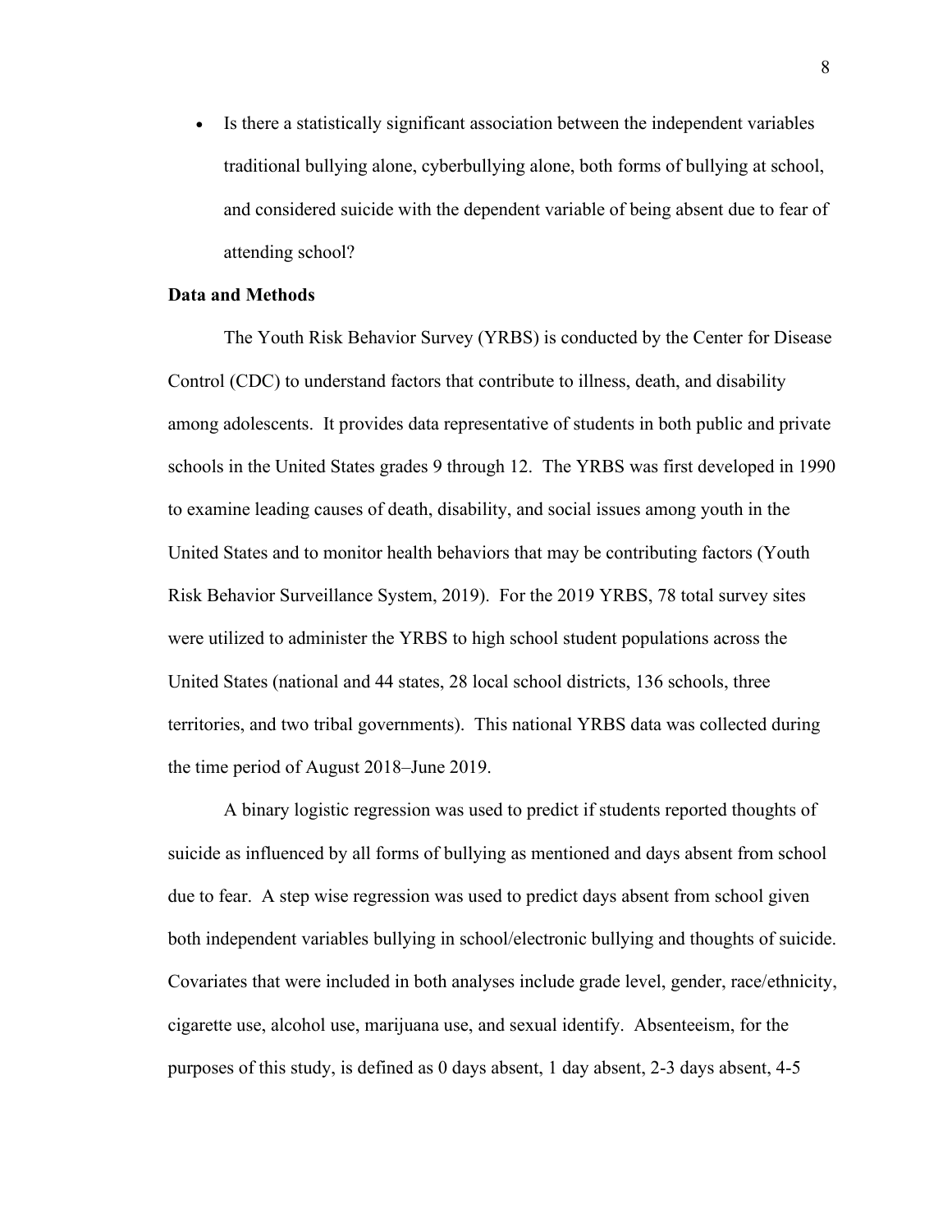- Is there a statistically significant association between the independent variables traditional bullying alone, cyberbullying alone, both forms of bullying at school, and considered suicide with the dependent variable of being absent due to fear of attending school?

**Data and Methods**

The Youth Risk Behavior Survey (YRBS) is conducted by the Center for Disease Control (CDC) to understand factors that contribute to illness, death, and disability among adolescents. It provides data representative of students in both public and private schools in the United States grades 9 through 12. The YRBS was first developed in 1990 to examine leading causes of death, disability, and social issues among youth in the United States and to monitor health behaviors that may be contributing factors (Youth Risk Behavior Surveillance System, 2019). For the 2019 YRBS, 78 total survey sites were utilized to administer the YRBS to high school student populations across the United States (national and 44 states, 28 local school districts, 136 schools, three territories, and two tribal governments). This national YRBS data was collected during the time period of August 2018–June 2019.

A binary logistic regression was used to predict if students reported thoughts of suicide as influenced by all forms of bullying as mentioned and days absent from school due to fear. A step wise regression was used to predict days absent from school given both independent variables bullying in school/electronic bullying and thoughts of suicide. Covariates that were included in both analyses include grade level, gender, race/ethnicity, cigarette use, alcohol use, marijuana use, and sexual identify. Absenteeism, for the purposes of this study, is defined as 0 days absent, 1 day absent, 2-3 days absent, 4-5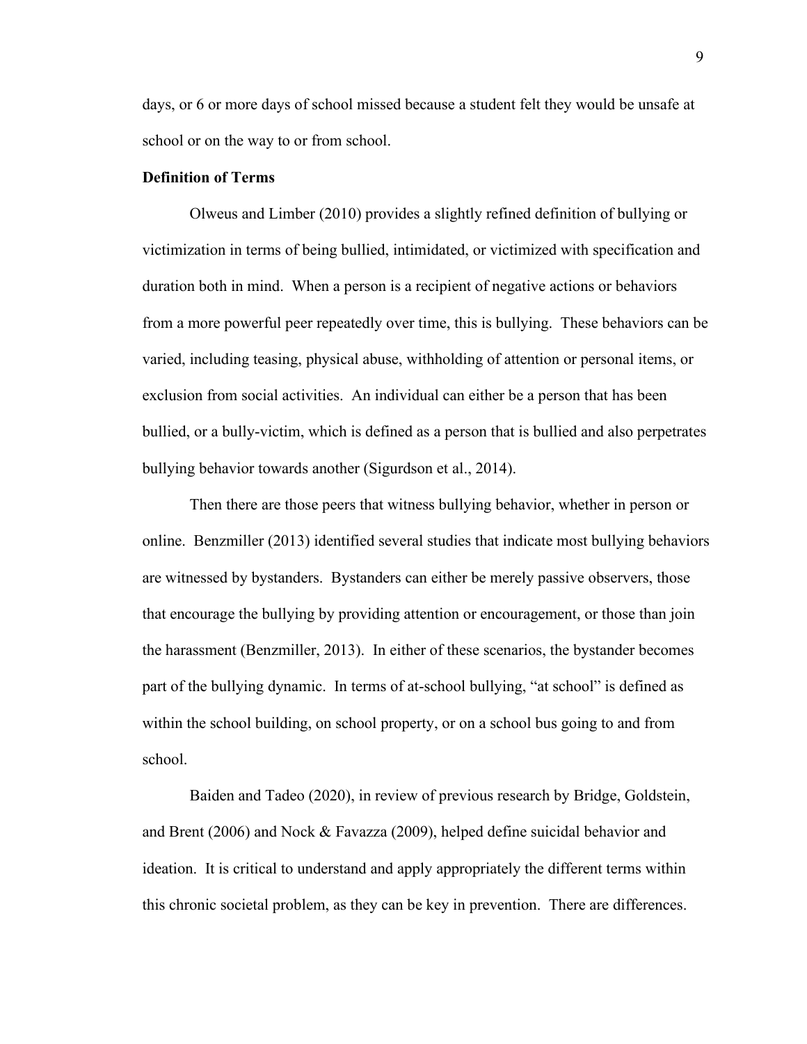days, or 6 or more days of school missed because a student felt they would be unsafe at school or on the way to or from school.

**Definition of Terms**

Olweus and Limber (2010) provides a slightly refined definition of bullying or victimization in terms of being bullied, intimidated, or victimized with specification and duration both in mind. When a person is a recipient of negative actions or behaviors from a more powerful peer repeatedly over time, this is bullying. These behaviors can be varied, including teasing, physical abuse, withholding of attention or personal items, or exclusion from social activities. An individual can either be a person that has been bullied, or a bully-victim, which is defined as a person that is bullied and also perpetrates bullying behavior towards another (Sigurdson et al., 2014).

Then there are those peers that witness bullying behavior, whether in person or online. Benzmiller (2013) identified several studies that indicate most bullying behaviors are witnessed by bystanders. Bystanders can either be merely passive observers, those that encourage the bullying by providing attention or encouragement, or those than join the harassment (Benzmiller, 2013). In either of these scenarios, the bystander becomes part of the bullying dynamic. In terms of at-school bullying, "at school" is defined as within the school building, on school property, or on a school bus going to and from school.

Baiden and Tadeo (2020), in review of previous research by Bridge, Goldstein, and Brent (2006) and Nock & Favazza (2009), helped define suicidal behavior and ideation. It is critical to understand and apply appropriately the different terms within this chronic societal problem, as they can be key in prevention. There are differences.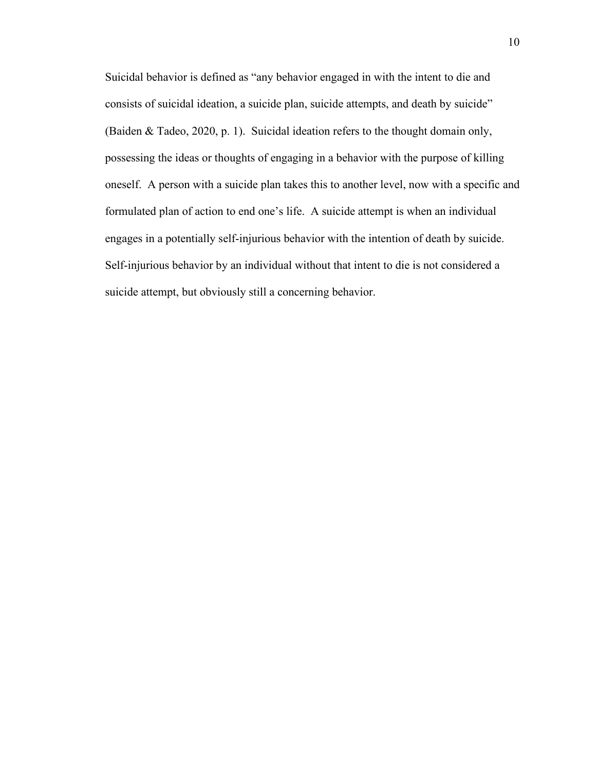Suicidal behavior is defined as "any behavior engaged in with the intent to die and consists of suicidal ideation, a suicide plan, suicide attempts, and death by suicide" (Baiden & Tadeo, 2020, p. 1). Suicidal ideation refers to the thought domain only, possessing the ideas or thoughts of engaging in a behavior with the purpose of killing oneself. A person with a suicide plan takes this to another level, now with a specific and formulated plan of action to end one's life. A suicide attempt is when an individual engages in a potentially self-injurious behavior with the intention of death by suicide. Self-injurious behavior by an individual without that intent to die is not considered a suicide attempt, but obviously still a concerning behavior.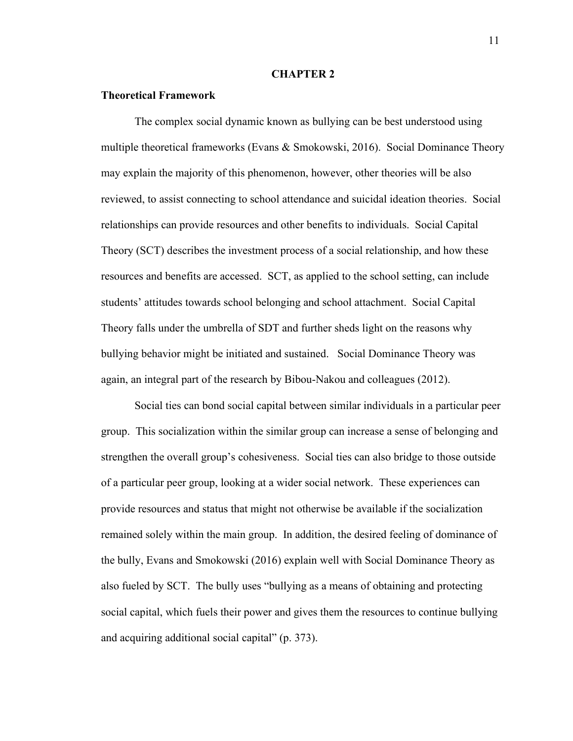# CHAPTER 2

## Theoretical Framework

The complex social dynamic known as bullying can be best understood using multiple theoretical frameworks (Evans & Smokowski, 2016). Social Dominance Theory may explain the majority of this phenomenon, however, other theories will be also reviewed, to assist connecting to school attendance and suicidal ideation theories. Social relationships can provide resources and other benefits to individuals. Social Capital Theory (SCT) describes the investment process of a social relationship, and how these resources and benefits are accessed. SCT, as applied to the school setting, can include students' attitudes towards school belonging and school attachment. Social Capital Theory falls under the umbrella of SDT and further sheds light on the reasons why bullying behavior might be initiated and sustained. Social Dominance Theory was again, an integral part of the research by Bibou-Nakou and colleagues (2012).

Social ties can bond social capital between similar individuals in a particular peer group. This socialization within the similar group can increase a sense of belonging and strengthen the overall group's cohesiveness. Social ties can also bridge to those outside of a particular peer group, looking at a wider social network. These experiences can provide resources and status that might not otherwise be available if the socialization remained solely within the main group. In addition, the desired feeling of dominance of the bully, Evans and Smokowski (2016) explain well with Social Dominance Theory as also fueled by SCT. The bully uses "bullying as a means of obtaining and protecting social capital, which fuels their power and gives them the resources to continue bullying and acquiring additional social capital" (p. 373).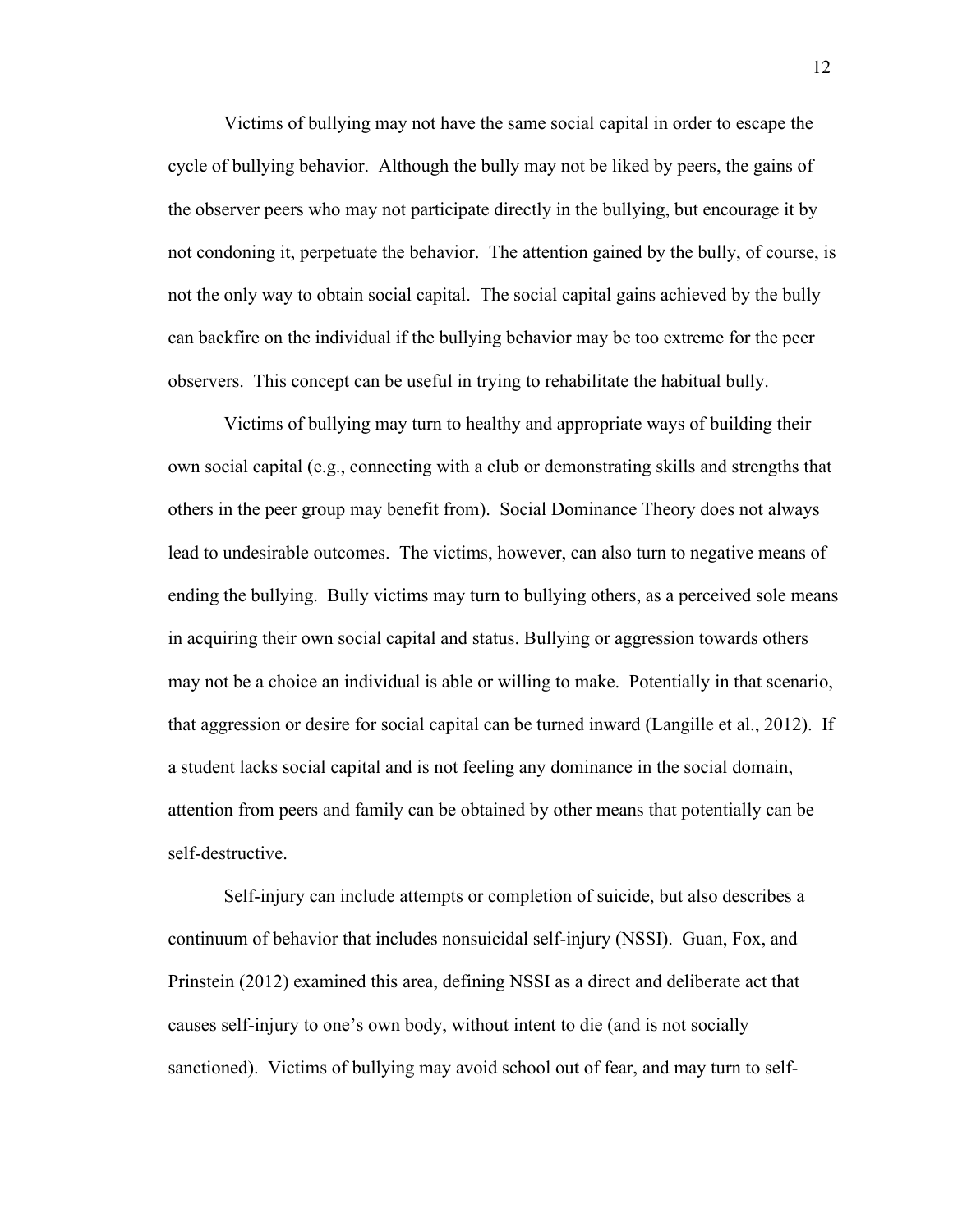Victims of bullying may not have the same social capital in order to escape the cycle of bullying behavior. Although the bully may not be liked by peers, the gains of the observer peers who may not participate directly in the bullying, but encourage it by not condoning it, perpetuate the behavior. The attention gained by the bully, of course, is not the only way to obtain social capital. The social capital gains achieved by the bully can backfire on the individual if the bullying behavior may be too extreme for the peer observers. This concept can be useful in trying to rehabilitate the habitual bully.

Victims of bullying may turn to healthy and appropriate ways of building their own social capital (e.g., connecting with a club or demonstrating skills and strengths that others in the peer group may benefit from). Social Dominance Theory does not always lead to undesirable outcomes. The victims, however, can also turn to negative means of ending the bullying. Bully victims may turn to bullying others, as a perceived sole means in acquiring their own social capital and status. Bullying or aggression towards others may not be a choice an individual is able or willing to make. Potentially in that scenario, that aggression or desire for social capital can be turned inward (Langille et al., 2012). If a student lacks social capital and is not feeling any dominance in the social domain, attention from peers and family can be obtained by other means that potentially can be self-destructive.

Self-injury can include attempts or completion of suicide, but also describes a continuum of behavior that includes nonsuicidal self-injury (NSSI). Guan, Fox, and Prinstein (2012) examined this area, defining NSSI as a direct and deliberate act that causes self-injury to one's own body, without intent to die (and is not socially sanctioned). Victims of bullying may avoid school out of fear, and may turn to self-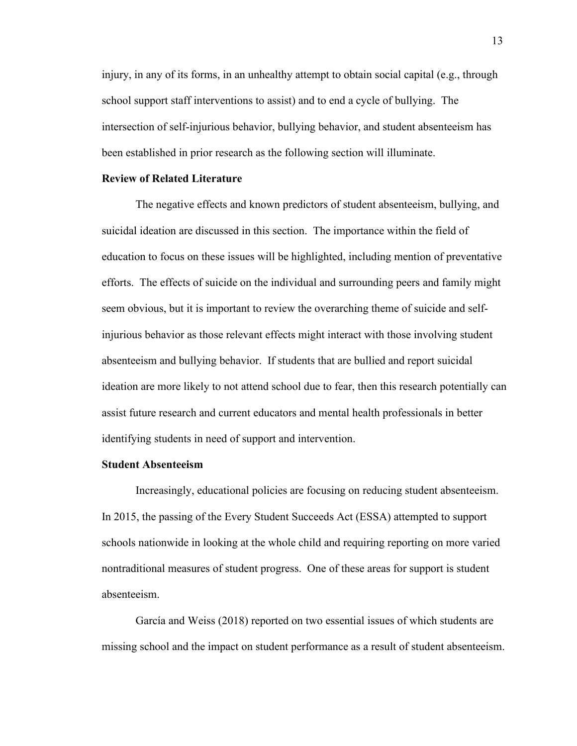injury, in any of its forms, in an unhealthy attempt to obtain social capital (e.g., through school support staff interventions to assist) and to end a cycle of bullying. The intersection of self-injurious behavior, bullying behavior, and student absenteeism has been established in prior research as the following section will illuminate.

## Review of Related Literature

The negative effects and known predictors of student absenteeism, bullying, and suicidal ideation are discussed in this section. The importance within the field of education to focus on these issues will be highlighted, including mention of preventative efforts. The effects of suicide on the individual and surrounding peers and family might seem obvious, but it is important to review the overarching theme of suicide and self-injurious behavior as those relevant effects might interact with those involving student absenteeism and bullying behavior. If students that are bullied and report suicidal ideation are more likely to not attend school due to fear, then this research potentially can assist future research and current educators and mental health professionals in better identifying students in need of support and intervention.

## Student Absenteeism

Increasingly, educational policies are focusing on reducing student absenteeism. In 2015, the passing of the Every Student Succeeds Act (ESSA) attempted to support schools nationwide in looking at the whole child and requiring reporting on more varied nontraditional measures of student progress. One of these areas for support is student absenteeism.

García and Weiss (2018) reported on two essential issues of which students are missing school and the impact on student performance as a result of student absenteeism.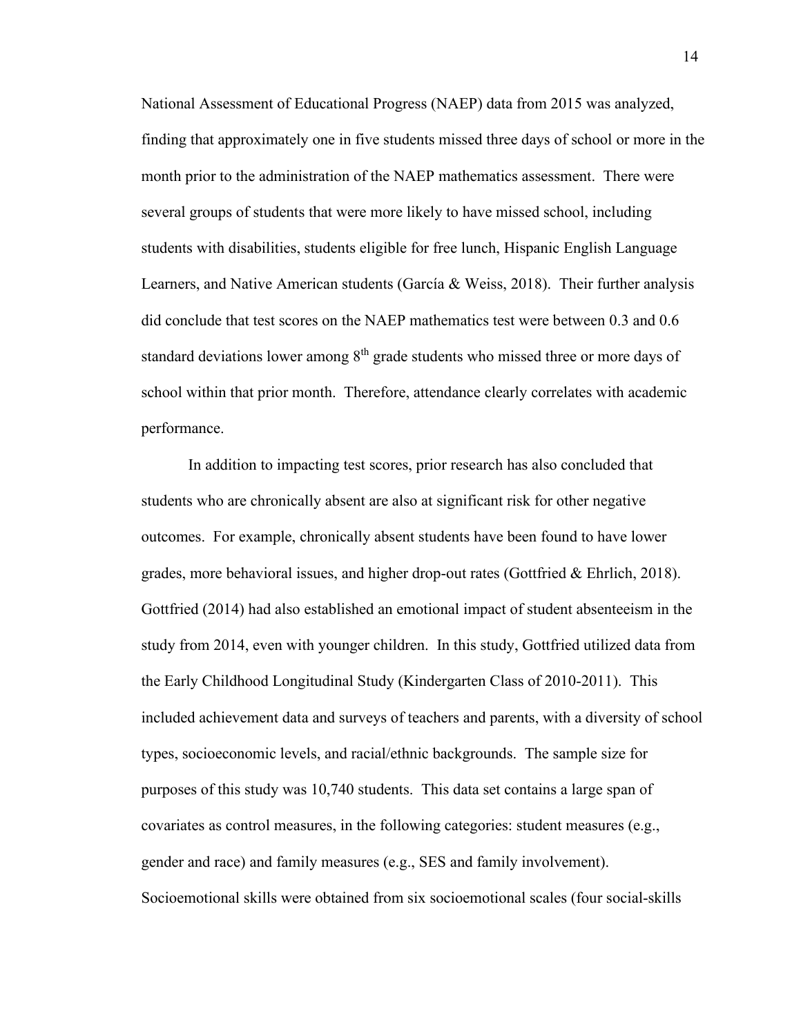National Assessment of Educational Progress (NAEP) data from 2015 was analyzed, finding that approximately one in five students missed three days of school or more in the month prior to the administration of the NAEP mathematics assessment. There were several groups of students that were more likely to have missed school, including students with disabilities, students eligible for free lunch, Hispanic English Language Learners, and Native American students (García & Weiss, 2018). Their further analysis did conclude that test scores on the NAEP mathematics test were between 0.3 and 0.6 standard deviations lower among 8th grade students who missed three or more days of school within that prior month. Therefore, attendance clearly correlates with academic performance.

In addition to impacting test scores, prior research has also concluded that students who are chronically absent are also at significant risk for other negative outcomes. For example, chronically absent students have been found to have lower grades, more behavioral issues, and higher drop-out rates (Gottfried & Ehrlich, 2018). Gottfried (2014) had also established an emotional impact of student absenteeism in the study from 2014, even with younger children. In this study, Gottfried utilized data from the Early Childhood Longitudinal Study (Kindergarten Class of 2010-2011). This included achievement data and surveys of teachers and parents, with a diversity of school types, socioeconomic levels, and racial/ethnic backgrounds. The sample size for purposes of this study was 10,740 students. This data set contains a large span of covariates as control measures, in the following categories: student measures (e.g., gender and race) and family measures (e.g., SES and family involvement). Socioemotional skills were obtained from six socioemotional scales (four social-skills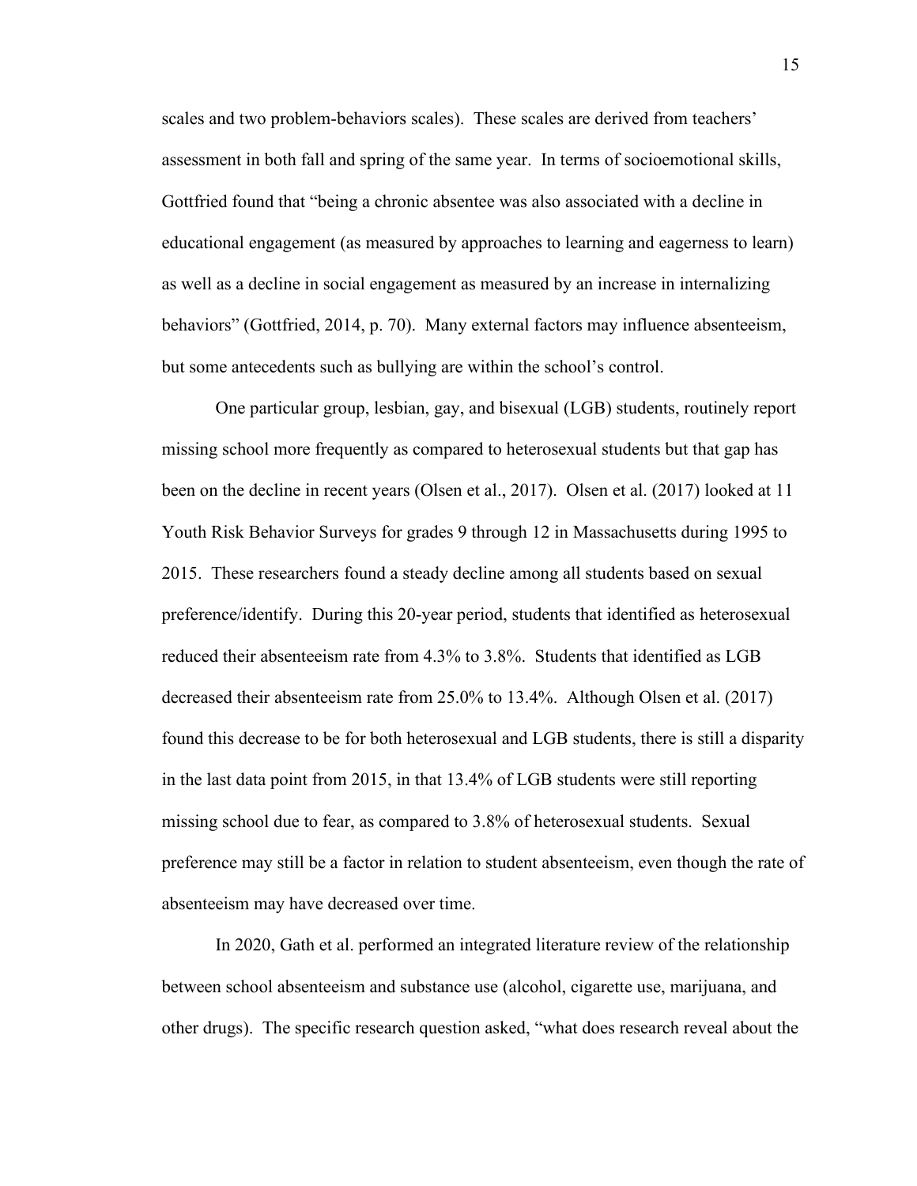scales and two problem-behaviors scales). These scales are derived from teachers' assessment in both fall and spring of the same year. In terms of socioemotional skills, Gottfried found that "being a chronic absentee was also associated with a decline in educational engagement (as measured by approaches to learning and eagerness to learn) as well as a decline in social engagement as measured by an increase in internalizing behaviors" (Gottfried, 2014, p. 70). Many external factors may influence absenteeism, but some antecedents such as bullying are within the school's control.

One particular group, lesbian, gay, and bisexual (LGB) students, routinely report missing school more frequently as compared to heterosexual students but that gap has been on the decline in recent years (Olsen et al., 2017). Olsen et al. (2017) looked at 11 Youth Risk Behavior Surveys for grades 9 through 12 in Massachusetts during 1995 to 2015. These researchers found a steady decline among all students based on sexual preference/identify. During this 20-year period, students that identified as heterosexual reduced their absenteeism rate from 4.3% to 3.8%. Students that identified as LGB decreased their absenteeism rate from 25.0% to 13.4%. Although Olsen et al. (2017) found this decrease to be for both heterosexual and LGB students, there is still a disparity in the last data point from 2015, in that 13.4% of LGB students were still reporting missing school due to fear, as compared to 3.8% of heterosexual students. Sexual preference may still be a factor in relation to student absenteeism, even though the rate of absenteeism may have decreased over time.

In 2020, Gath et al. performed an integrated literature review of the relationship between school absenteeism and substance use (alcohol, cigarette use, marijuana, and other drugs). The specific research question asked, "what does research reveal about the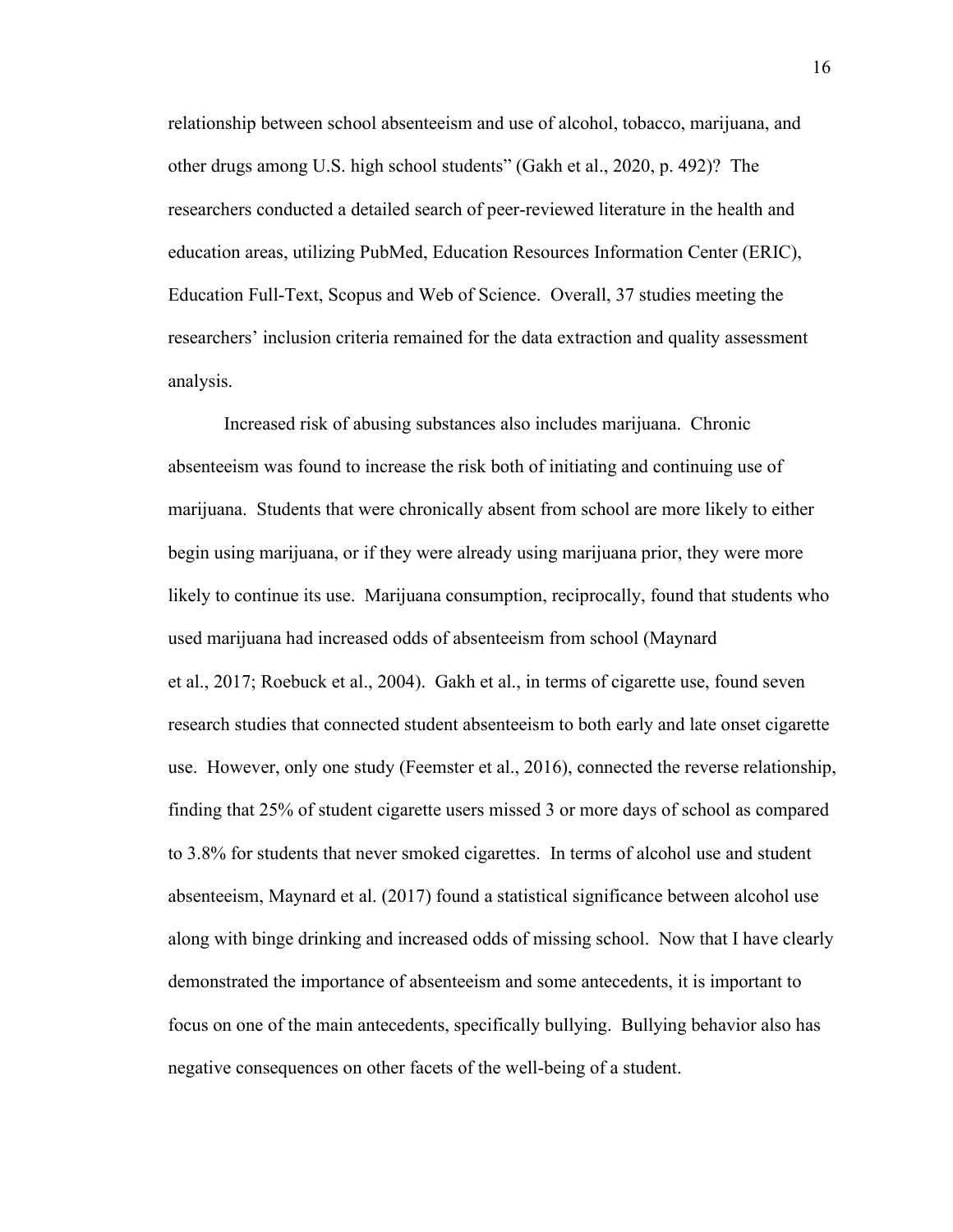relationship between school absenteeism and use of alcohol, tobacco, marijuana, and other drugs among U.S. high school students" (Gakh et al., 2020, p. 492)? The researchers conducted a detailed search of peer-reviewed literature in the health and education areas, utilizing PubMed, Education Resources Information Center (ERIC), Education Full-Text, Scopus and Web of Science. Overall, 37 studies meeting the researchers' inclusion criteria remained for the data extraction and quality assessment analysis.

Increased risk of abusing substances also includes marijuana. Chronic absenteeism was found to increase the risk both of initiating and continuing use of marijuana. Students that were chronically absent from school are more likely to either begin using marijuana, or if they were already using marijuana prior, they were more likely to continue its use. Marijuana consumption, reciprocally, found that students who used marijuana had increased odds of absenteeism from school (Maynard et al., 2017; Roebuck et al., 2004). Gakh et al., in terms of cigarette use, found seven research studies that connected student absenteeism to both early and late onset cigarette use. However, only one study (Feemster et al., 2016), connected the reverse relationship, finding that 25% of student cigarette users missed 3 or more days of school as compared to 3.8% for students that never smoked cigarettes. In terms of alcohol use and student absenteeism, Maynard et al. (2017) found a statistical significance between alcohol use along with binge drinking and increased odds of missing school. Now that I have clearly demonstrated the importance of absenteeism and some antecedents, it is important to focus on one of the main antecedents, specifically bullying. Bullying behavior also has negative consequences on other facets of the well-being of a student.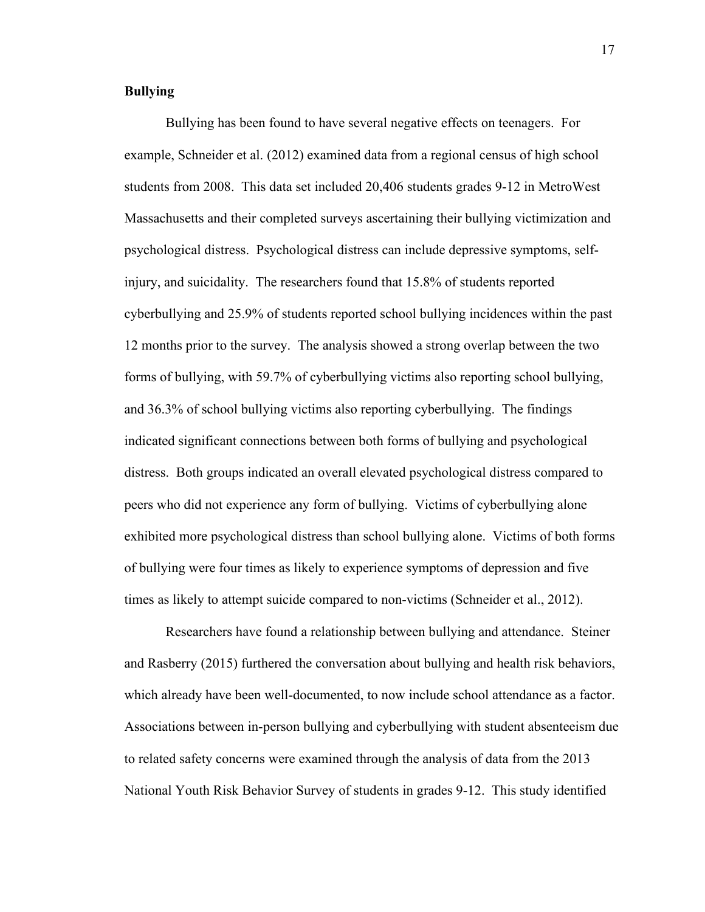**Bullying**

Bullying has been found to have several negative effects on teenagers. For example, Schneider et al. (2012) examined data from a regional census of high school students from 2008. This data set included 20,406 students grades 9-12 in MetroWest Massachusetts and their completed surveys ascertaining their bullying victimization and psychological distress. Psychological distress can include depressive symptoms, self-injury, and suicidality. The researchers found that 15.8% of students reported cyberbullying and 25.9% of students reported school bullying incidences within the past 12 months prior to the survey. The analysis showed a strong overlap between the two forms of bullying, with 59.7% of cyberbullying victims also reporting school bullying, and 36.3% of school bullying victims also reporting cyberbullying. The findings indicated significant connections between both forms of bullying and psychological distress. Both groups indicated an overall elevated psychological distress compared to peers who did not experience any form of bullying. Victims of cyberbullying alone exhibited more psychological distress than school bullying alone. Victims of both forms of bullying were four times as likely to experience symptoms of depression and five times as likely to attempt suicide compared to non-victims (Schneider et al., 2012).

Researchers have found a relationship between bullying and attendance. Steiner and Rasberry (2015) furthered the conversation about bullying and health risk behaviors, which already have been well-documented, to now include school attendance as a factor. Associations between in-person bullying and cyberbullying with student absenteeism due to related safety concerns were examined through the analysis of data from the 2013 National Youth Risk Behavior Survey of students in grades 9-12. This study identified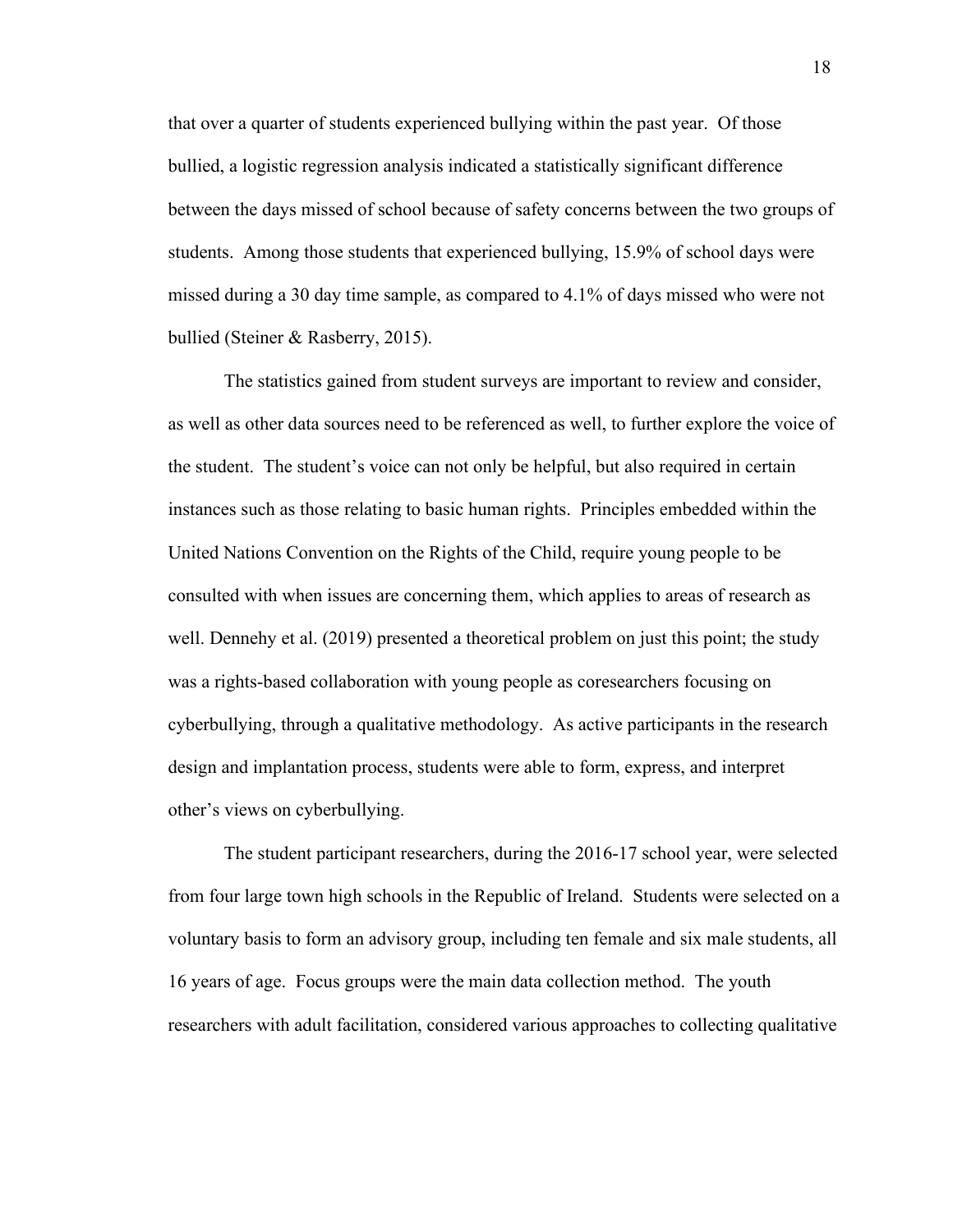that over a quarter of students experienced bullying within the past year. Of those bullied, a logistic regression analysis indicated a statistically significant difference between the days missed of school because of safety concerns between the two groups of students. Among those students that experienced bullying, 15.9% of school days were missed during a 30 day time sample, as compared to 4.1% of days missed who were not bullied (Steiner & Rasberry, 2015).

The statistics gained from student surveys are important to review and consider, as well as other data sources need to be referenced as well, to further explore the voice of the student. The student's voice can not only be helpful, but also required in certain instances such as those relating to basic human rights. Principles embedded within the United Nations Convention on the Rights of the Child, require young people to be consulted with when issues are concerning them, which applies to areas of research as well. Dennehy et al. (2019) presented a theoretical problem on just this point; the study was a rights-based collaboration with young people as coresearchers focusing on cyberbullying, through a qualitative methodology. As active participants in the research design and implantation process, students were able to form, express, and interpret other's views on cyberbullying.

The student participant researchers, during the 2016-17 school year, were selected from four large town high schools in the Republic of Ireland. Students were selected on a voluntary basis to form an advisory group, including ten female and six male students, all 16 years of age. Focus groups were the main data collection method. The youth researchers with adult facilitation, considered various approaches to collecting qualitative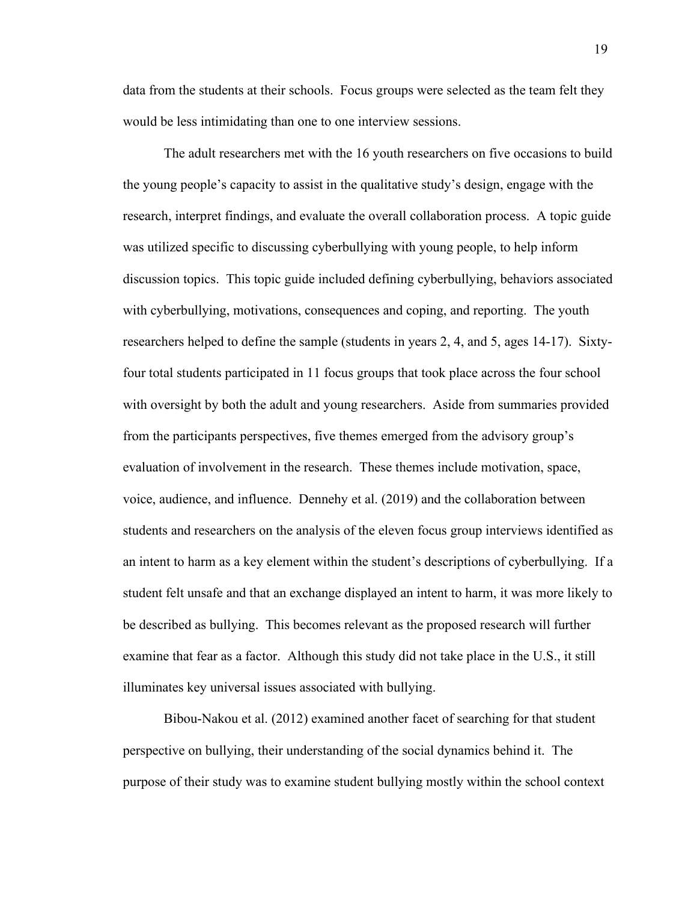data from the students at their schools. Focus groups were selected as the team felt they would be less intimidating than one to one interview sessions.

The adult researchers met with the 16 youth researchers on five occasions to build the young people's capacity to assist in the qualitative study's design, engage with the research, interpret findings, and evaluate the overall collaboration process. A topic guide was utilized specific to discussing cyberbullying with young people, to help inform discussion topics. This topic guide included defining cyberbullying, behaviors associated with cyberbullying, motivations, consequences and coping, and reporting. The youth researchers helped to define the sample (students in years 2, 4, and 5, ages 14-17). Sixty-four total students participated in 11 focus groups that took place across the four school with oversight by both the adult and young researchers. Aside from summaries provided from the participants perspectives, five themes emerged from the advisory group's evaluation of involvement in the research. These themes include motivation, space, voice, audience, and influence. Dennehy et al. (2019) and the collaboration between students and researchers on the analysis of the eleven focus group interviews identified as an intent to harm as a key element within the student's descriptions of cyberbullying. If a student felt unsafe and that an exchange displayed an intent to harm, it was more likely to be described as bullying. This becomes relevant as the proposed research will further examine that fear as a factor. Although this study did not take place in the U.S., it still illuminates key universal issues associated with bullying.

Bibou-Nakou et al. (2012) examined another facet of searching for that student perspective on bullying, their understanding of the social dynamics behind it. The purpose of their study was to examine student bullying mostly within the school context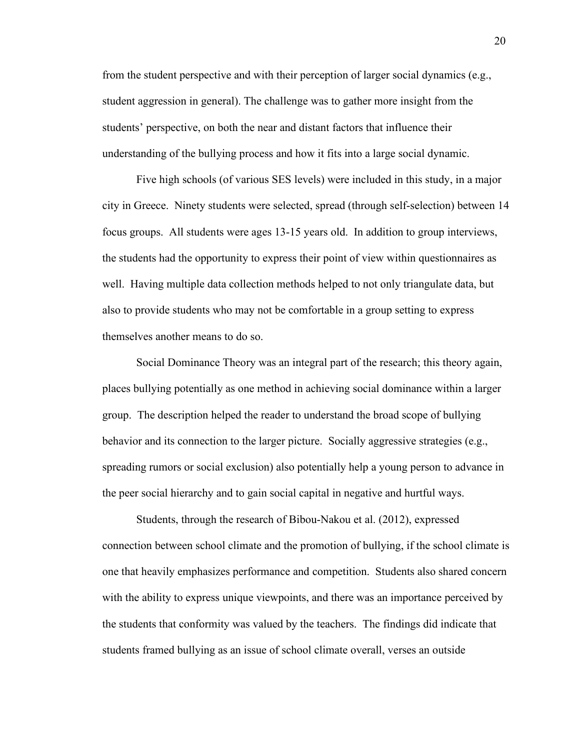from the student perspective and with their perception of larger social dynamics (e.g., student aggression in general). The challenge was to gather more insight from the students' perspective, on both the near and distant factors that influence their understanding of the bullying process and how it fits into a large social dynamic.

Five high schools (of various SES levels) were included in this study, in a major city in Greece. Ninety students were selected, spread (through self-selection) between 14 focus groups. All students were ages 13-15 years old. In addition to group interviews, the students had the opportunity to express their point of view within questionnaires as well. Having multiple data collection methods helped to not only triangulate data, but also to provide students who may not be comfortable in a group setting to express themselves another means to do so.

Social Dominance Theory was an integral part of the research; this theory again, places bullying potentially as one method in achieving social dominance within a larger group. The description helped the reader to understand the broad scope of bullying behavior and its connection to the larger picture. Socially aggressive strategies (e.g., spreading rumors or social exclusion) also potentially help a young person to advance in the peer social hierarchy and to gain social capital in negative and hurtful ways.

Students, through the research of Bibou-Nakou et al. (2012), expressed connection between school climate and the promotion of bullying, if the school climate is one that heavily emphasizes performance and competition. Students also shared concern with the ability to express unique viewpoints, and there was an importance perceived by the students that conformity was valued by the teachers. The findings did indicate that students framed bullying as an issue of school climate overall, verses an outside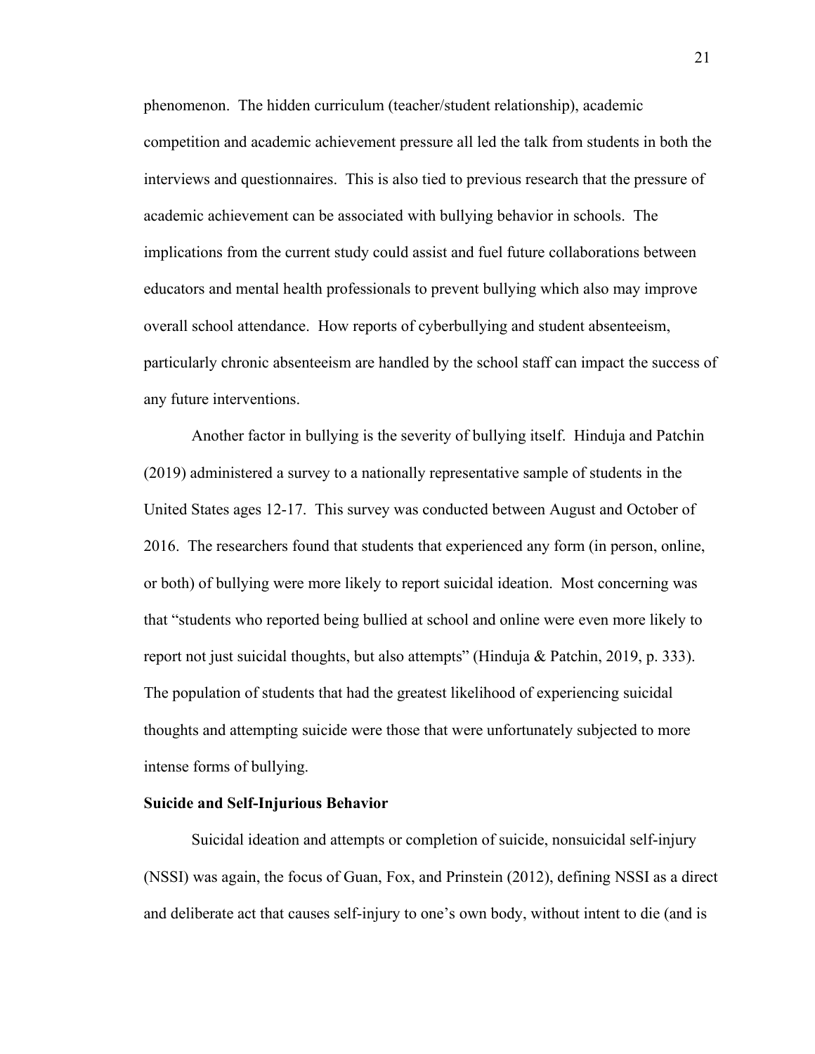phenomenon. The hidden curriculum (teacher/student relationship), academic competition and academic achievement pressure all led the talk from students in both the interviews and questionnaires. This is also tied to previous research that the pressure of academic achievement can be associated with bullying behavior in schools. The implications from the current study could assist and fuel future collaborations between educators and mental health professionals to prevent bullying which also may improve overall school attendance. How reports of cyberbullying and student absenteeism, particularly chronic absenteeism are handled by the school staff can impact the success of any future interventions.

Another factor in bullying is the severity of bullying itself. Hinduja and Patchin (2019) administered a survey to a nationally representative sample of students in the United States ages 12-17. This survey was conducted between August and October of 2016. The researchers found that students that experienced any form (in person, online, or both) of bullying were more likely to report suicidal ideation. Most concerning was that "students who reported being bullied at school and online were even more likely to report not just suicidal thoughts, but also attempts" (Hinduja & Patchin, 2019, p. 333). The population of students that had the greatest likelihood of experiencing suicidal thoughts and attempting suicide were those that were unfortunately subjected to more intense forms of bullying.

**Suicide and Self-Injurious Behavior**

Suicidal ideation and attempts or completion of suicide, nonsuicidal self-injury (NSSI) was again, the focus of Guan, Fox, and Prinstein (2012), defining NSSI as a direct and deliberate act that causes self-injury to one's own body, without intent to die (and is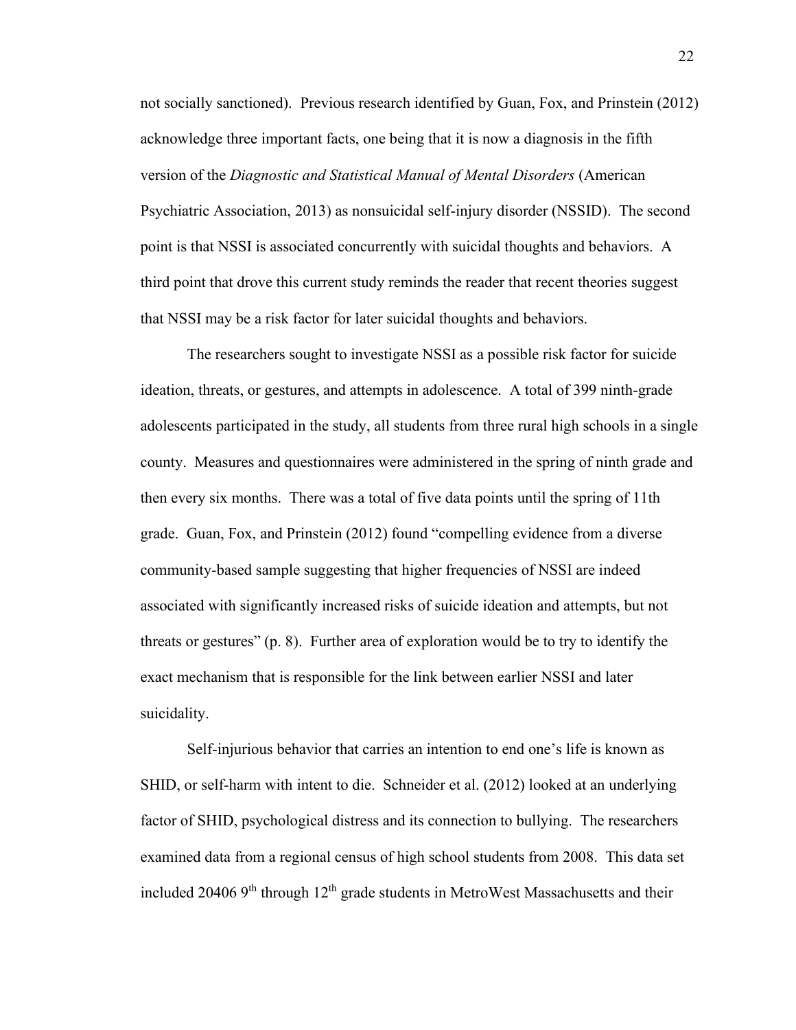not socially sanctioned). Previous research identified by Guan, Fox, and Prinstein (2012) acknowledge three important facts, one being that it is now a diagnosis in the fifth version of the *Diagnostic and Statistical Manual of Mental Disorders* (American Psychiatric Association, 2013) as nonsuicidal self-injury disorder (NSSID). The second point is that NSSI is associated concurrently with suicidal thoughts and behaviors. A third point that drove this current study reminds the reader that recent theories suggest that NSSI may be a risk factor for later suicidal thoughts and behaviors.

The researchers sought to investigate NSSI as a possible risk factor for suicide ideation, threats, or gestures, and attempts in adolescence. A total of 399 ninth-grade adolescents participated in the study, all students from three rural high schools in a single county. Measures and questionnaires were administered in the spring of ninth grade and then every six months. There was a total of five data points until the spring of 11th grade. Guan, Fox, and Prinstein (2012) found "compelling evidence from a diverse community-based sample suggesting that higher frequencies of NSSI are indeed associated with significantly increased risks of suicide ideation and attempts, but not threats or gestures" (p. 8). Further area of exploration would be to try to identify the exact mechanism that is responsible for the link between earlier NSSI and later suicidality.

Self-injurious behavior that carries an intention to end one's life is known as SHID, or self-harm with intent to die. Schneider et al. (2012) looked at an underlying factor of SHID, psychological distress and its connection to bullying. The researchers examined data from a regional census of high school students from 2008. This data set included 20406 9th through 12th grade students in MetroWest Massachusetts and their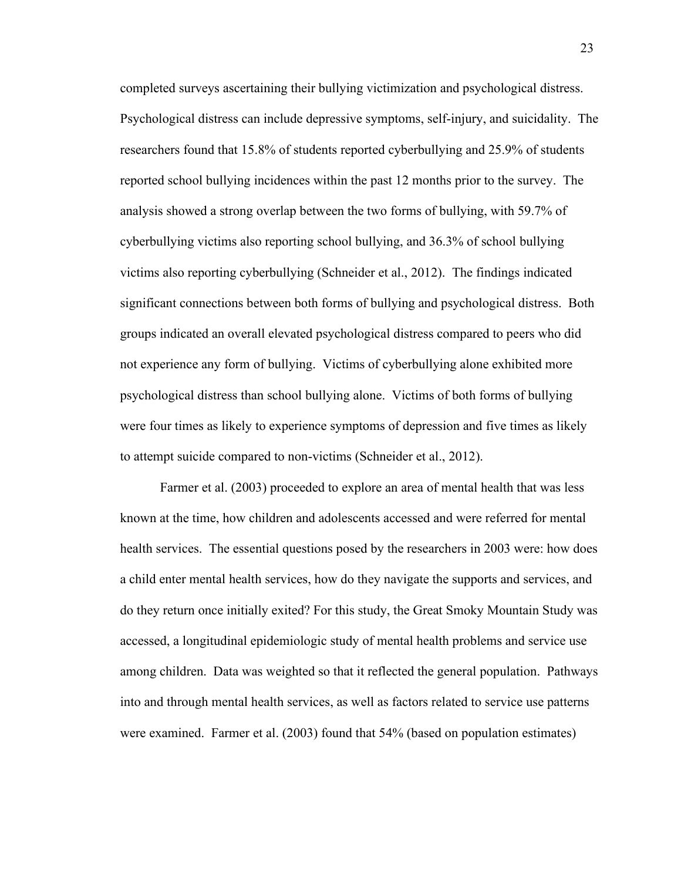completed surveys ascertaining their bullying victimization and psychological distress. Psychological distress can include depressive symptoms, self-injury, and suicidality. The researchers found that 15.8% of students reported cyberbullying and 25.9% of students reported school bullying incidences within the past 12 months prior to the survey. The analysis showed a strong overlap between the two forms of bullying, with 59.7% of cyberbullying victims also reporting school bullying, and 36.3% of school bullying victims also reporting cyberbullying (Schneider et al., 2012). The findings indicated significant connections between both forms of bullying and psychological distress. Both groups indicated an overall elevated psychological distress compared to peers who did not experience any form of bullying. Victims of cyberbullying alone exhibited more psychological distress than school bullying alone. Victims of both forms of bullying were four times as likely to experience symptoms of depression and five times as likely to attempt suicide compared to non-victims (Schneider et al., 2012).

Farmer et al. (2003) proceeded to explore an area of mental health that was less known at the time, how children and adolescents accessed and were referred for mental health services. The essential questions posed by the researchers in 2003 were: how does a child enter mental health services, how do they navigate the supports and services, and do they return once initially exited? For this study, the Great Smoky Mountain Study was accessed, a longitudinal epidemiologic study of mental health problems and service use among children. Data was weighted so that it reflected the general population. Pathways into and through mental health services, as well as factors related to service use patterns were examined. Farmer et al. (2003) found that 54% (based on population estimates)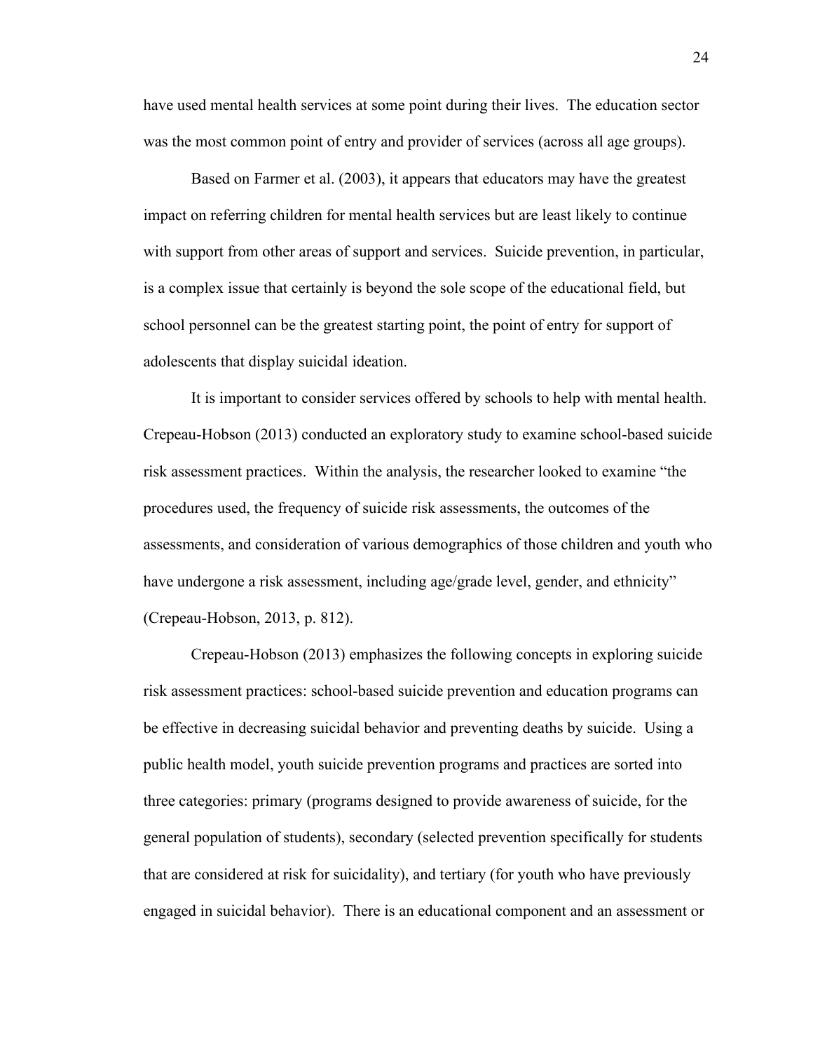have used mental health services at some point during their lives. The education sector was the most common point of entry and provider of services (across all age groups).

Based on Farmer et al. (2003), it appears that educators may have the greatest impact on referring children for mental health services but are least likely to continue with support from other areas of support and services. Suicide prevention, in particular, is a complex issue that certainly is beyond the sole scope of the educational field, but school personnel can be the greatest starting point, the point of entry for support of adolescents that display suicidal ideation.

It is important to consider services offered by schools to help with mental health. Crepeau-Hobson (2013) conducted an exploratory study to examine school-based suicide risk assessment practices. Within the analysis, the researcher looked to examine "the procedures used, the frequency of suicide risk assessments, the outcomes of the assessments, and consideration of various demographics of those children and youth who have undergone a risk assessment, including age/grade level, gender, and ethnicity" (Crepeau-Hobson, 2013, p. 812).

Crepeau-Hobson (2013) emphasizes the following concepts in exploring suicide risk assessment practices: school-based suicide prevention and education programs can be effective in decreasing suicidal behavior and preventing deaths by suicide. Using a public health model, youth suicide prevention programs and practices are sorted into three categories: primary (programs designed to provide awareness of suicide, for the general population of students), secondary (selected prevention specifically for students that are considered at risk for suicidality), and tertiary (for youth who have previously engaged in suicidal behavior). There is an educational component and an assessment or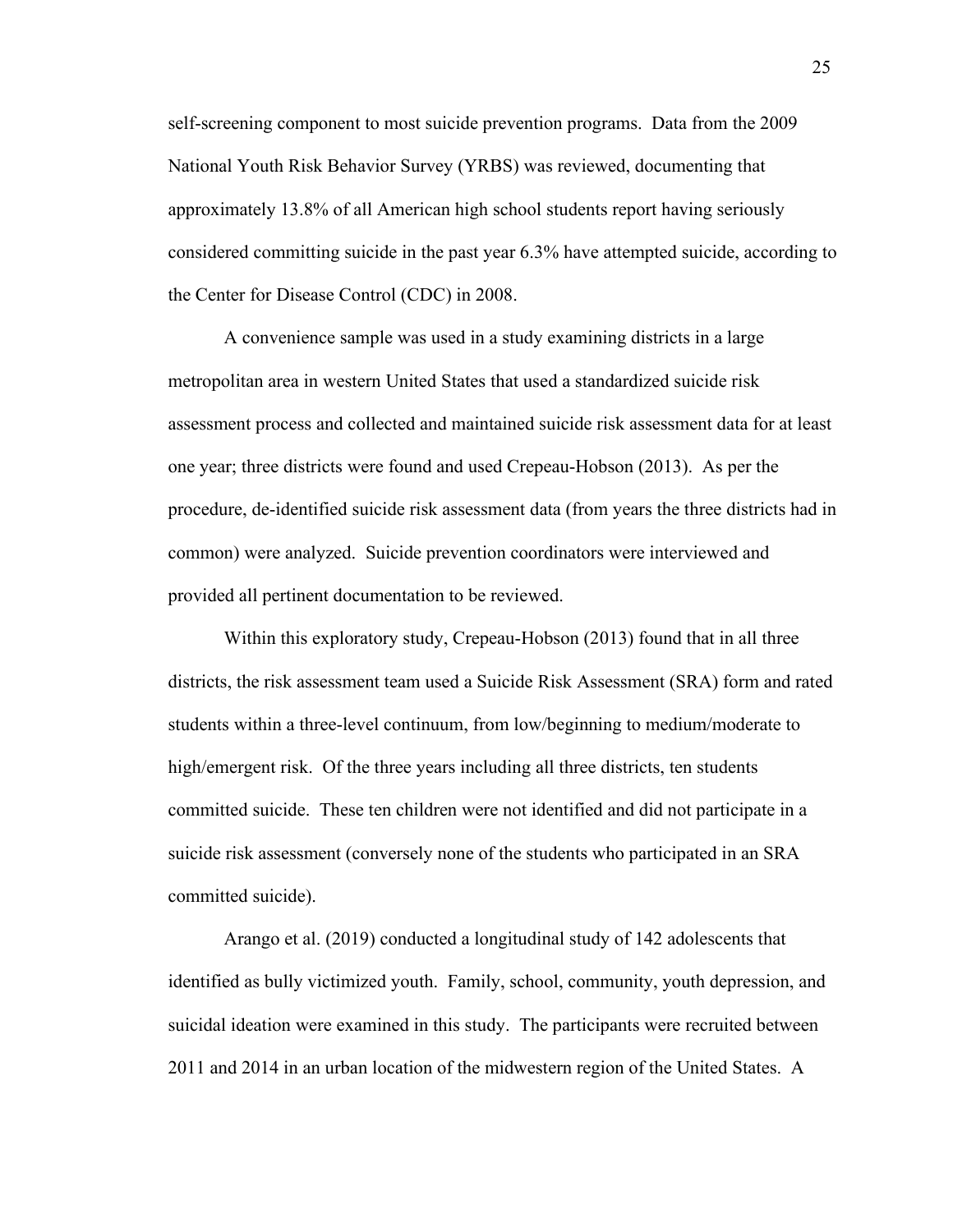self-screening component to most suicide prevention programs. Data from the 2009 National Youth Risk Behavior Survey (YRBS) was reviewed, documenting that approximately 13.8% of all American high school students report having seriously considered committing suicide in the past year 6.3% have attempted suicide, according to the Center for Disease Control (CDC) in 2008.

A convenience sample was used in a study examining districts in a large metropolitan area in western United States that used a standardized suicide risk assessment process and collected and maintained suicide risk assessment data for at least one year; three districts were found and used Crepeau-Hobson (2013). As per the procedure, de-identified suicide risk assessment data (from years the three districts had in common) were analyzed. Suicide prevention coordinators were interviewed and provided all pertinent documentation to be reviewed.

Within this exploratory study, Crepeau-Hobson (2013) found that in all three districts, the risk assessment team used a Suicide Risk Assessment (SRA) form and rated students within a three-level continuum, from low/beginning to medium/moderate to high/emergent risk. Of the three years including all three districts, ten students committed suicide. These ten children were not identified and did not participate in a suicide risk assessment (conversely none of the students who participated in an SRA committed suicide).

Arango et al. (2019) conducted a longitudinal study of 142 adolescents that identified as bully victimized youth. Family, school, community, youth depression, and suicidal ideation were examined in this study. The participants were recruited between 2011 and 2014 in an urban location of the midwestern region of the United States. A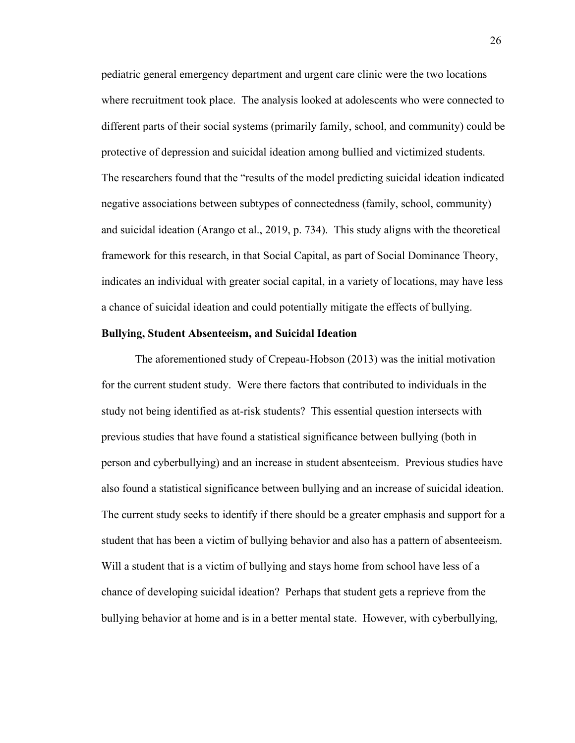pediatric general emergency department and urgent care clinic were the two locations where recruitment took place. The analysis looked at adolescents who were connected to different parts of their social systems (primarily family, school, and community) could be protective of depression and suicidal ideation among bullied and victimized students. The researchers found that the "results of the model predicting suicidal ideation indicated negative associations between subtypes of connectedness (family, school, community) and suicidal ideation (Arango et al., 2019, p. 734). This study aligns with the theoretical framework for this research, in that Social Capital, as part of Social Dominance Theory, indicates an individual with greater social capital, in a variety of locations, may have less a chance of suicidal ideation and could potentially mitigate the effects of bullying.

**Bullying, Student Absenteeism, and Suicidal Ideation**

The aforementioned study of Crepeau-Hobson (2013) was the initial motivation for the current student study. Were there factors that contributed to individuals in the study not being identified as at-risk students? This essential question intersects with previous studies that have found a statistical significance between bullying (both in person and cyberbullying) and an increase in student absenteeism. Previous studies have also found a statistical significance between bullying and an increase of suicidal ideation. The current study seeks to identify if there should be a greater emphasis and support for a student that has been a victim of bullying behavior and also has a pattern of absenteeism. Will a student that is a victim of bullying and stays home from school have less of a chance of developing suicidal ideation? Perhaps that student gets a reprieve from the bullying behavior at home and is in a better mental state. However, with cyberbullying,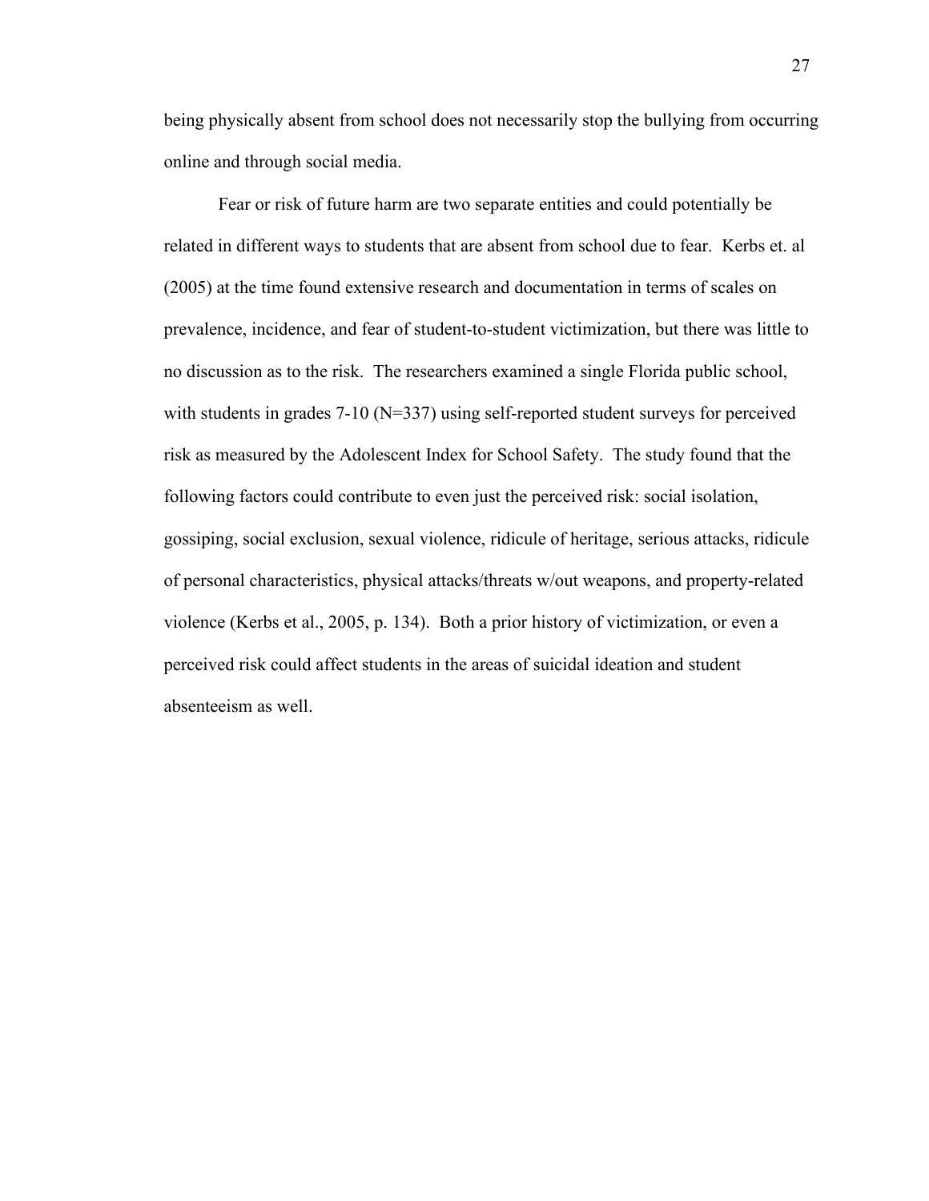being physically absent from school does not necessarily stop the bullying from occurring online and through social media.

Fear or risk of future harm are two separate entities and could potentially be related in different ways to students that are absent from school due to fear. Kerbs et. al (2005) at the time found extensive research and documentation in terms of scales on prevalence, incidence, and fear of student-to-student victimization, but there was little to no discussion as to the risk. The researchers examined a single Florida public school, with students in grades 7-10 (N=337) using self-reported student surveys for perceived risk as measured by the Adolescent Index for School Safety. The study found that the following factors could contribute to even just the perceived risk: social isolation, gossiping, social exclusion, sexual violence, ridicule of heritage, serious attacks, ridicule of personal characteristics, physical attacks/threats w/out weapons, and property-related violence (Kerbs et al., 2005, p. 134). Both a prior history of victimization, or even a perceived risk could affect students in the areas of suicidal ideation and student absenteeism as well.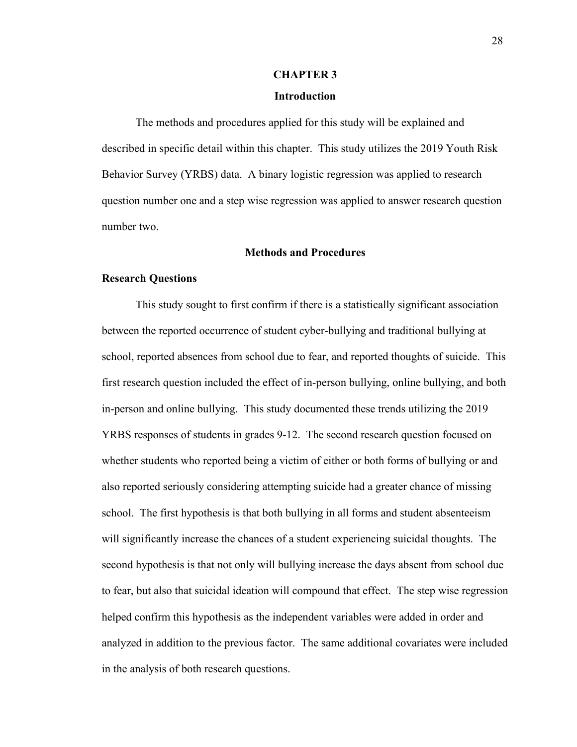# CHAPTER 3

## Introduction

The methods and procedures applied for this study will be explained and described in specific detail within this chapter. This study utilizes the 2019 Youth Risk Behavior Survey (YRBS) data. A binary logistic regression was applied to research question number one and a step wise regression was applied to answer research question number two.

## Methods and Procedures

### Research Questions

This study sought to first confirm if there is a statistically significant association between the reported occurrence of student cyber-bullying and traditional bullying at school, reported absences from school due to fear, and reported thoughts of suicide. This first research question included the effect of in-person bullying, online bullying, and both in-person and online bullying. This study documented these trends utilizing the 2019 YRBS responses of students in grades 9-12. The second research question focused on whether students who reported being a victim of either or both forms of bullying or and also reported seriously considering attempting suicide had a greater chance of missing school. The first hypothesis is that both bullying in all forms and student absenteeism will significantly increase the chances of a student experiencing suicidal thoughts. The second hypothesis is that not only will bullying increase the days absent from school due to fear, but also that suicidal ideation will compound that effect. The step wise regression helped confirm this hypothesis as the independent variables were added in order and analyzed in addition to the previous factor. The same additional covariates were included in the analysis of both research questions.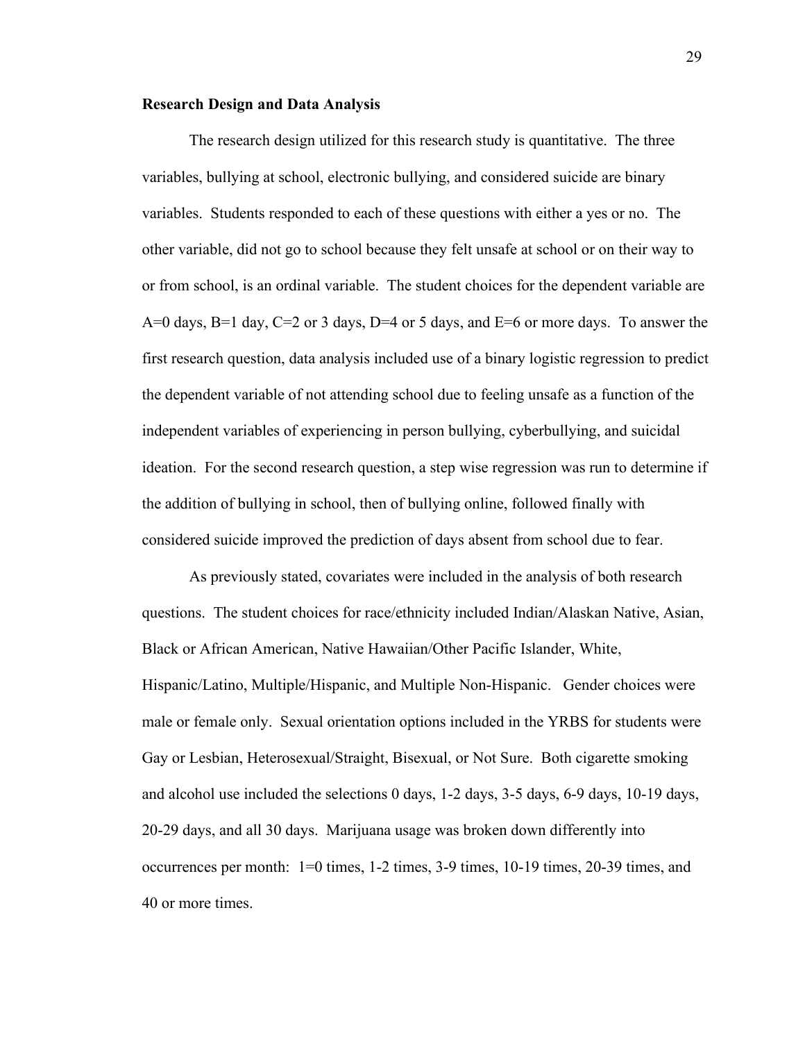**Research Design and Data Analysis**

The research design utilized for this research study is quantitative. The three variables, bullying at school, electronic bullying, and considered suicide are binary variables. Students responded to each of these questions with either a yes or no. The other variable, did not go to school because they felt unsafe at school or on their way to or from school, is an ordinal variable. The student choices for the dependent variable are A=0 days, B=1 day, C=2 or 3 days, D=4 or 5 days, and E=6 or more days. To answer the first research question, data analysis included use of a binary logistic regression to predict the dependent variable of not attending school due to feeling unsafe as a function of the independent variables of experiencing in person bullying, cyberbullying, and suicidal ideation. For the second research question, a step wise regression was run to determine if the addition of bullying in school, then of bullying online, followed finally with considered suicide improved the prediction of days absent from school due to fear.

As previously stated, covariates were included in the analysis of both research questions. The student choices for race/ethnicity included Indian/Alaskan Native, Asian, Black or African American, Native Hawaiian/Other Pacific Islander, White, Hispanic/Latino, Multiple/Hispanic, and Multiple Non-Hispanic. Gender choices were male or female only. Sexual orientation options included in the YRBS for students were Gay or Lesbian, Heterosexual/Straight, Bisexual, or Not Sure. Both cigarette smoking and alcohol use included the selections 0 days, 1-2 days, 3-5 days, 6-9 days, 10-19 days, 20-29 days, and all 30 days. Marijuana usage was broken down differently into occurrences per month: 1=0 times, 1-2 times, 3-9 times, 10-19 times, 20-39 times, and 40 or more times.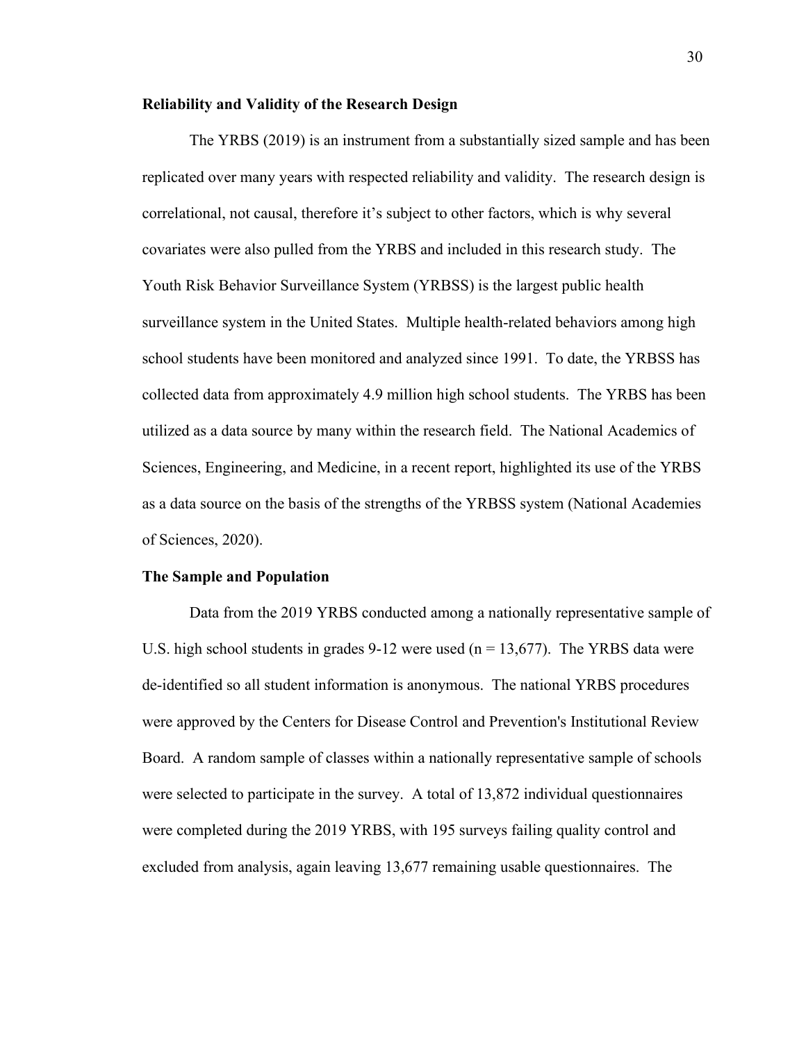**Reliability and Validity of the Research Design**

The YRBS (2019) is an instrument from a substantially sized sample and has been replicated over many years with respected reliability and validity. The research design is correlational, not causal, therefore it's subject to other factors, which is why several covariates were also pulled from the YRBS and included in this research study. The Youth Risk Behavior Surveillance System (YRBSS) is the largest public health surveillance system in the United States. Multiple health-related behaviors among high school students have been monitored and analyzed since 1991. To date, the YRBSS has collected data from approximately 4.9 million high school students. The YRBS has been utilized as a data source by many within the research field. The National Academics of Sciences, Engineering, and Medicine, in a recent report, highlighted its use of the YRBS as a data source on the basis of the strengths of the YRBSS system (National Academies of Sciences, 2020).

**The Sample and Population**

Data from the 2019 YRBS conducted among a nationally representative sample of U.S. high school students in grades 9-12 were used (n = 13,677). The YRBS data were de-identified so all student information is anonymous. The national YRBS procedures were approved by the Centers for Disease Control and Prevention's Institutional Review Board. A random sample of classes within a nationally representative sample of schools were selected to participate in the survey. A total of 13,872 individual questionnaires were completed during the 2019 YRBS, with 195 surveys failing quality control and excluded from analysis, again leaving 13,677 remaining usable questionnaires. The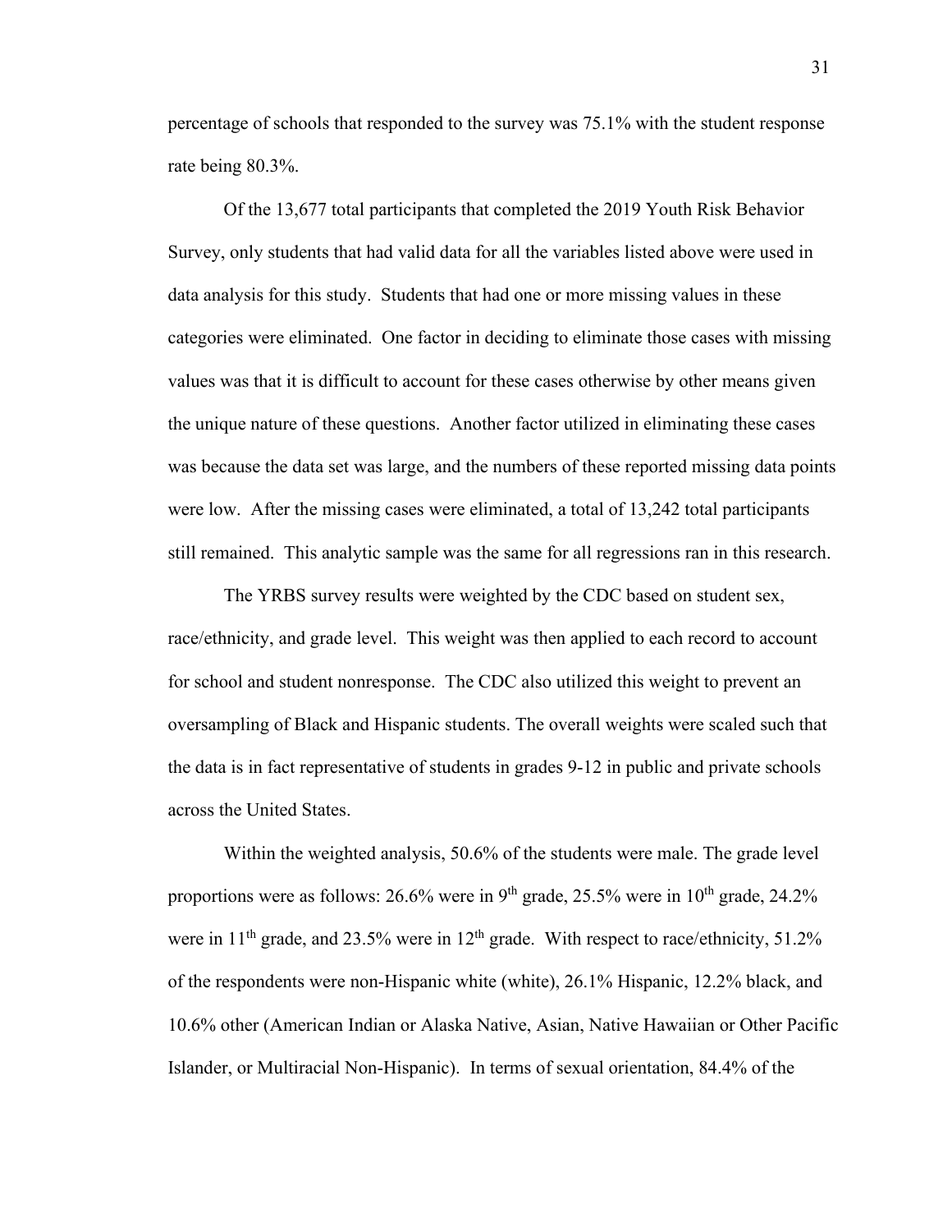percentage of schools that responded to the survey was 75.1% with the student response rate being 80.3%.

Of the 13,677 total participants that completed the 2019 Youth Risk Behavior Survey, only students that had valid data for all the variables listed above were used in data analysis for this study. Students that had one or more missing values in these categories were eliminated. One factor in deciding to eliminate those cases with missing values was that it is difficult to account for these cases otherwise by other means given the unique nature of these questions. Another factor utilized in eliminating these cases was because the data set was large, and the numbers of these reported missing data points were low. After the missing cases were eliminated, a total of 13,242 total participants still remained. This analytic sample was the same for all regressions ran in this research.

The YRBS survey results were weighted by the CDC based on student sex, race/ethnicity, and grade level. This weight was then applied to each record to account for school and student nonresponse. The CDC also utilized this weight to prevent an oversampling of Black and Hispanic students. The overall weights were scaled such that the data is in fact representative of students in grades 9-12 in public and private schools across the United States.

Within the weighted analysis, 50.6% of the students were male. The grade level proportions were as follows: 26.6% were in 9th grade, 25.5% were in 10th grade, 24.2% were in 11th grade, and 23.5% were in 12th grade. With respect to race/ethnicity, 51.2% of the respondents were non-Hispanic white (white), 26.1% Hispanic, 12.2% black, and 10.6% other (American Indian or Alaska Native, Asian, Native Hawaiian or Other Pacific Islander, or Multiracial Non-Hispanic). In terms of sexual orientation, 84.4% of the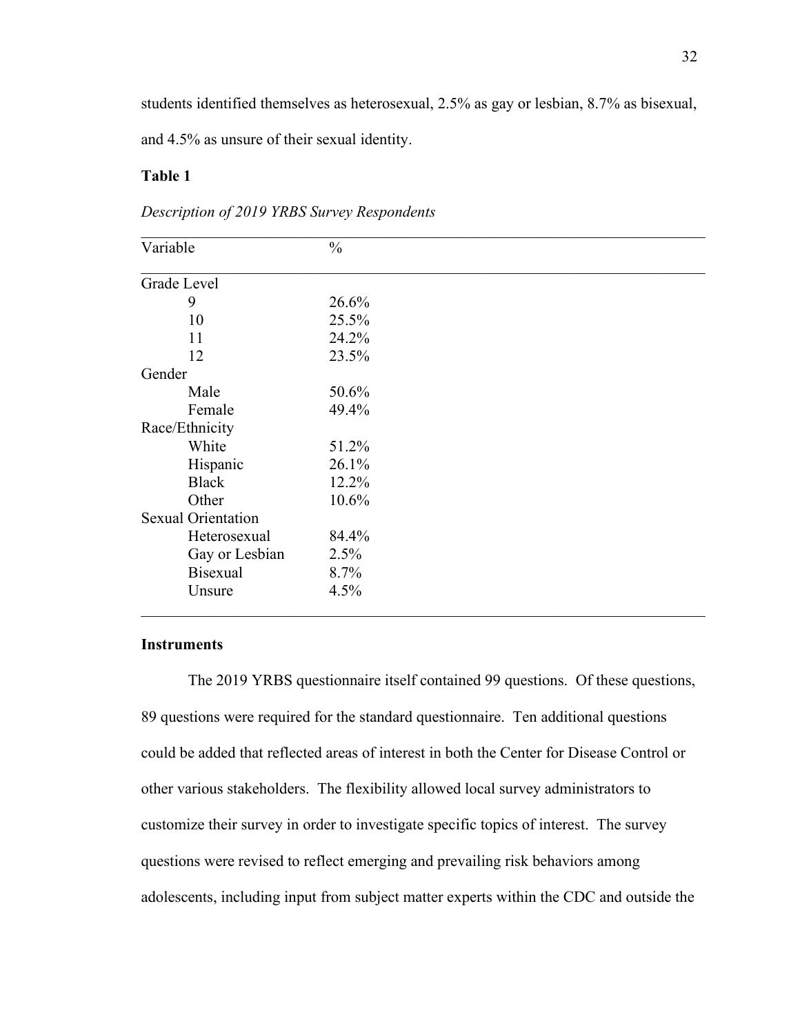students identified themselves as heterosexual, 2.5% as gay or lesbian, 8.7% as bisexual, and 4.5% as unsure of their sexual identity.

**Table 1**

*Description of 2019 YRBS Survey Respondents*

| Variable | % |
|---|---|
| Grade Level | |
| 9 | 26.6% |
| 10 | 25.5% |
| 11 | 24.2% |
| 12 | 23.5% |
| Gender | |
| Male | 50.6% |
| Female | 49.4% |
| Race/Ethnicity | |
| White | 51.2% |
| Hispanic | 26.1% |
| Black | 12.2% |
| Other | 10.6% |
| Sexual Orientation | |
| Heterosexual | 84.4% |
| Gay or Lesbian | 2.5% |
| Bisexual | 8.7% |
| Unsure | 4.5% |

### Instruments

The 2019 YRBS questionnaire itself contained 99 questions. Of these questions, 89 questions were required for the standard questionnaire. Ten additional questions could be added that reflected areas of interest in both the Center for Disease Control or other various stakeholders. The flexibility allowed local survey administrators to customize their survey in order to investigate specific topics of interest. The survey questions were revised to reflect emerging and prevailing risk behaviors among adolescents, including input from subject matter experts within the CDC and outside the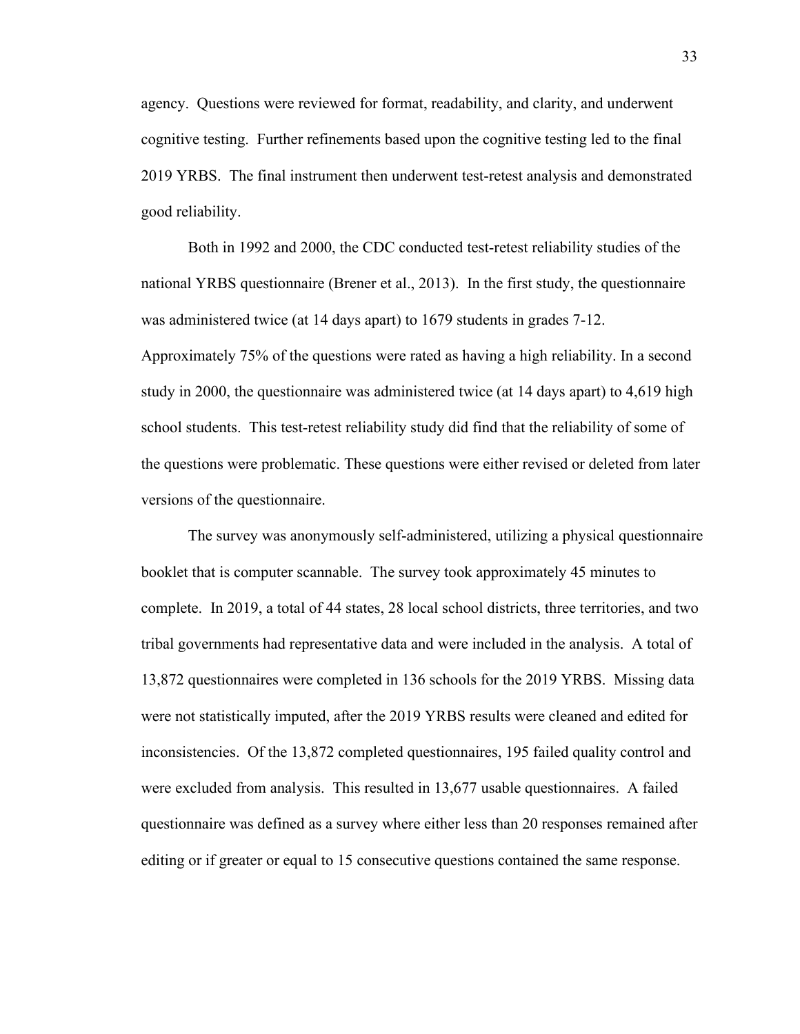agency. Questions were reviewed for format, readability, and clarity, and underwent cognitive testing. Further refinements based upon the cognitive testing led to the final 2019 YRBS. The final instrument then underwent test-retest analysis and demonstrated good reliability.

Both in 1992 and 2000, the CDC conducted test-retest reliability studies of the national YRBS questionnaire (Brener et al., 2013). In the first study, the questionnaire was administered twice (at 14 days apart) to 1679 students in grades 7-12. Approximately 75% of the questions were rated as having a high reliability. In a second study in 2000, the questionnaire was administered twice (at 14 days apart) to 4,619 high school students. This test-retest reliability study did find that the reliability of some of the questions were problematic. These questions were either revised or deleted from later versions of the questionnaire.

The survey was anonymously self-administered, utilizing a physical questionnaire booklet that is computer scannable. The survey took approximately 45 minutes to complete. In 2019, a total of 44 states, 28 local school districts, three territories, and two tribal governments had representative data and were included in the analysis. A total of 13,872 questionnaires were completed in 136 schools for the 2019 YRBS. Missing data were not statistically imputed, after the 2019 YRBS results were cleaned and edited for inconsistencies. Of the 13,872 completed questionnaires, 195 failed quality control and were excluded from analysis. This resulted in 13,677 usable questionnaires. A failed questionnaire was defined as a survey where either less than 20 responses remained after editing or if greater or equal to 15 consecutive questions contained the same response.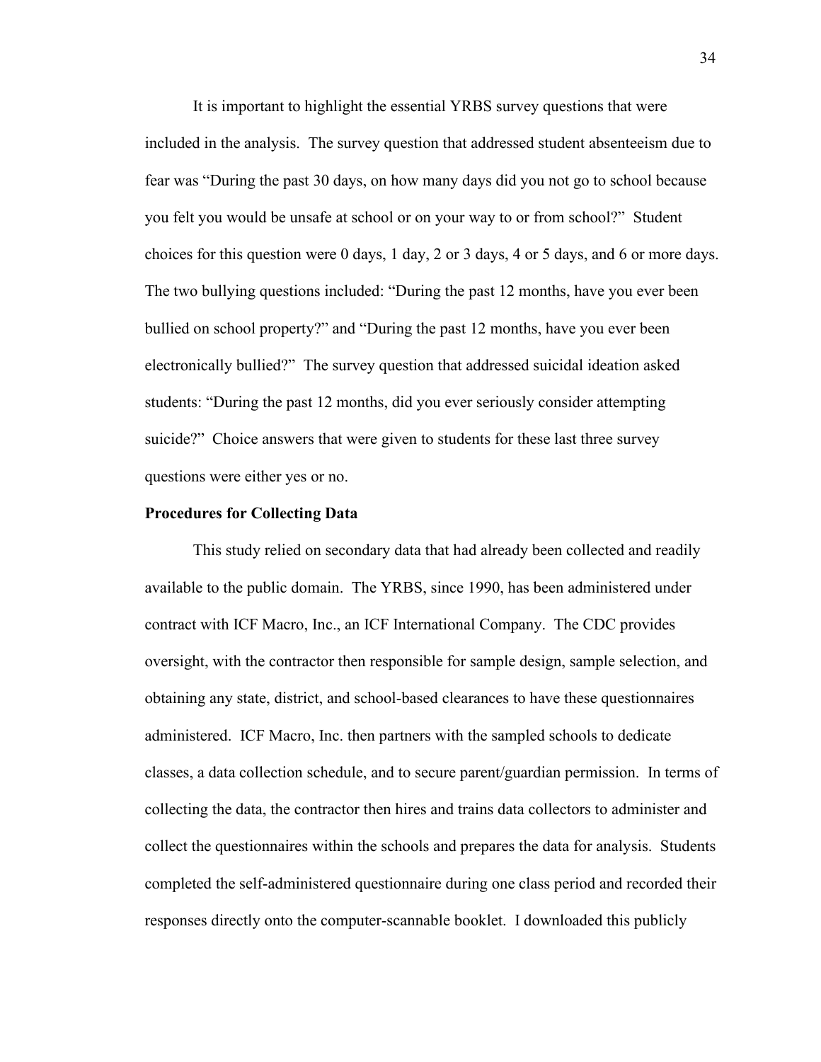It is important to highlight the essential YRBS survey questions that were included in the analysis. The survey question that addressed student absenteeism due to fear was "During the past 30 days, on how many days did you not go to school because you felt you would be unsafe at school or on your way to or from school?" Student choices for this question were 0 days, 1 day, 2 or 3 days, 4 or 5 days, and 6 or more days. The two bullying questions included: "During the past 12 months, have you ever been bullied on school property?" and "During the past 12 months, have you ever been electronically bullied?" The survey question that addressed suicidal ideation asked students: "During the past 12 months, did you ever seriously consider attempting suicide?" Choice answers that were given to students for these last three survey questions were either yes or no.

**Procedures for Collecting Data**

This study relied on secondary data that had already been collected and readily available to the public domain. The YRBS, since 1990, has been administered under contract with ICF Macro, Inc., an ICF International Company. The CDC provides oversight, with the contractor then responsible for sample design, sample selection, and obtaining any state, district, and school-based clearances to have these questionnaires administered. ICF Macro, Inc. then partners with the sampled schools to dedicate classes, a data collection schedule, and to secure parent/guardian permission. In terms of collecting the data, the contractor then hires and trains data collectors to administer and collect the questionnaires within the schools and prepares the data for analysis. Students completed the self-administered questionnaire during one class period and recorded their responses directly onto the computer-scannable booklet. I downloaded this publicly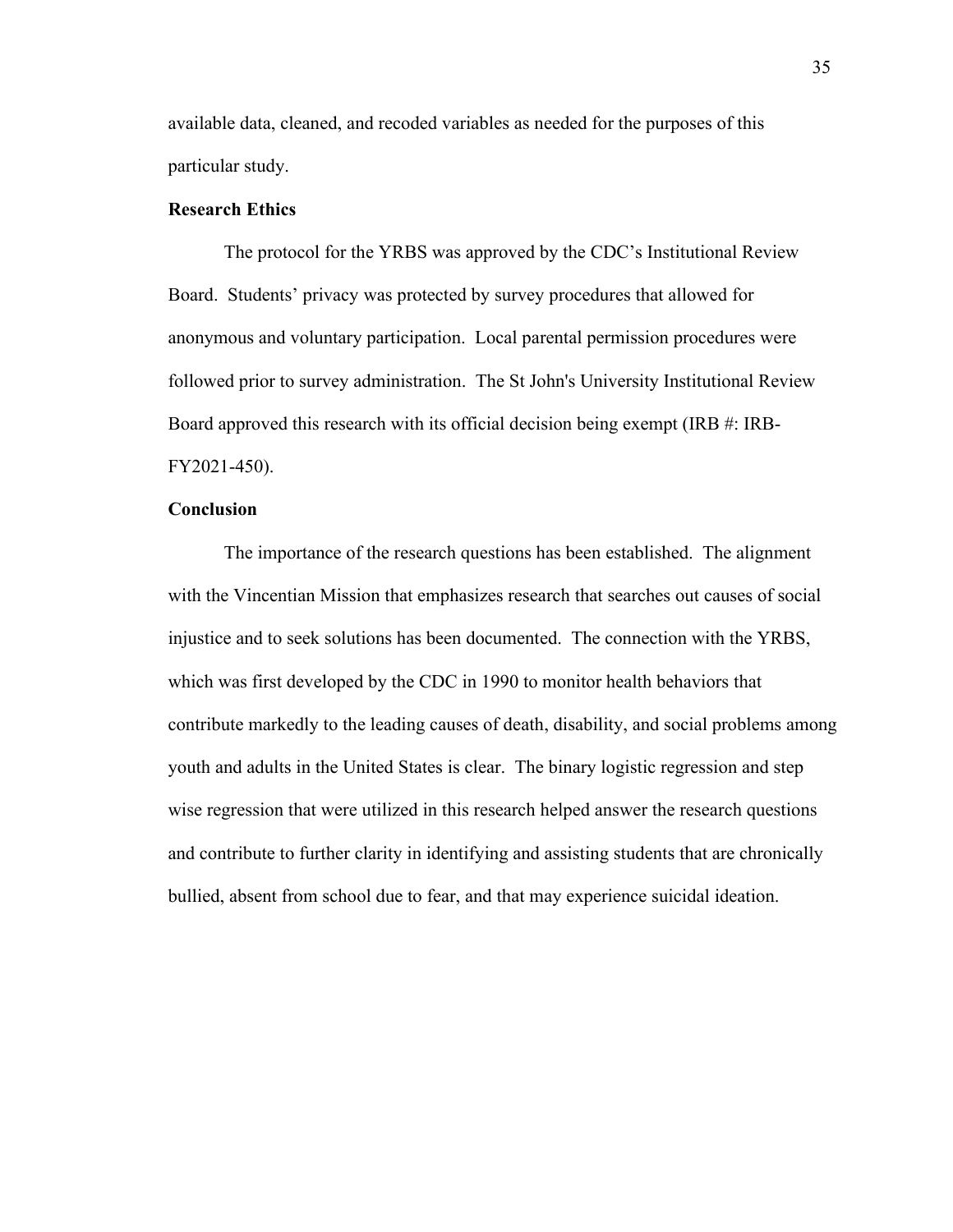available data, cleaned, and recoded variables as needed for the purposes of this particular study.

### Research Ethics

The protocol for the YRBS was approved by the CDC's Institutional Review Board. Students' privacy was protected by survey procedures that allowed for anonymous and voluntary participation. Local parental permission procedures were followed prior to survey administration. The St John's University Institutional Review Board approved this research with its official decision being exempt (IRB #: IRB-FY2021-450).

### Conclusion

The importance of the research questions has been established. The alignment with the Vincentian Mission that emphasizes research that searches out causes of social injustice and to seek solutions has been documented. The connection with the YRBS, which was first developed by the CDC in 1990 to monitor health behaviors that contribute markedly to the leading causes of death, disability, and social problems among youth and adults in the United States is clear. The binary logistic regression and step wise regression that were utilized in this research helped answer the research questions and contribute to further clarity in identifying and assisting students that are chronically bullied, absent from school due to fear, and that may experience suicidal ideation.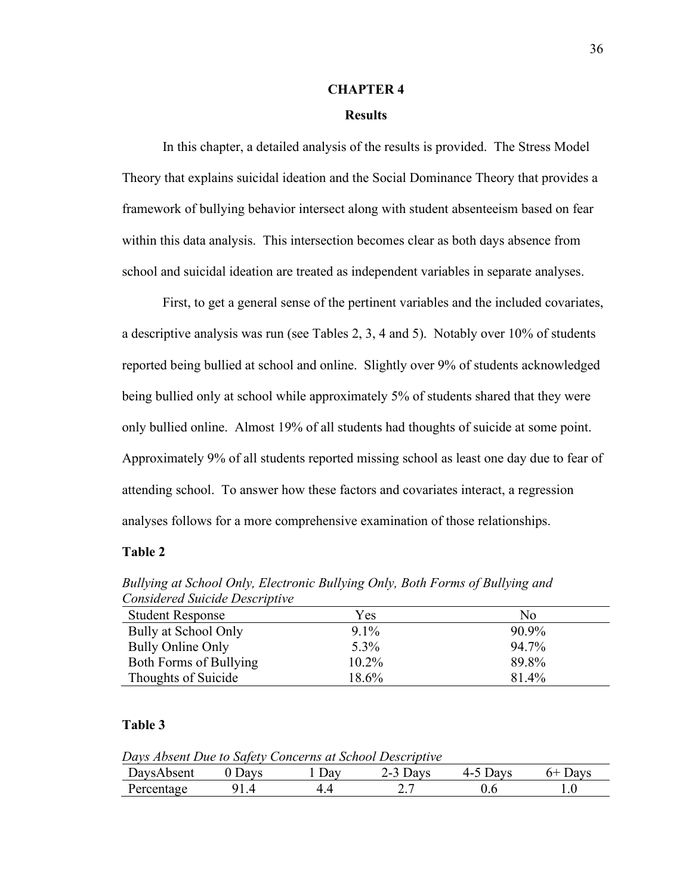# CHAPTER 4

## Results

In this chapter, a detailed analysis of the results is provided. The Stress Model Theory that explains suicidal ideation and the Social Dominance Theory that provides a framework of bullying behavior intersect along with student absenteeism based on fear within this data analysis. This intersection becomes clear as both days absence from school and suicidal ideation are treated as independent variables in separate analyses.

First, to get a general sense of the pertinent variables and the included covariates, a descriptive analysis was run (see Tables 2, 3, 4 and 5). Notably over 10% of students reported being bullied at school and online. Slightly over 9% of students acknowledged being bullied only at school while approximately 5% of students shared that they were only bullied online. Almost 19% of all students had thoughts of suicide at some point. Approximately 9% of all students reported missing school as least one day due to fear of attending school. To answer how these factors and covariates interact, a regression analyses follows for a more comprehensive examination of those relationships.

**Table 2**

*Bullying at School Only, Electronic Bullying Only, Both Forms of Bullying and Considered Suicide Descriptive*

| Student Response | Yes | No |
|---|---|---|
| Bully at School Only | 9.1% | 90.9% |
| Bully Online Only | 5.3% | 94.7% |
| Both Forms of Bullying | 10.2% | 89.8% |
| Thoughts of Suicide | 18.6% | 81.4% |

**Table 3**

*Days Absent Due to Safety Concerns at School Descriptive*

| DaysAbsent | 0 Days | 1 Day | 2-3 Days | 4-5 Days | 6+ Days |
|---|---|---|---|---|---|
| Percentage | 91.4 | 4.4 | 2.7 | 0.6 | 1.0 |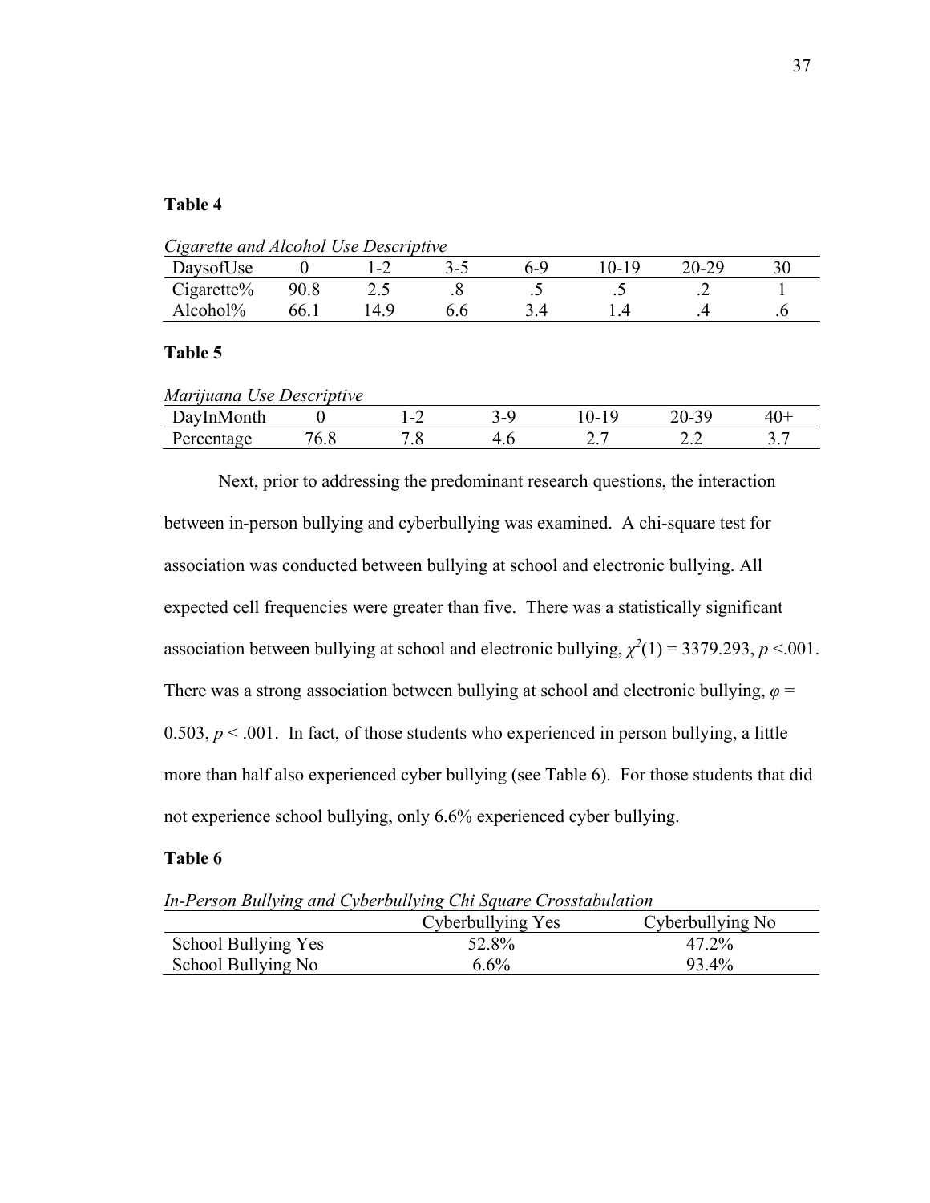**Table 4**

*Cigarette and Alcohol Use Descriptive*

| DaysofUse | 0 | 1-2 | 3-5 | 6-9 | 10-19 | 20-29 | 30 |
|---|---|---|---|---|---|---|---|
| Cigarette% | 90.8 | 2.5 | .8 | .5 | .5 | .2 | 1 |
| Alcohol% | 66.1 | 14.9 | 6.6 | 3.4 | 1.4 | .4 | .6 |

**Table 5**

*Marijuana Use Descriptive*

| DayInMonth | 0 | 1-2 | 3-9 | 10-19 | 20-39 | 40+ |
|---|---|---|---|---|---|---|
| Percentage | 76.8 | 7.8 | 4.6 | 2.7 | 2.2 | 3.7 |

Next, prior to addressing the predominant research questions, the interaction between in-person bullying and cyberbullying was examined. A chi-square test for association was conducted between bullying at school and electronic bullying. All expected cell frequencies were greater than five. There was a statistically significant association between bullying at school and electronic bullying, $\chi^2(1) = 3379.293$, $p < .001$. There was a strong association between bullying at school and electronic bullying, $\varphi = 0.503$, $p < .001$. In fact, of those students who experienced in person bullying, a little more than half also experienced cyber bullying (see Table 6). For those students that did not experience school bullying, only 6.6% experienced cyber bullying.

**Table 6**

*In-Person Bullying and Cyberbullying Chi Square Crosstabulation*

| | Cyberbullying Yes | Cyberbullying No |
|---|---|---|
| School Bullying Yes | 52.8% | 47.2% |
| School Bullying No | 6.6% | 93.4% |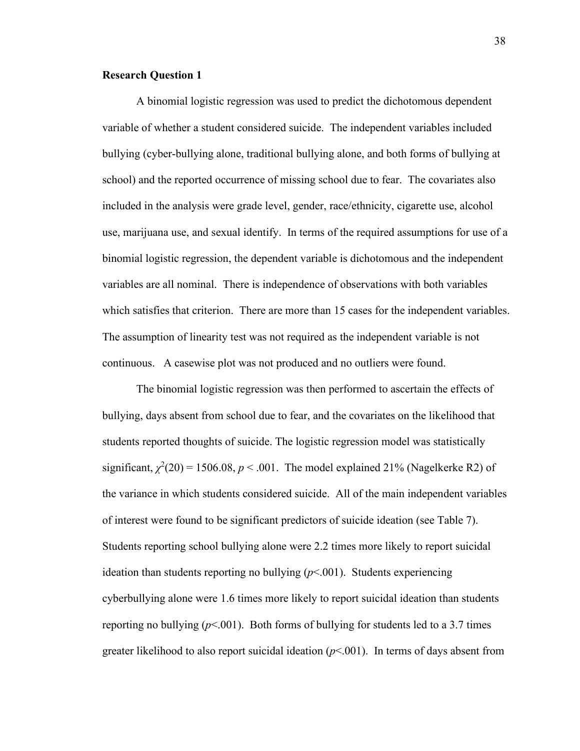**Research Question 1**

A binomial logistic regression was used to predict the dichotomous dependent variable of whether a student considered suicide. The independent variables included bullying (cyber-bullying alone, traditional bullying alone, and both forms of bullying at school) and the reported occurrence of missing school due to fear. The covariates also included in the analysis were grade level, gender, race/ethnicity, cigarette use, alcohol use, marijuana use, and sexual identify. In terms of the required assumptions for use of a binomial logistic regression, the dependent variable is dichotomous and the independent variables are all nominal. There is independence of observations with both variables which satisfies that criterion. There are more than 15 cases for the independent variables. The assumption of linearity test was not required as the independent variable is not continuous. A casewise plot was not produced and no outliers were found.

The binomial logistic regression was then performed to ascertain the effects of bullying, days absent from school due to fear, and the covariates on the likelihood that students reported thoughts of suicide. The logistic regression model was statistically significant, $\chi^2(20) = 1506.08$, $p < .001$. The model explained 21% (Nagelkerke R2) of the variance in which students considered suicide. All of the main independent variables of interest were found to be significant predictors of suicide ideation (see Table 7). Students reporting school bullying alone were 2.2 times more likely to report suicidal ideation than students reporting no bullying ($p<.001$). Students experiencing cyberbullying alone were 1.6 times more likely to report suicidal ideation than students reporting no bullying ($p<.001$). Both forms of bullying for students led to a 3.7 times greater likelihood to also report suicidal ideation ($p<.001$). In terms of days absent from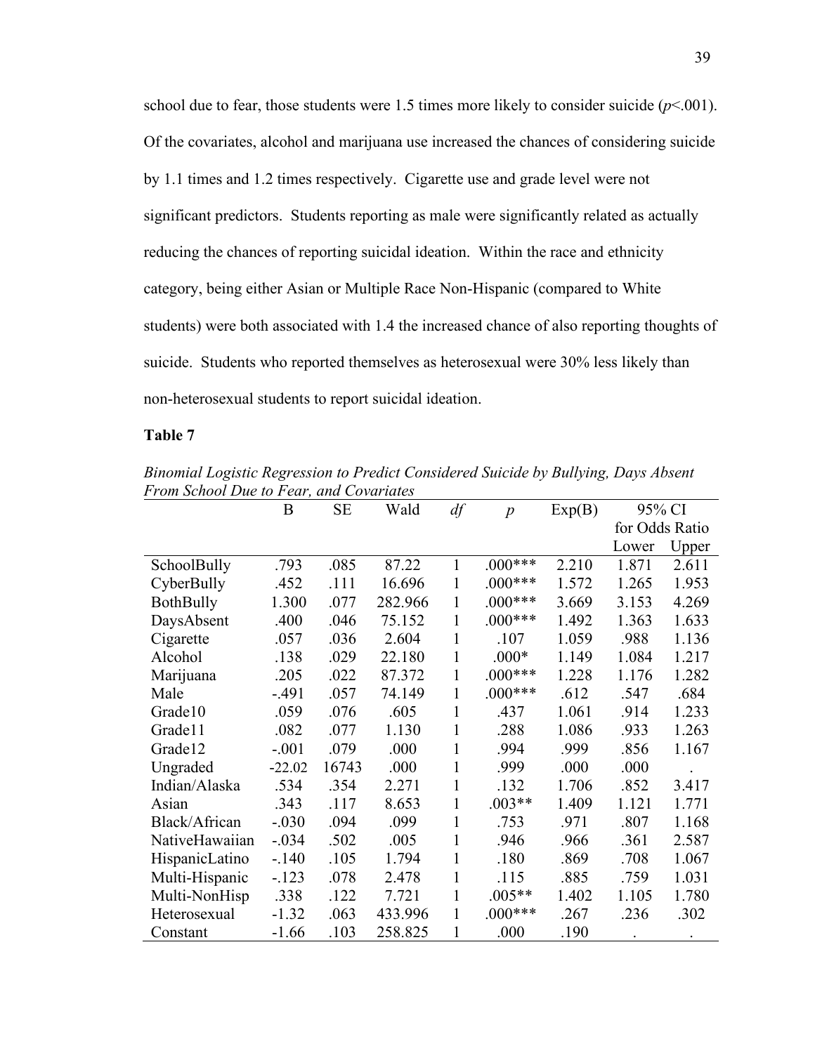school due to fear, those students were 1.5 times more likely to consider suicide ($p$<.001). Of the covariates, alcohol and marijuana use increased the chances of considering suicide by 1.1 times and 1.2 times respectively. Cigarette use and grade level were not significant predictors. Students reporting as male were significantly related as actually reducing the chances of reporting suicidal ideation. Within the race and ethnicity category, being either Asian or Multiple Race Non-Hispanic (compared to White students) were both associated with 1.4 the increased chance of also reporting thoughts of suicide. Students who reported themselves as heterosexual were 30% less likely than non-heterosexual students to report suicidal ideation.

**Table 7**

*Binomial Logistic Regression to Predict Considered Suicide by Bullying, Days Absent From School Due to Fear, and Covariates*

| | B | SE | Wald | *df* | *p* | Exp(B) | 95% CI for Odds Ratio | |
|---|---|---|---|---|---|---|---|---|
| | | | | | | | Lower | Upper |
| SchoolBully | .793 | .085 | 87.22 | 1 | .000*** | 2.210 | 1.871 | 2.611 |
| CyberBully | .452 | .111 | 16.696 | 1 | .000*** | 1.572 | 1.265 | 1.953 |
| BothBully | 1.300 | .077 | 282.966 | 1 | .000*** | 3.669 | 3.153 | 4.269 |
| DaysAbsent | .400 | .046 | 75.152 | 1 | .000*** | 1.492 | 1.363 | 1.633 |
| Cigarette | .057 | .036 | 2.604 | 1 | .107 | 1.059 | .988 | 1.136 |
| Alcohol | .138 | .029 | 22.180 | 1 | .000* | 1.149 | 1.084 | 1.217 |
| Marijuana | .205 | .022 | 87.372 | 1 | .000*** | 1.228 | 1.176 | 1.282 |
| Male | -.491 | .057 | 74.149 | 1 | .000*** | .612 | .547 | .684 |
| Grade10 | .059 | .076 | .605 | 1 | .437 | 1.061 | .914 | 1.233 |
| Grade11 | .082 | .077 | 1.130 | 1 | .288 | 1.086 | .933 | 1.263 |
| Grade12 | -.001 | .079 | .000 | 1 | .994 | .999 | .856 | 1.167 |
| Ungraded | -22.02 | 16743 | .000 | 1 | .999 | .000 | .000 | . |
| Indian/Alaska | .534 | .354 | 2.271 | 1 | .132 | 1.706 | .852 | 3.417 |
| Asian | .343 | .117 | 8.653 | 1 | .003** | 1.409 | 1.121 | 1.771 |
| Black/African | -.030 | .094 | .099 | 1 | .753 | .971 | .807 | 1.168 |
| NativeHawaiian | -.034 | .502 | .005 | 1 | .946 | .966 | .361 | 2.587 |
| HispanicLatino | -.140 | .105 | 1.794 | 1 | .180 | .869 | .708 | 1.067 |
| Multi-Hispanic | -.123 | .078 | 2.478 | 1 | .115 | .885 | .759 | 1.031 |
| Multi-NonHisp | .338 | .122 | 7.721 | 1 | .005** | 1.402 | 1.105 | 1.780 |
| Heterosexual | -1.32 | .063 | 433.996 | 1 | .000*** | .267 | .236 | .302 |
| Constant | -1.66 | .103 | 258.825 | 1 | .000 | .190 | . | . |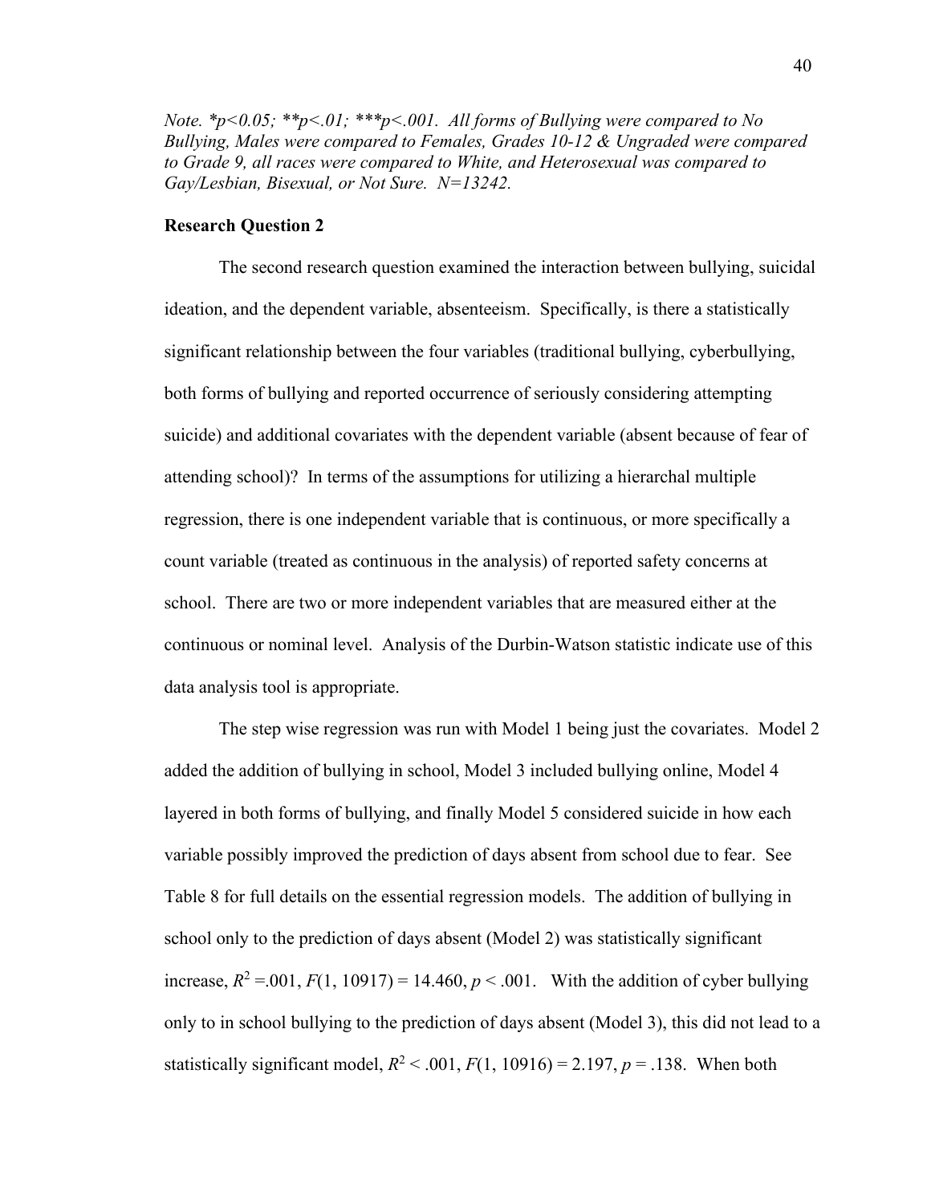*Note. *p<0.05; **p<.01; ***p<.001. All forms of Bullying were compared to No Bullying, Males were compared to Females, Grades 10-12 & Ungraded were compared to Grade 9, all races were compared to White, and Heterosexual was compared to Gay/Lesbian, Bisexual, or Not Sure. N=13242.*

**Research Question 2**

The second research question examined the interaction between bullying, suicidal ideation, and the dependent variable, absenteeism. Specifically, is there a statistically significant relationship between the four variables (traditional bullying, cyberbullying, both forms of bullying and reported occurrence of seriously considering attempting suicide) and additional covariates with the dependent variable (absent because of fear of attending school)? In terms of the assumptions for utilizing a hierarchal multiple regression, there is one independent variable that is continuous, or more specifically a count variable (treated as continuous in the analysis) of reported safety concerns at school. There are two or more independent variables that are measured either at the continuous or nominal level. Analysis of the Durbin-Watson statistic indicate use of this data analysis tool is appropriate.

The step wise regression was run with Model 1 being just the covariates. Model 2 added the addition of bullying in school, Model 3 included bullying online, Model 4 layered in both forms of bullying, and finally Model 5 considered suicide in how each variable possibly improved the prediction of days absent from school due to fear. See Table 8 for full details on the essential regression models. The addition of bullying in school only to the prediction of days absent (Model 2) was statistically significant increase, $R^2$ =.001, $F(1, 10917) = 14.460$, $p < .001$. With the addition of cyber bullying only to in school bullying to the prediction of days absent (Model 3), this did not lead to a statistically significant model, $R^2 < .001$, $F(1, 10916) = 2.197$, $p = .138$. When both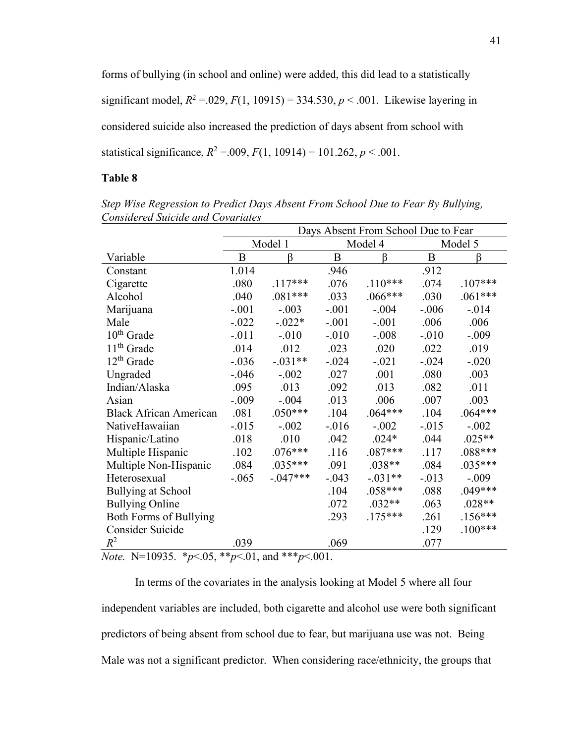forms of bullying (in school and online) were added, this did lead to a statistically significant model, $R^2$ =.029, $F(1, 10915)$ = 334.530, $p$ < .001. Likewise layering in considered suicide also increased the prediction of days absent from school with statistical significance, $R^2$ =.009, $F(1, 10914)$ = 101.262, $p$ < .001.

**Table 8**

*Step Wise Regression to Predict Days Absent From School Due to Fear By Bullying, Considered Suicide and Covariates*

| | Days Absent From School Due to Fear | | | | | |
|---|---|---|---|---|---|---|
| | Model 1 | | Model 4 | | Model 5 | |
| Variable | B | β | B | β | B | β |
| Constant | 1.014 | | .946 | | .912 | |
| Cigarette | .080 | .117*** | .076 | .110*** | .074 | .107*** |
| Alcohol | .040 | .081*** | .033 | .066*** | .030 | .061*** |
| Marijuana | -.001 | -.003 | -.001 | -.004 | -.006 | -.014 |
| Male | -.022 | -.022* | -.001 | -.001 | .006 | .006 |
| 10th Grade | -.011 | -.010 | -.010 | -.008 | -.010 | -.009 |
| 11th Grade | .014 | .012 | .023 | .020 | .022 | .019 |
| 12th Grade | -.036 | -.031** | -.024 | -.021 | -.024 | -.020 |
| Ungraded | -.046 | -.002 | .027 | .001 | .080 | .003 |
| Indian/Alaska | .095 | .013 | .092 | .013 | .082 | .011 |
| Asian | -.009 | -.004 | .013 | .006 | .007 | .003 |
| Black African American | .081 | .050*** | .104 | .064*** | .104 | .064*** |
| NativeHawaiian | -.015 | -.002 | -.016 | -.002 | -.015 | -.002 |
| Hispanic/Latino | .018 | .010 | .042 | .024* | .044 | .025** |
| Multiple Hispanic | .102 | .076*** | .116 | .087*** | .117 | .088*** |
| Multiple Non-Hispanic | .084 | .035*** | .091 | .038** | .084 | .035*** |
| Heterosexual | -.065 | -.047*** | -.043 | -.031** | -.013 | -.009 |
| Bullying at School | | | .104 | .058*** | .088 | .049*** |
| Bullying Online | | | .072 | .032** | .063 | .028** |
| Both Forms of Bullying | | | .293 | .175*** | .261 | .156*** |
| Consider Suicide | | | | | .129 | .100*** |
| $R^2$ | .039 | | .069 | | .077 | |

*Note.* N=10935. \**p*<.05, \*\**p*<.01, and \*\*\**p*<.001.

In terms of the covariates in the analysis looking at Model 5 where all four independent variables are included, both cigarette and alcohol use were both significant predictors of being absent from school due to fear, but marijuana use was not. Being Male was not a significant predictor. When considering race/ethnicity, the groups that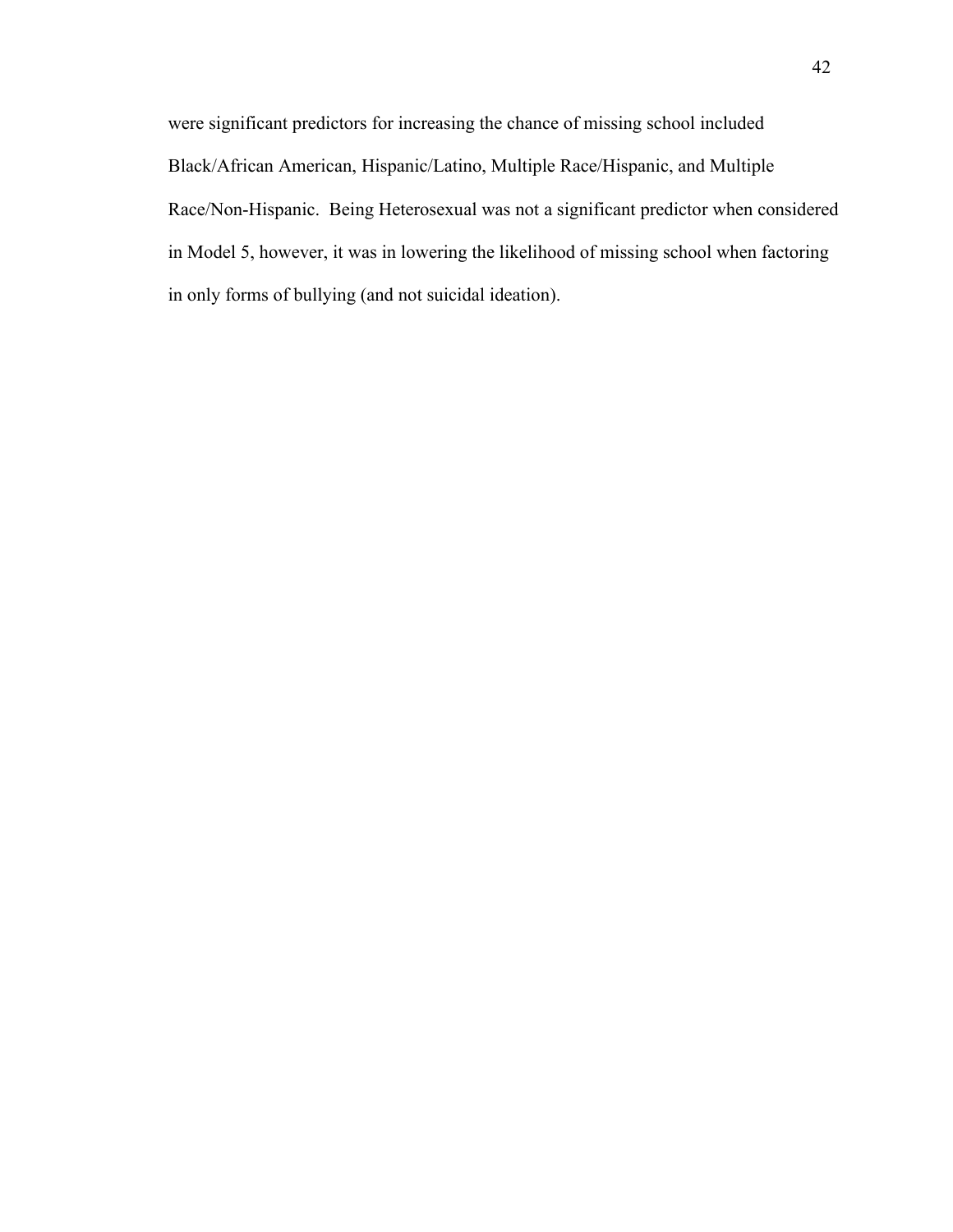were significant predictors for increasing the chance of missing school included Black/African American, Hispanic/Latino, Multiple Race/Hispanic, and Multiple Race/Non-Hispanic. Being Heterosexual was not a significant predictor when considered in Model 5, however, it was in lowering the likelihood of missing school when factoring in only forms of bullying (and not suicidal ideation).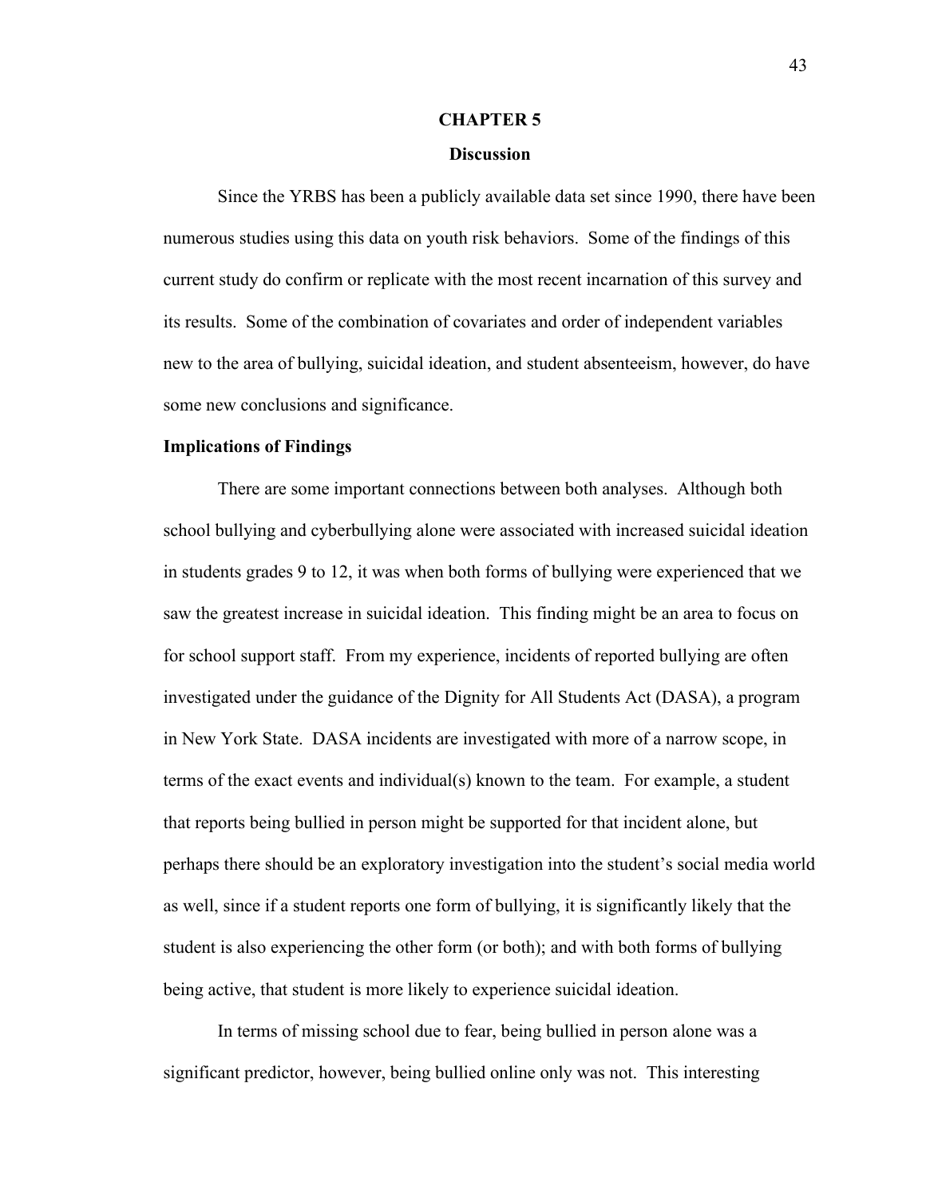# CHAPTER 5

## Discussion

Since the YRBS has been a publicly available data set since 1990, there have been numerous studies using this data on youth risk behaviors. Some of the findings of this current study do confirm or replicate with the most recent incarnation of this survey and its results. Some of the combination of covariates and order of independent variables new to the area of bullying, suicidal ideation, and student absenteeism, however, do have some new conclusions and significance.

### Implications of Findings

There are some important connections between both analyses. Although both school bullying and cyberbullying alone were associated with increased suicidal ideation in students grades 9 to 12, it was when both forms of bullying were experienced that we saw the greatest increase in suicidal ideation. This finding might be an area to focus on for school support staff. From my experience, incidents of reported bullying are often investigated under the guidance of the Dignity for All Students Act (DASA), a program in New York State. DASA incidents are investigated with more of a narrow scope, in terms of the exact events and individual(s) known to the team. For example, a student that reports being bullied in person might be supported for that incident alone, but perhaps there should be an exploratory investigation into the student's social media world as well, since if a student reports one form of bullying, it is significantly likely that the student is also experiencing the other form (or both); and with both forms of bullying being active, that student is more likely to experience suicidal ideation.

In terms of missing school due to fear, being bullied in person alone was a significant predictor, however, being bullied online only was not. This interesting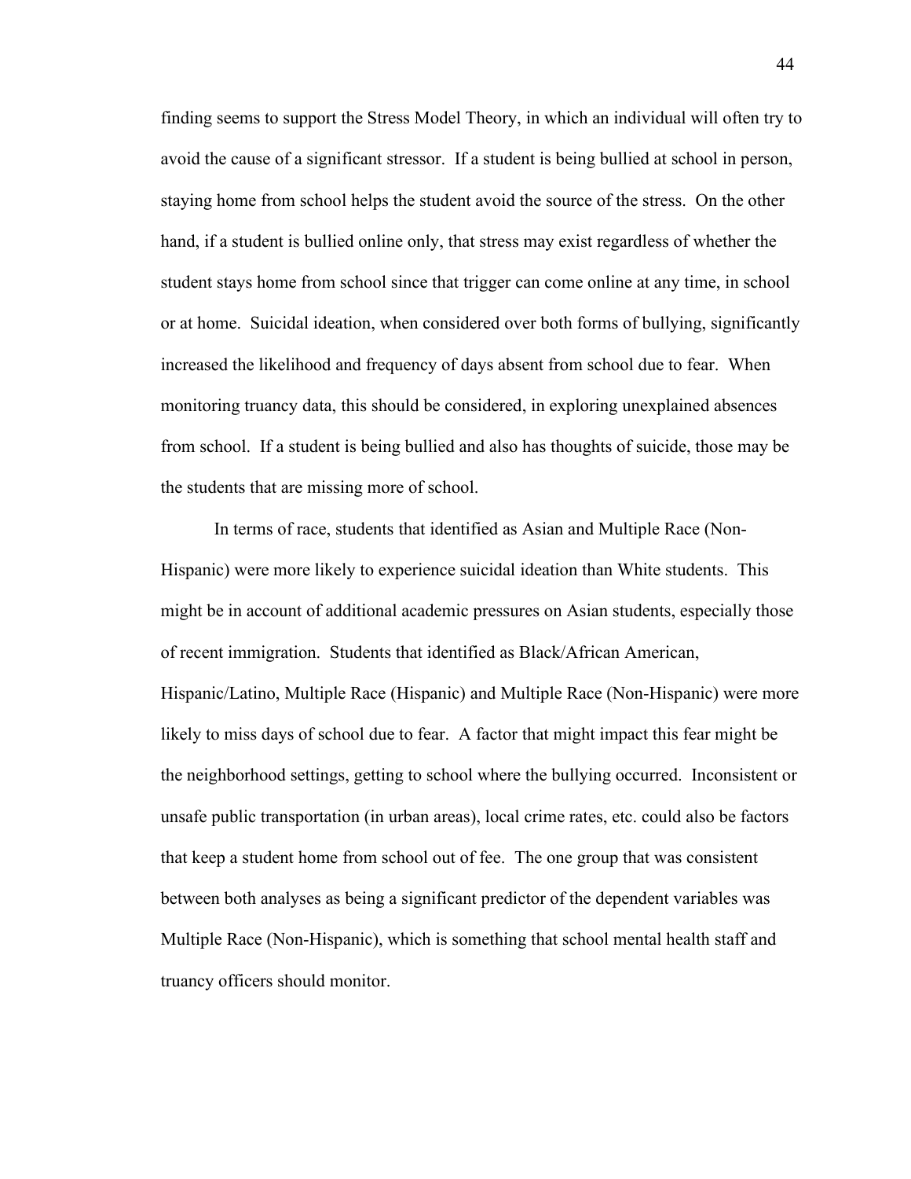finding seems to support the Stress Model Theory, in which an individual will often try to avoid the cause of a significant stressor. If a student is being bullied at school in person, staying home from school helps the student avoid the source of the stress. On the other hand, if a student is bullied online only, that stress may exist regardless of whether the student stays home from school since that trigger can come online at any time, in school or at home. Suicidal ideation, when considered over both forms of bullying, significantly increased the likelihood and frequency of days absent from school due to fear. When monitoring truancy data, this should be considered, in exploring unexplained absences from school. If a student is being bullied and also has thoughts of suicide, those may be the students that are missing more of school.

In terms of race, students that identified as Asian and Multiple Race (Non-Hispanic) were more likely to experience suicidal ideation than White students. This might be in account of additional academic pressures on Asian students, especially those of recent immigration. Students that identified as Black/African American, Hispanic/Latino, Multiple Race (Hispanic) and Multiple Race (Non-Hispanic) were more likely to miss days of school due to fear. A factor that might impact this fear might be the neighborhood settings, getting to school where the bullying occurred. Inconsistent or unsafe public transportation (in urban areas), local crime rates, etc. could also be factors that keep a student home from school out of fee. The one group that was consistent between both analyses as being a significant predictor of the dependent variables was Multiple Race (Non-Hispanic), which is something that school mental health staff and truancy officers should monitor.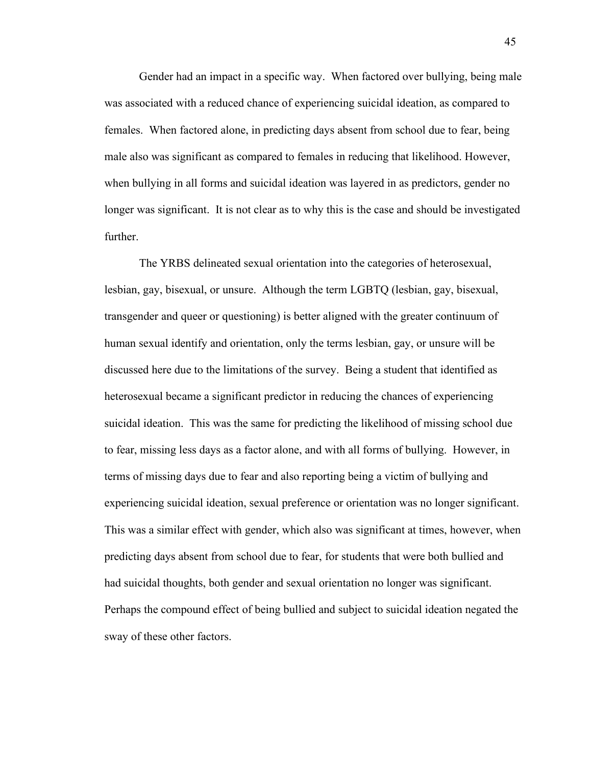Gender had an impact in a specific way. When factored over bullying, being male was associated with a reduced chance of experiencing suicidal ideation, as compared to females. When factored alone, in predicting days absent from school due to fear, being male also was significant as compared to females in reducing that likelihood. However, when bullying in all forms and suicidal ideation was layered in as predictors, gender no longer was significant. It is not clear as to why this is the case and should be investigated further.

The YRBS delineated sexual orientation into the categories of heterosexual, lesbian, gay, bisexual, or unsure. Although the term LGBTQ (lesbian, gay, bisexual, transgender and queer or questioning) is better aligned with the greater continuum of human sexual identify and orientation, only the terms lesbian, gay, or unsure will be discussed here due to the limitations of the survey. Being a student that identified as heterosexual became a significant predictor in reducing the chances of experiencing suicidal ideation. This was the same for predicting the likelihood of missing school due to fear, missing less days as a factor alone, and with all forms of bullying. However, in terms of missing days due to fear and also reporting being a victim of bullying and experiencing suicidal ideation, sexual preference or orientation was no longer significant. This was a similar effect with gender, which also was significant at times, however, when predicting days absent from school due to fear, for students that were both bullied and had suicidal thoughts, both gender and sexual orientation no longer was significant. Perhaps the compound effect of being bullied and subject to suicidal ideation negated the sway of these other factors.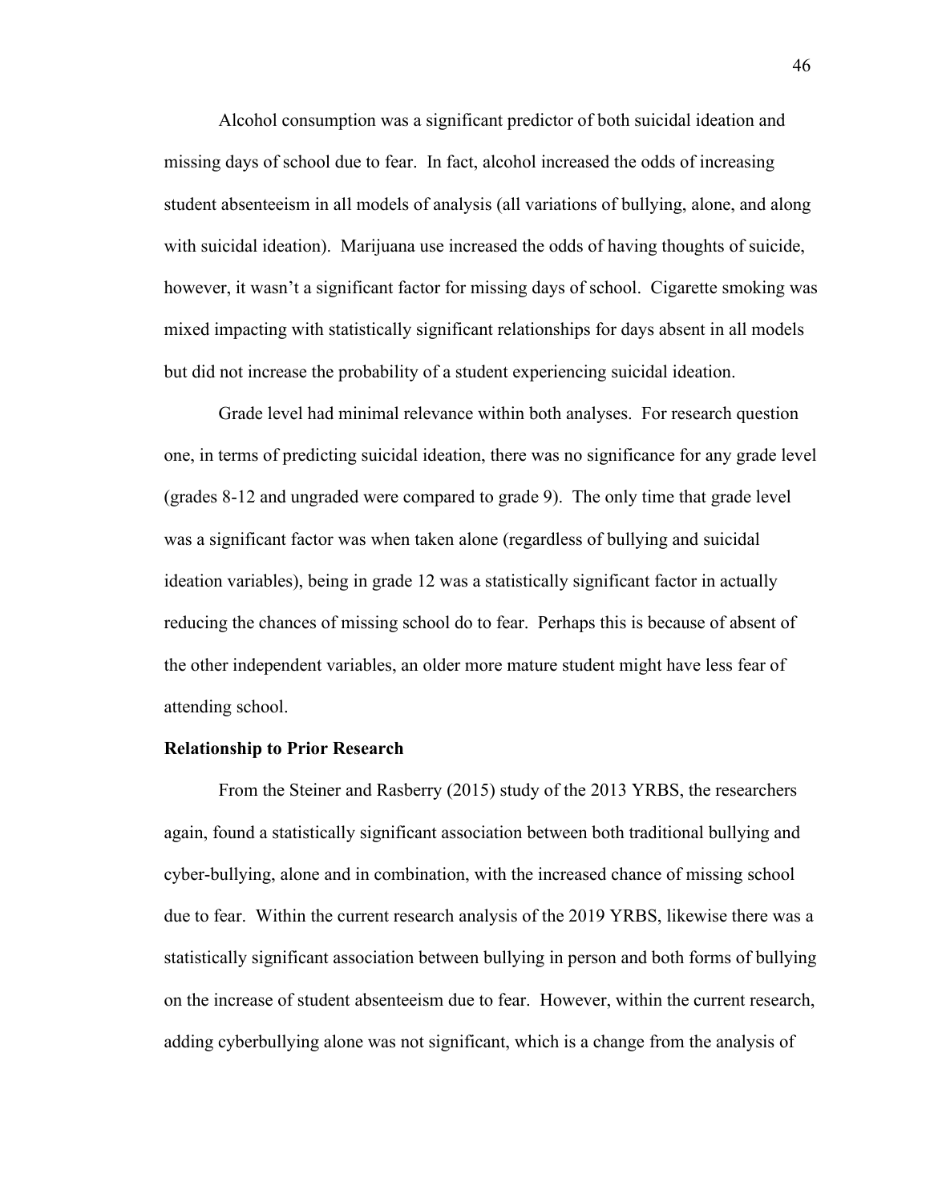Alcohol consumption was a significant predictor of both suicidal ideation and missing days of school due to fear. In fact, alcohol increased the odds of increasing student absenteeism in all models of analysis (all variations of bullying, alone, and along with suicidal ideation). Marijuana use increased the odds of having thoughts of suicide, however, it wasn't a significant factor for missing days of school. Cigarette smoking was mixed impacting with statistically significant relationships for days absent in all models but did not increase the probability of a student experiencing suicidal ideation.

Grade level had minimal relevance within both analyses. For research question one, in terms of predicting suicidal ideation, there was no significance for any grade level (grades 8-12 and ungraded were compared to grade 9). The only time that grade level was a significant factor was when taken alone (regardless of bullying and suicidal ideation variables), being in grade 12 was a statistically significant factor in actually reducing the chances of missing school do to fear. Perhaps this is because of absent of the other independent variables, an older more mature student might have less fear of attending school.

**Relationship to Prior Research**

From the Steiner and Rasberry (2015) study of the 2013 YRBS, the researchers again, found a statistically significant association between both traditional bullying and cyber-bullying, alone and in combination, with the increased chance of missing school due to fear. Within the current research analysis of the 2019 YRBS, likewise there was a statistically significant association between bullying in person and both forms of bullying on the increase of student absenteeism due to fear. However, within the current research, adding cyberbullying alone was not significant, which is a change from the analysis of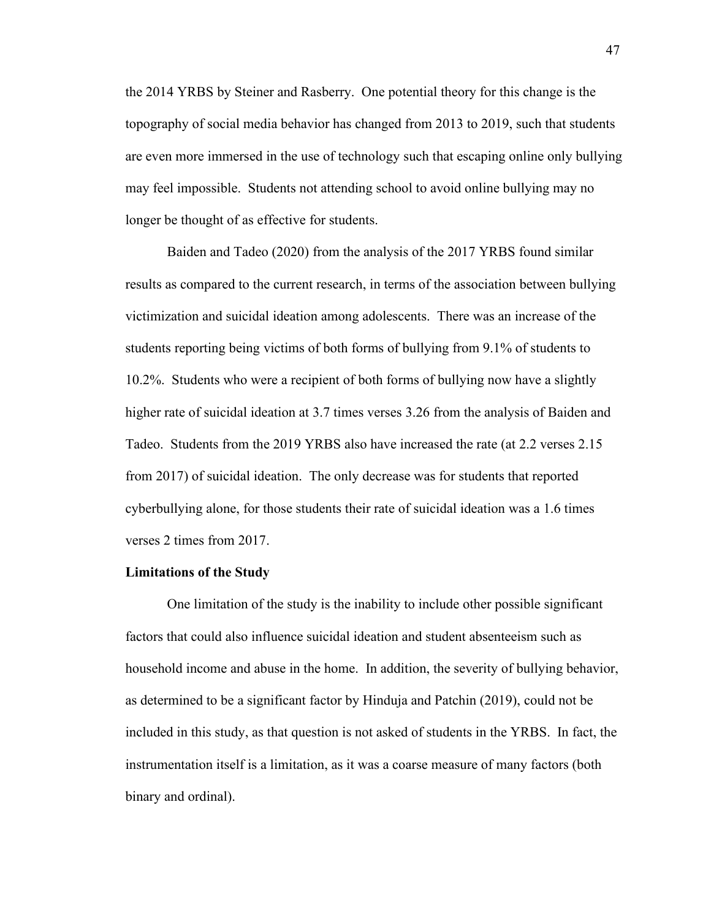the 2014 YRBS by Steiner and Rasberry. One potential theory for this change is the topography of social media behavior has changed from 2013 to 2019, such that students are even more immersed in the use of technology such that escaping online only bullying may feel impossible. Students not attending school to avoid online bullying may no longer be thought of as effective for students.

Baiden and Tadeo (2020) from the analysis of the 2017 YRBS found similar results as compared to the current research, in terms of the association between bullying victimization and suicidal ideation among adolescents. There was an increase of the students reporting being victims of both forms of bullying from 9.1% of students to 10.2%. Students who were a recipient of both forms of bullying now have a slightly higher rate of suicidal ideation at 3.7 times verses 3.26 from the analysis of Baiden and Tadeo. Students from the 2019 YRBS also have increased the rate (at 2.2 verses 2.15 from 2017) of suicidal ideation. The only decrease was for students that reported cyberbullying alone, for those students their rate of suicidal ideation was a 1.6 times verses 2 times from 2017.

**Limitations of the Study**

One limitation of the study is the inability to include other possible significant factors that could also influence suicidal ideation and student absenteeism such as household income and abuse in the home. In addition, the severity of bullying behavior, as determined to be a significant factor by Hinduja and Patchin (2019), could not be included in this study, as that question is not asked of students in the YRBS. In fact, the instrumentation itself is a limitation, as it was a coarse measure of many factors (both binary and ordinal).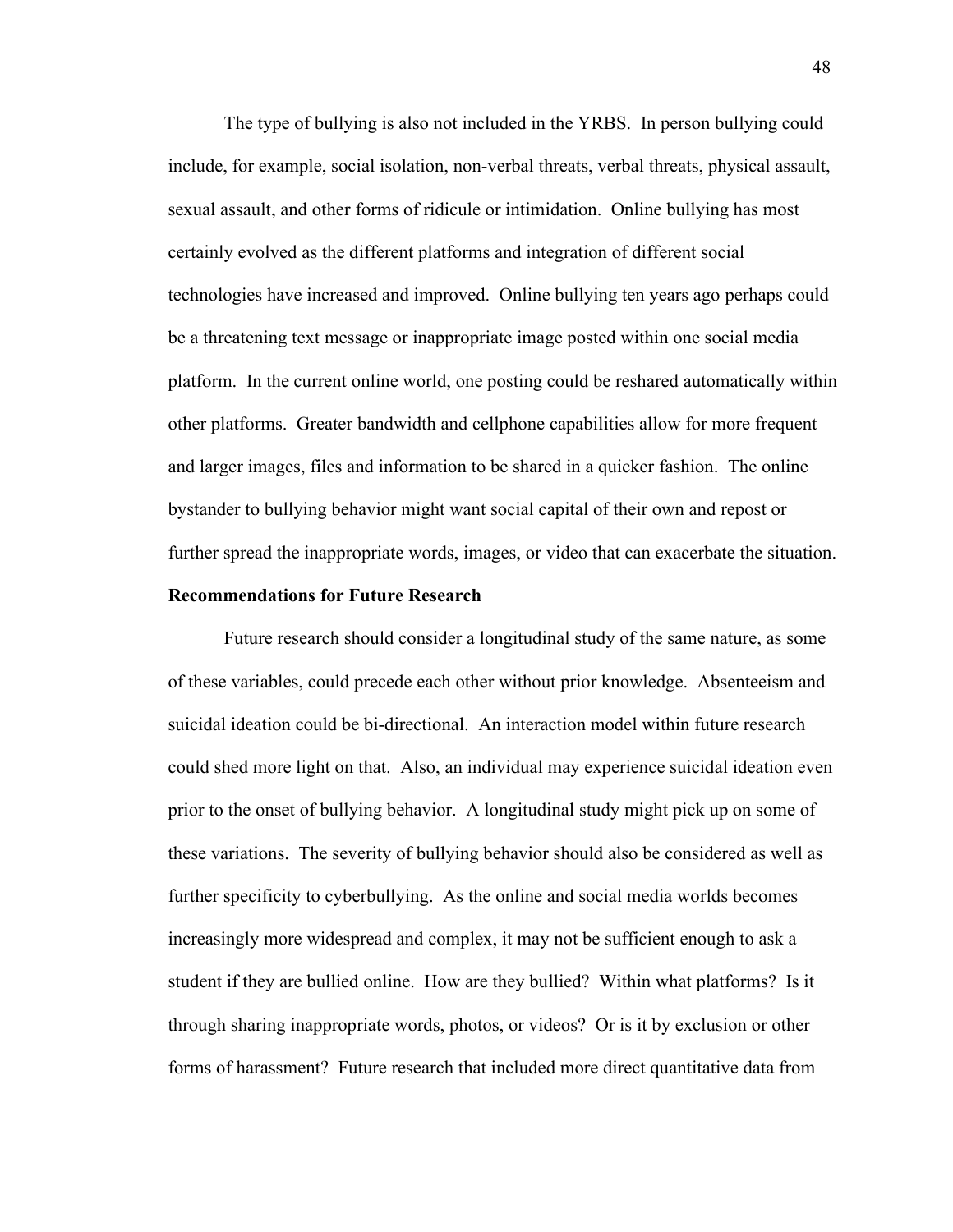The type of bullying is also not included in the YRBS. In person bullying could include, for example, social isolation, non-verbal threats, verbal threats, physical assault, sexual assault, and other forms of ridicule or intimidation. Online bullying has most certainly evolved as the different platforms and integration of different social technologies have increased and improved. Online bullying ten years ago perhaps could be a threatening text message or inappropriate image posted within one social media platform. In the current online world, one posting could be reshared automatically within other platforms. Greater bandwidth and cellphone capabilities allow for more frequent and larger images, files and information to be shared in a quicker fashion. The online bystander to bullying behavior might want social capital of their own and repost or further spread the inappropriate words, images, or video that can exacerbate the situation.

**Recommendations for Future Research**

Future research should consider a longitudinal study of the same nature, as some of these variables, could precede each other without prior knowledge. Absenteeism and suicidal ideation could be bi-directional. An interaction model within future research could shed more light on that. Also, an individual may experience suicidal ideation even prior to the onset of bullying behavior. A longitudinal study might pick up on some of these variations. The severity of bullying behavior should also be considered as well as further specificity to cyberbullying. As the online and social media worlds becomes increasingly more widespread and complex, it may not be sufficient enough to ask a student if they are bullied online. How are they bullied? Within what platforms? Is it through sharing inappropriate words, photos, or videos? Or is it by exclusion or other forms of harassment? Future research that included more direct quantitative data from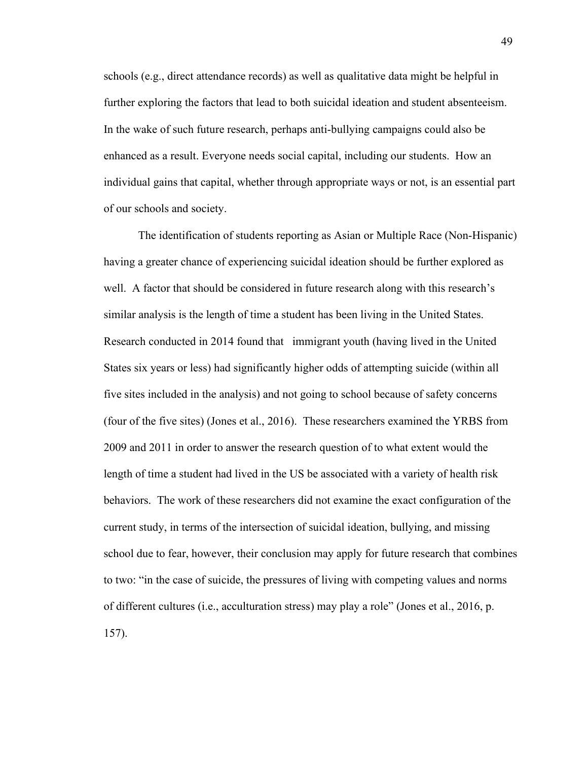schools (e.g., direct attendance records) as well as qualitative data might be helpful in further exploring the factors that lead to both suicidal ideation and student absenteeism. In the wake of such future research, perhaps anti-bullying campaigns could also be enhanced as a result. Everyone needs social capital, including our students. How an individual gains that capital, whether through appropriate ways or not, is an essential part of our schools and society.

The identification of students reporting as Asian or Multiple Race (Non-Hispanic) having a greater chance of experiencing suicidal ideation should be further explored as well. A factor that should be considered in future research along with this research's similar analysis is the length of time a student has been living in the United States. Research conducted in 2014 found that immigrant youth (having lived in the United States six years or less) had significantly higher odds of attempting suicide (within all five sites included in the analysis) and not going to school because of safety concerns (four of the five sites) (Jones et al., 2016). These researchers examined the YRBS from 2009 and 2011 in order to answer the research question of to what extent would the length of time a student had lived in the US be associated with a variety of health risk behaviors. The work of these researchers did not examine the exact configuration of the current study, in terms of the intersection of suicidal ideation, bullying, and missing school due to fear, however, their conclusion may apply for future research that combines to two: "in the case of suicide, the pressures of living with competing values and norms of different cultures (i.e., acculturation stress) may play a role" (Jones et al., 2016, p. 157).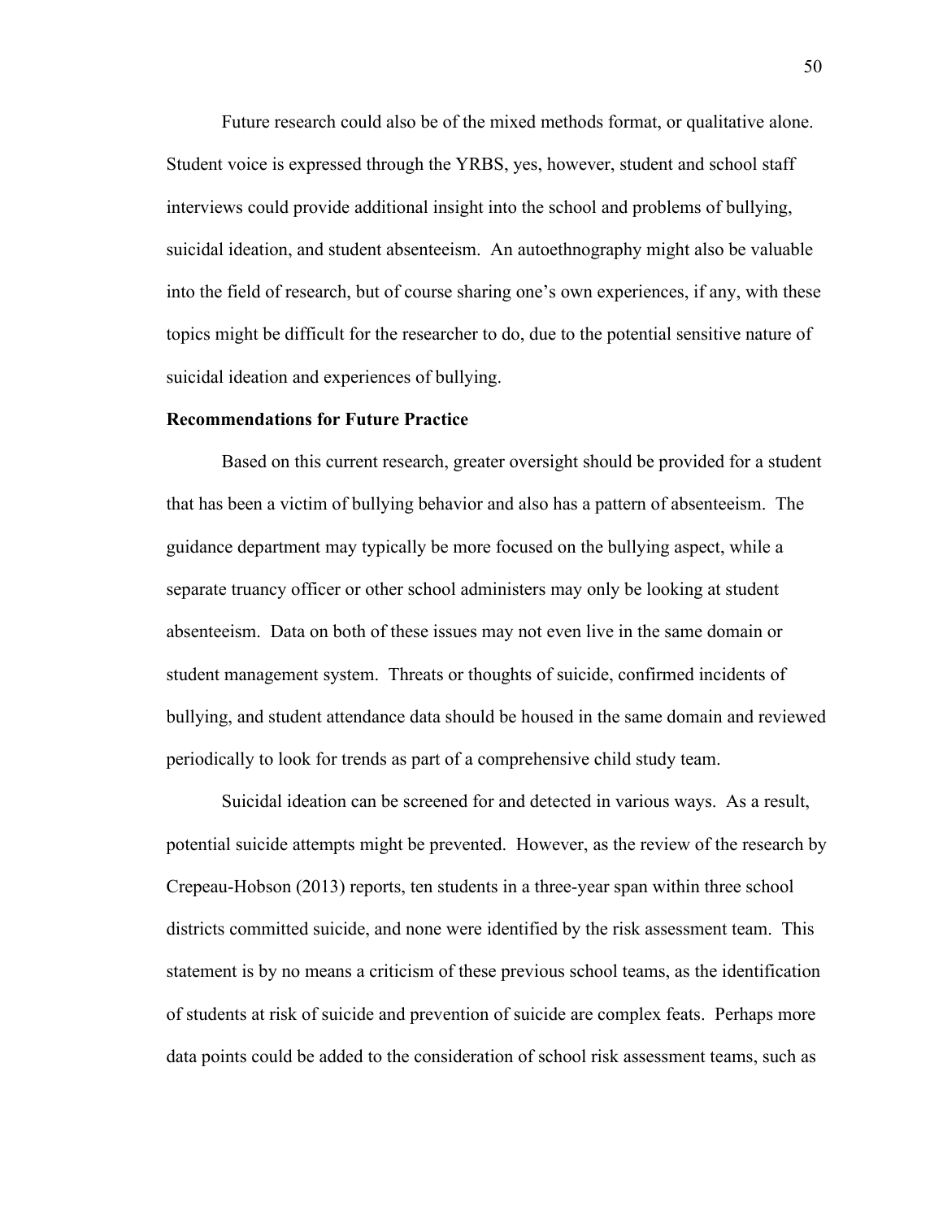Future research could also be of the mixed methods format, or qualitative alone. Student voice is expressed through the YRBS, yes, however, student and school staff interviews could provide additional insight into the school and problems of bullying, suicidal ideation, and student absenteeism. An autoethnography might also be valuable into the field of research, but of course sharing one's own experiences, if any, with these topics might be difficult for the researcher to do, due to the potential sensitive nature of suicidal ideation and experiences of bullying.

**Recommendations for Future Practice**

Based on this current research, greater oversight should be provided for a student that has been a victim of bullying behavior and also has a pattern of absenteeism. The guidance department may typically be more focused on the bullying aspect, while a separate truancy officer or other school administers may only be looking at student absenteeism. Data on both of these issues may not even live in the same domain or student management system. Threats or thoughts of suicide, confirmed incidents of bullying, and student attendance data should be housed in the same domain and reviewed periodically to look for trends as part of a comprehensive child study team.

Suicidal ideation can be screened for and detected in various ways. As a result, potential suicide attempts might be prevented. However, as the review of the research by Crepeau-Hobson (2013) reports, ten students in a three-year span within three school districts committed suicide, and none were identified by the risk assessment team. This statement is by no means a criticism of these previous school teams, as the identification of students at risk of suicide and prevention of suicide are complex feats. Perhaps more data points could be added to the consideration of school risk assessment teams, such as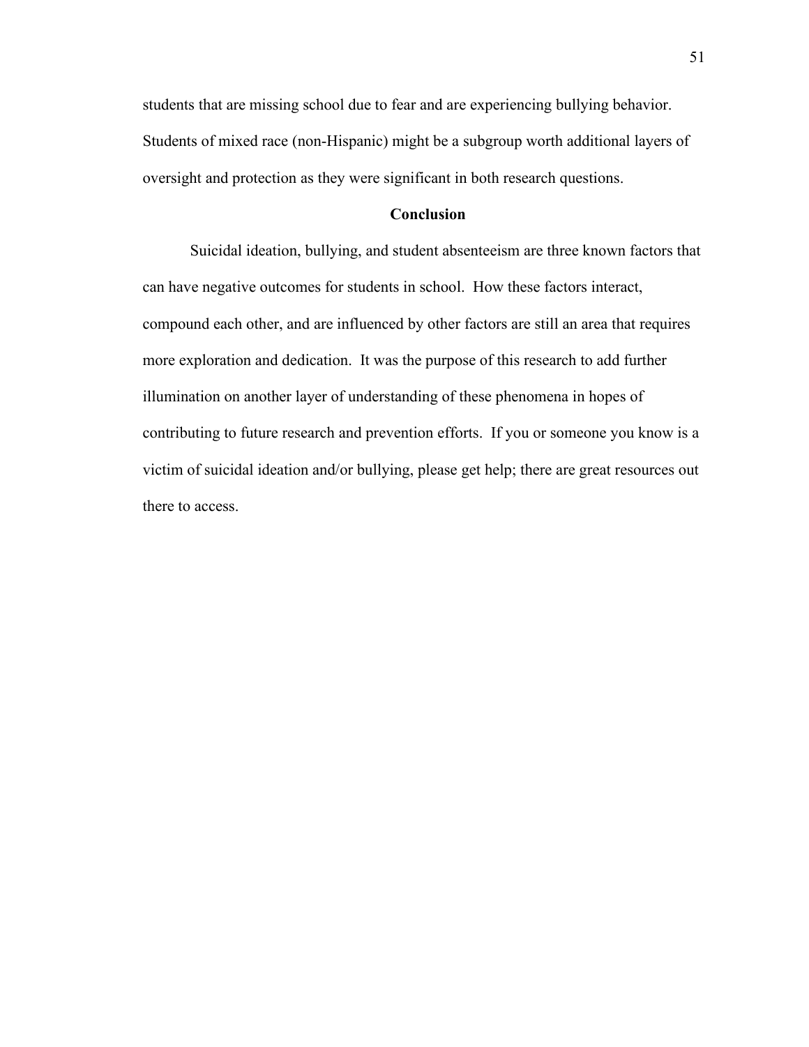students that are missing school due to fear and are experiencing bullying behavior. Students of mixed race (non-Hispanic) might be a subgroup worth additional layers of oversight and protection as they were significant in both research questions.

## Conclusion

Suicidal ideation, bullying, and student absenteeism are three known factors that can have negative outcomes for students in school. How these factors interact, compound each other, and are influenced by other factors are still an area that requires more exploration and dedication. It was the purpose of this research to add further illumination on another layer of understanding of these phenomena in hopes of contributing to future research and prevention efforts. If you or someone you know is a victim of suicidal ideation and/or bullying, please get help; there are great resources out there to access.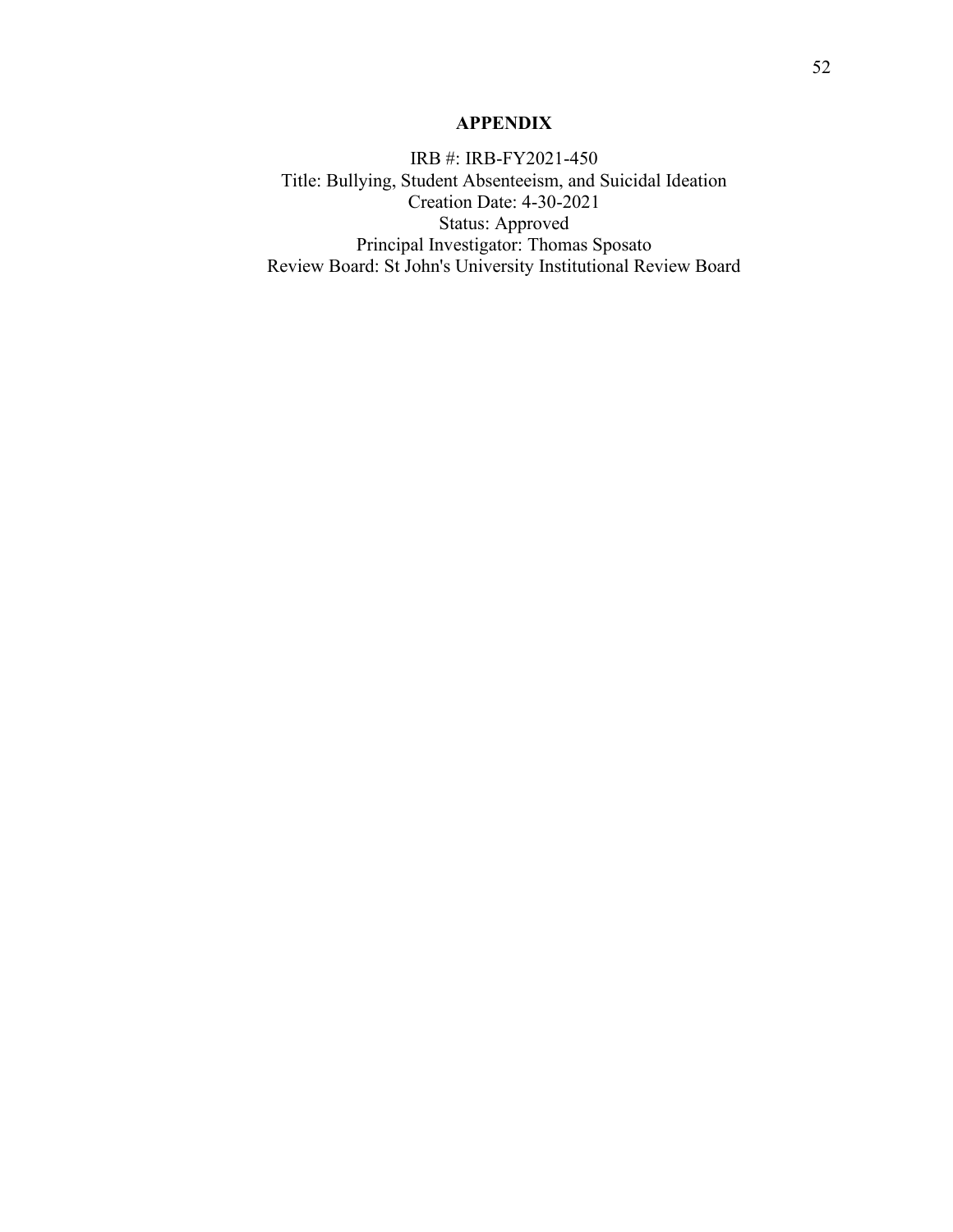# APPENDIX

IRB #: IRB-FY2021-450
Title: Bullying, Student Absenteeism, and Suicidal Ideation
Creation Date: 4-30-2021
Status: Approved
Principal Investigator: Thomas Sposato
Review Board: St John's University Institutional Review Board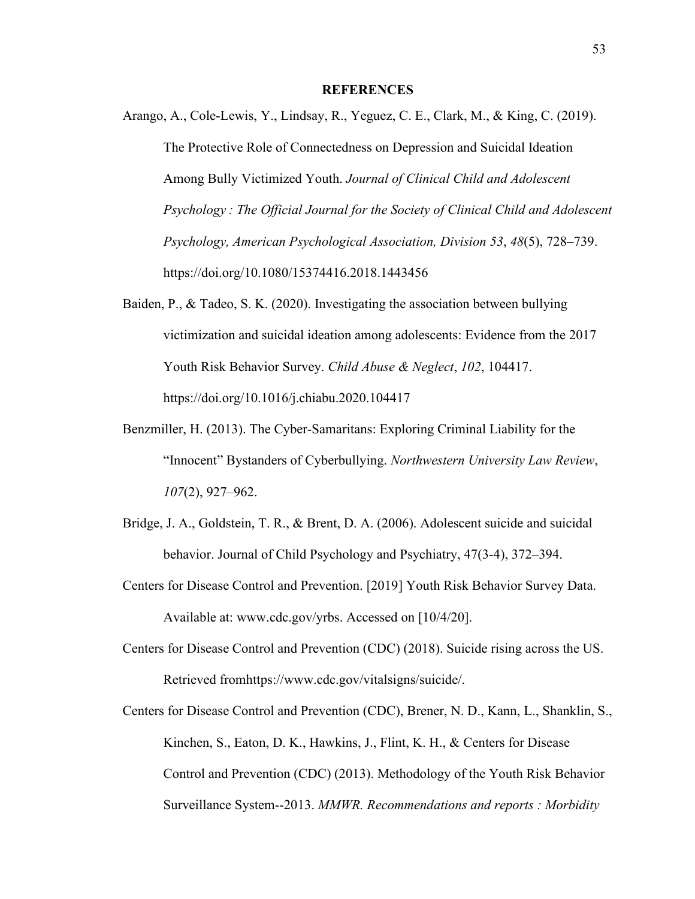## REFERENCES

Arango, A., Cole-Lewis, Y., Lindsay, R., Yeguez, C. E., Clark, M., & King, C. (2019). The Protective Role of Connectedness on Depression and Suicidal Ideation Among Bully Victimized Youth. *Journal of Clinical Child and Adolescent Psychology : The Official Journal for the Society of Clinical Child and Adolescent Psychology, American Psychological Association, Division 53*, *48*(5), 728–739. https://doi.org/10.1080/15374416.2018.1443456

Baiden, P., & Tadeo, S. K. (2020). Investigating the association between bullying victimization and suicidal ideation among adolescents: Evidence from the 2017 Youth Risk Behavior Survey. *Child Abuse & Neglect*, *102*, 104417. https://doi.org/10.1016/j.chiabu.2020.104417

Benzmiller, H. (2013). The Cyber-Samaritans: Exploring Criminal Liability for the "Innocent" Bystanders of Cyberbullying. *Northwestern University Law Review*, *107*(2), 927–962.

Bridge, J. A., Goldstein, T. R., & Brent, D. A. (2006). Adolescent suicide and suicidal behavior. Journal of Child Psychology and Psychiatry, 47(3-4), 372–394.

Centers for Disease Control and Prevention. [2019] Youth Risk Behavior Survey Data. Available at: www.cdc.gov/yrbs. Accessed on [10/4/20].

Centers for Disease Control and Prevention (CDC) (2018). Suicide rising across the US. Retrieved fromhttps://www.cdc.gov/vitalsigns/suicide/.

Centers for Disease Control and Prevention (CDC), Brener, N. D., Kann, L., Shanklin, S., Kinchen, S., Eaton, D. K., Hawkins, J., Flint, K. H., & Centers for Disease Control and Prevention (CDC) (2013). Methodology of the Youth Risk Behavior Surveillance System--2013. *MMWR. Recommendations and reports : Morbidity*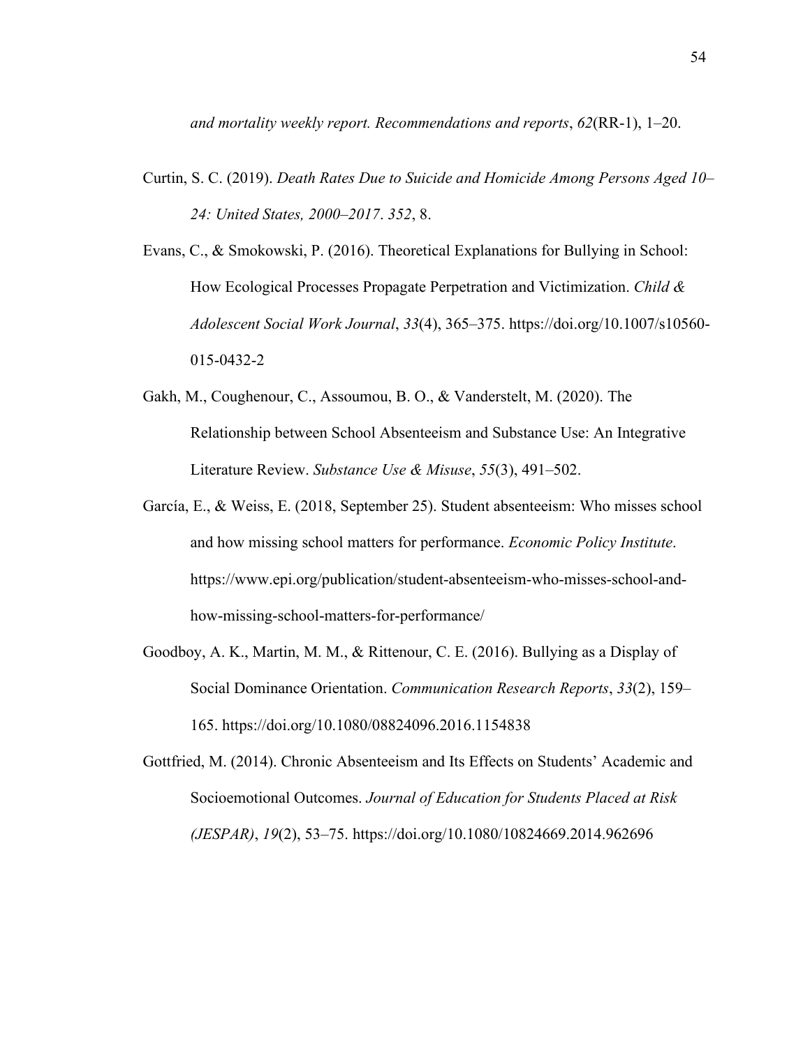*and mortality weekly report. Recommendations and reports*, *62*(RR-1), 1–20.

Curtin, S. C. (2019). *Death Rates Due to Suicide and Homicide Among Persons Aged 10–24: United States, 2000–2017*. *352*, 8.

Evans, C., & Smokowski, P. (2016). Theoretical Explanations for Bullying in School: How Ecological Processes Propagate Perpetration and Victimization. *Child & Adolescent Social Work Journal*, *33*(4), 365–375. https://doi.org/10.1007/s10560-015-0432-2

Gakh, M., Coughenour, C., Assoumou, B. O., & Vanderstelt, M. (2020). The Relationship between School Absenteeism and Substance Use: An Integrative Literature Review. *Substance Use & Misuse*, *55*(3), 491–502.

García, E., & Weiss, E. (2018, September 25). Student absenteeism: Who misses school and how missing school matters for performance. *Economic Policy Institute*. https://www.epi.org/publication/student-absenteeism-who-misses-school-and-how-missing-school-matters-for-performance/

Goodboy, A. K., Martin, M. M., & Rittenour, C. E. (2016). Bullying as a Display of Social Dominance Orientation. *Communication Research Reports*, *33*(2), 159–165. https://doi.org/10.1080/08824096.2016.1154838

Gottfried, M. (2014). Chronic Absenteeism and Its Effects on Students' Academic and Socioemotional Outcomes. *Journal of Education for Students Placed at Risk (JESPAR)*, *19*(2), 53–75. https://doi.org/10.1080/10824669.2014.962696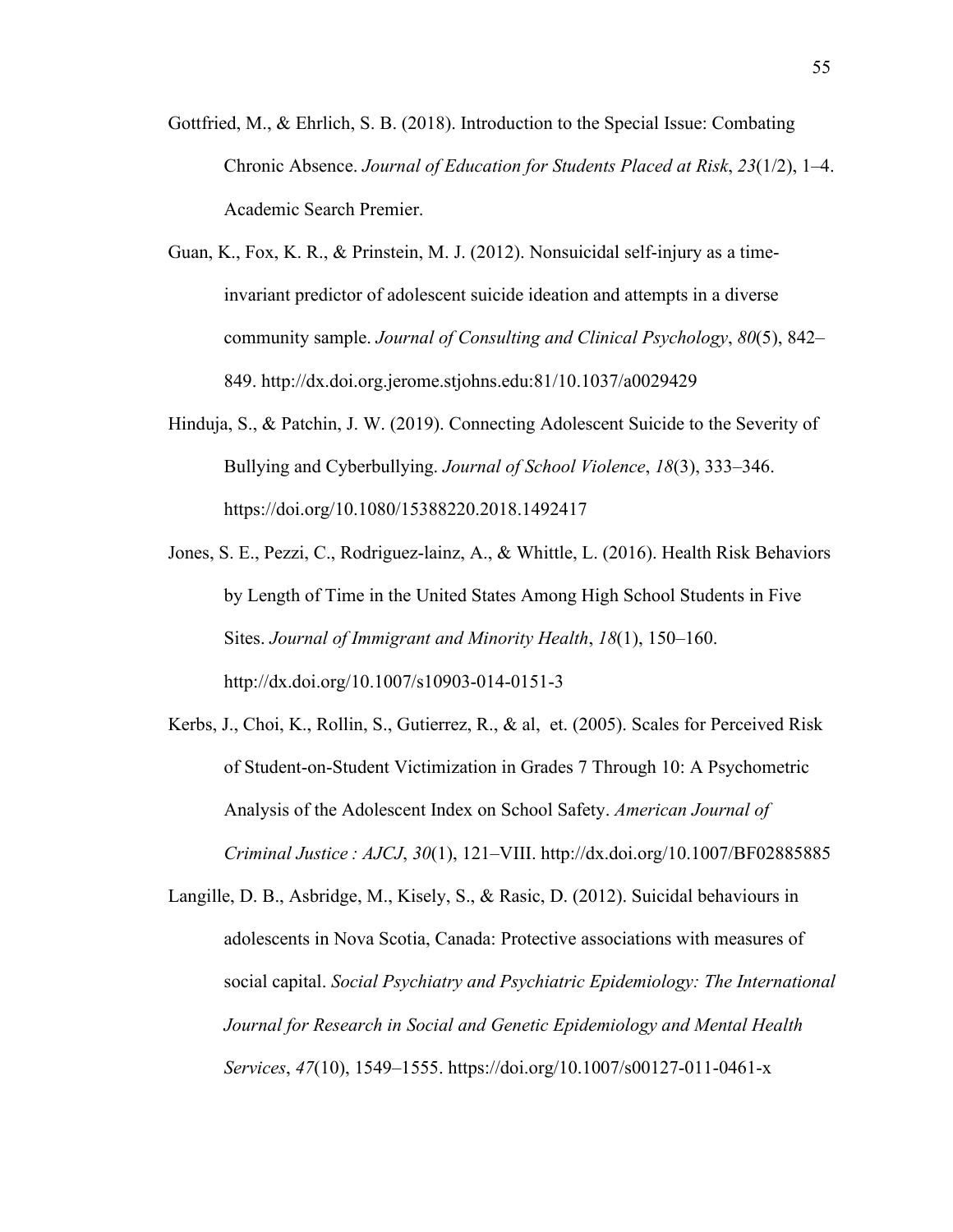Gottfried, M., & Ehrlich, S. B. (2018). Introduction to the Special Issue: Combating Chronic Absence. *Journal of Education for Students Placed at Risk*, *23*(1/2), 1–4. Academic Search Premier.

Guan, K., Fox, K. R., & Prinstein, M. J. (2012). Nonsuicidal self-injury as a time-invariant predictor of adolescent suicide ideation and attempts in a diverse community sample. *Journal of Consulting and Clinical Psychology*, *80*(5), 842–849. http://dx.doi.org.jerome.stjohns.edu:81/10.1037/a0029429

Hinduja, S., & Patchin, J. W. (2019). Connecting Adolescent Suicide to the Severity of Bullying and Cyberbullying. *Journal of School Violence*, *18*(3), 333–346. https://doi.org/10.1080/15388220.2018.1492417

Jones, S. E., Pezzi, C., Rodriguez-lainz, A., & Whittle, L. (2016). Health Risk Behaviors by Length of Time in the United States Among High School Students in Five Sites. *Journal of Immigrant and Minority Health*, *18*(1), 150–160. http://dx.doi.org/10.1007/s10903-014-0151-3

Kerbs, J., Choi, K., Rollin, S., Gutierrez, R., & al, et. (2005). Scales for Perceived Risk of Student-on-Student Victimization in Grades 7 Through 10: A Psychometric Analysis of the Adolescent Index on School Safety. *American Journal of Criminal Justice : AJCJ*, *30*(1), 121–VIII. http://dx.doi.org/10.1007/BF02885885

Langille, D. B., Asbridge, M., Kisely, S., & Rasic, D. (2012). Suicidal behaviours in adolescents in Nova Scotia, Canada: Protective associations with measures of social capital. *Social Psychiatry and Psychiatric Epidemiology: The International Journal for Research in Social and Genetic Epidemiology and Mental Health Services*, *47*(10), 1549–1555. https://doi.org/10.1007/s00127-011-0461-x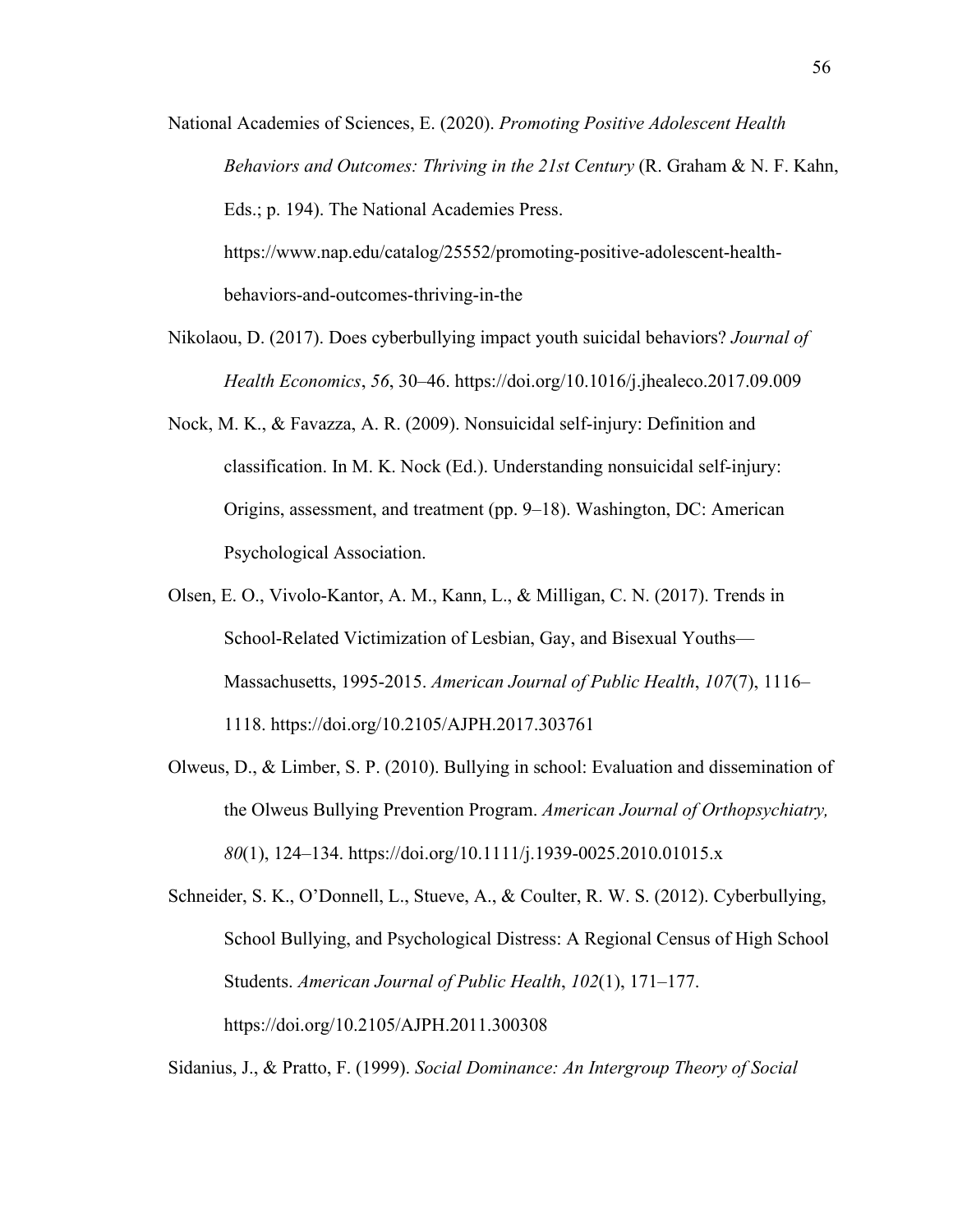National Academies of Sciences, E. (2020). *Promoting Positive Adolescent Health Behaviors and Outcomes: Thriving in the 21st Century* (R. Graham & N. F. Kahn, Eds.; p. 194). The National Academies Press. https://www.nap.edu/catalog/25552/promoting-positive-adolescent-health-behaviors-and-outcomes-thriving-in-the

Nikolaou, D. (2017). Does cyberbullying impact youth suicidal behaviors? *Journal of Health Economics*, *56*, 30–46. https://doi.org/10.1016/j.jhealeco.2017.09.009

Nock, M. K., & Favazza, A. R. (2009). Nonsuicidal self-injury: Definition and classification. In M. K. Nock (Ed.). Understanding nonsuicidal self-injury: Origins, assessment, and treatment (pp. 9–18). Washington, DC: American Psychological Association.

Olsen, E. O., Vivolo-Kantor, A. M., Kann, L., & Milligan, C. N. (2017). Trends in School-Related Victimization of Lesbian, Gay, and Bisexual Youths—Massachusetts, 1995-2015. *American Journal of Public Health*, *107*(7), 1116–1118. https://doi.org/10.2105/AJPH.2017.303761

Olweus, D., & Limber, S. P. (2010). Bullying in school: Evaluation and dissemination of the Olweus Bullying Prevention Program. *American Journal of Orthopsychiatry, 80*(1), 124–134. https://doi.org/10.1111/j.1939-0025.2010.01015.x

Schneider, S. K., O'Donnell, L., Stueve, A., & Coulter, R. W. S. (2012). Cyberbullying, School Bullying, and Psychological Distress: A Regional Census of High School Students. *American Journal of Public Health*, *102*(1), 171–177. https://doi.org/10.2105/AJPH.2011.300308

Sidanius, J., & Pratto, F. (1999). *Social Dominance: An Intergroup Theory of Social*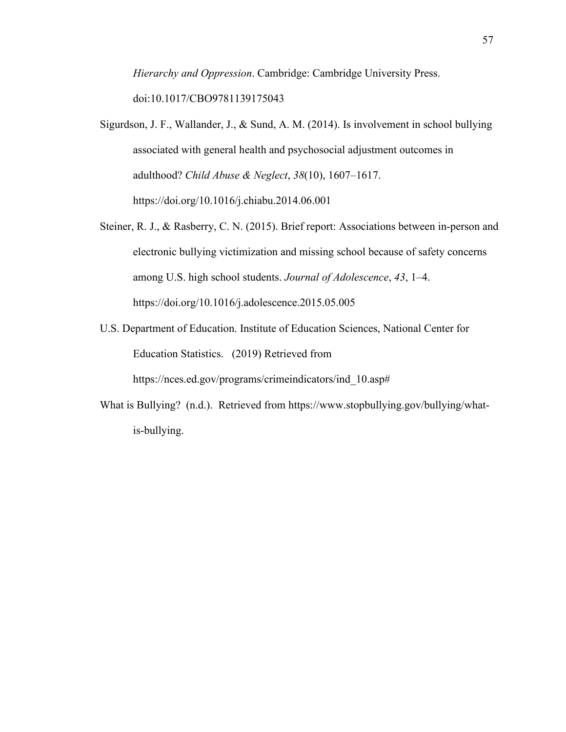*Hierarchy and Oppression*. Cambridge: Cambridge University Press. doi:10.1017/CBO9781139175043

Sigurdson, J. F., Wallander, J., & Sund, A. M. (2014). Is involvement in school bullying associated with general health and psychosocial adjustment outcomes in adulthood? *Child Abuse & Neglect*, *38*(10), 1607–1617. https://doi.org/10.1016/j.chiabu.2014.06.001

Steiner, R. J., & Rasberry, C. N. (2015). Brief report: Associations between in-person and electronic bullying victimization and missing school because of safety concerns among U.S. high school students. *Journal of Adolescence*, *43*, 1–4. https://doi.org/10.1016/j.adolescence.2015.05.005

U.S. Department of Education. Institute of Education Sciences, National Center for Education Statistics. (2019) Retrieved from https://nces.ed.gov/programs/crimeindicators/ind_10.asp#

What is Bullying? (n.d.). Retrieved from https://www.stopbullying.gov/bullying/what-is-bullying.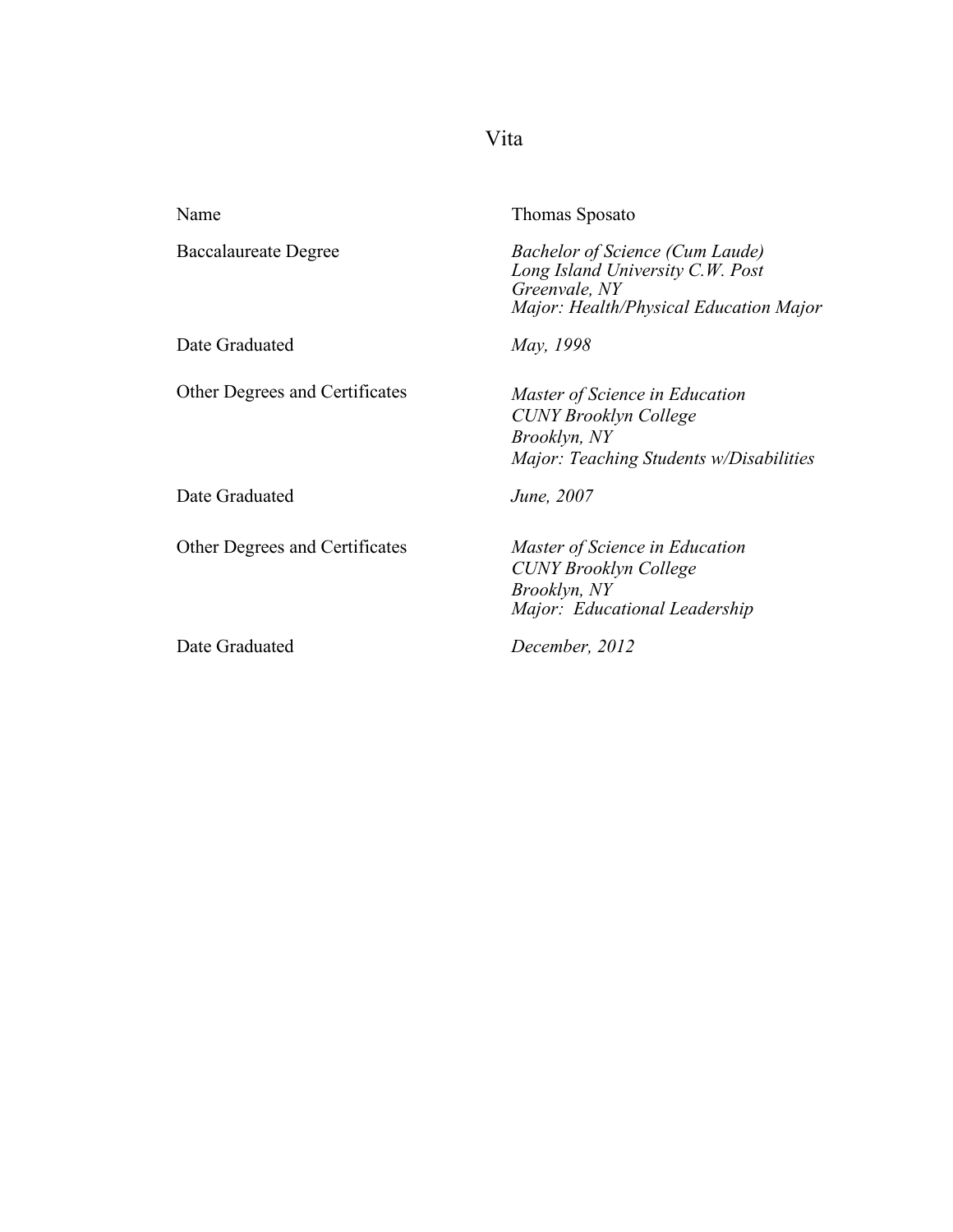# Vita

| | |
|---|---|
| Name | Thomas Sposato |
| Baccalaureate Degree | *Bachelor of Science (Cum Laude)*<br>*Long Island University C.W. Post*<br>*Greenvale, NY*<br>*Major: Health/Physical Education Major* |
| Date Graduated | *May, 1998* |
| Other Degrees and Certificates | *Master of Science in Education*<br>*CUNY Brooklyn College*<br>*Brooklyn, NY*<br>*Major: Teaching Students w/Disabilities* |
| Date Graduated | *June, 2007* |
| Other Degrees and Certificates | *Master of Science in Education*<br>*CUNY Brooklyn College*<br>*Brooklyn, NY*<br>*Major: Educational Leadership* |
| Date Graduated | *December, 2012* |